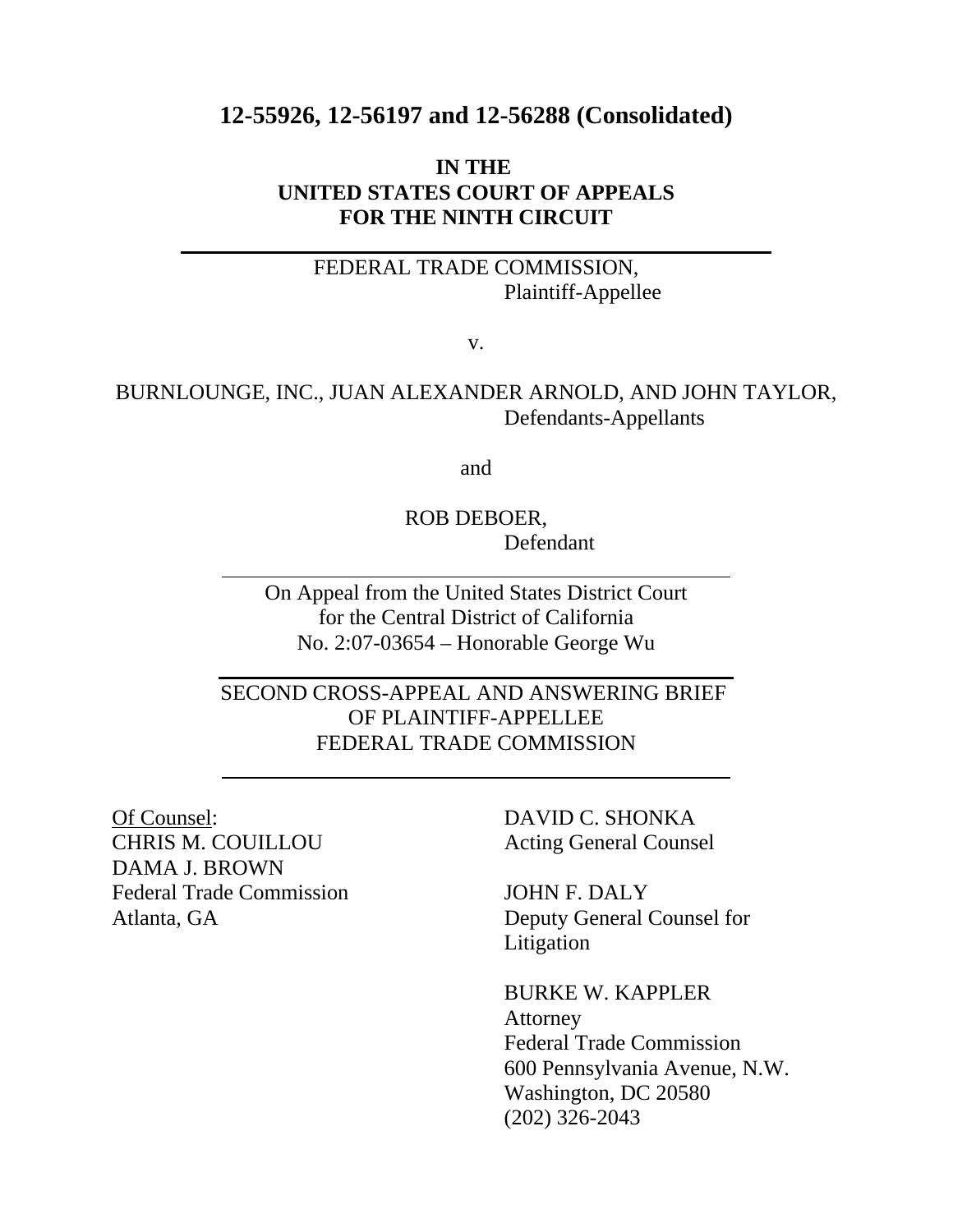**12-55926, 12-56197 and 12-56288 (Consolidated)**

**IN THE**
**UNITED STATES COURT OF APPEALS**
**FOR THE NINTH CIRCUIT**

---

FEDERAL TRADE COMMISSION,
Plaintiff-Appellee

v.

BURNLOUNGE, INC., JUAN ALEXANDER ARNOLD, AND JOHN TAYLOR,
Defendants-Appellants

and

ROB DEBOER,
Defendant

---

On Appeal from the United States District Court
for the Central District of California
No. 2:07-03654 – Honorable George Wu

---

SECOND CROSS-APPEAL AND ANSWERING BRIEF
OF PLAINTIFF-APPELLEE
FEDERAL TRADE COMMISSION

---

Of Counsel:
CHRIS M. COUILLOU
DAMA J. BROWN
Federal Trade Commission
Atlanta, GA

DAVID C. SHONKA
Acting General Counsel

JOHN F. DALY
Deputy General Counsel for Litigation

BURKE W. KAPPLER
Attorney
Federal Trade Commission
600 Pennsylvania Avenue, N.W.
Washington, DC 20580
(202) 326-2043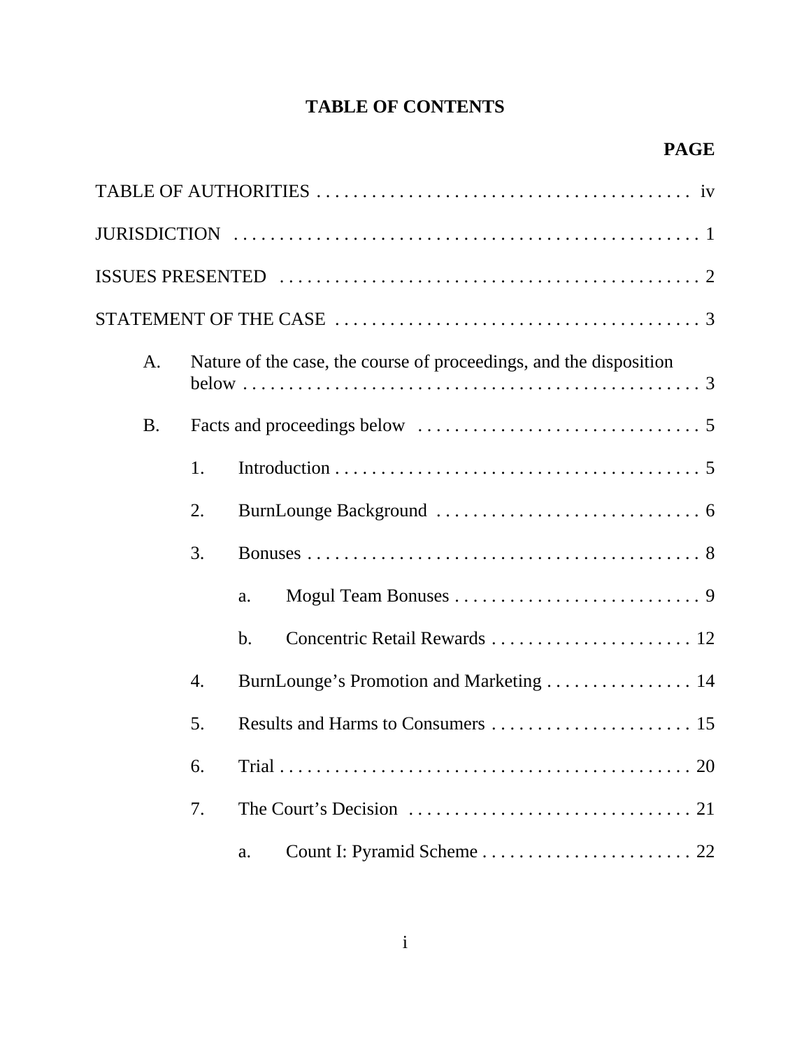# TABLE OF CONTENTS

**PAGE**

TABLE OF AUTHORITIES . . . . . . . . . . . . . . . . . . . . . . . . . . . . . . . . . . . . . . . . . iv

JURISDICTION . . . . . . . . . . . . . . . . . . . . . . . . . . . . . . . . . . . . . . . . . . . . . . . . . . . . 1

ISSUES PRESENTED . . . . . . . . . . . . . . . . . . . . . . . . . . . . . . . . . . . . . . . . . . . . . . 2

STATEMENT OF THE CASE . . . . . . . . . . . . . . . . . . . . . . . . . . . . . . . . . . . . . . . . 3

- A. Nature of the case, the course of proceedings, and the disposition below . . . . . . . . . . . . . . . . . . . . . . . . . . . . . . . . . . . . . . . . . . . . . . . . . . . 3
- B. Facts and proceedings below . . . . . . . . . . . . . . . . . . . . . . . . . . . . . . . . 5
  - 1. Introduction . . . . . . . . . . . . . . . . . . . . . . . . . . . . . . . . . . . . . . . . . 5
  - 2. BurnLounge Background . . . . . . . . . . . . . . . . . . . . . . . . . . . . . 6
  - 3. Bonuses . . . . . . . . . . . . . . . . . . . . . . . . . . . . . . . . . . . . . . . . . . . . 8
    - a. Mogul Team Bonuses . . . . . . . . . . . . . . . . . . . . . . . . . . . . 9
    - b. Concentric Retail Rewards . . . . . . . . . . . . . . . . . . . . . . . 12
  - 4. BurnLounge's Promotion and Marketing . . . . . . . . . . . . . . . . 14
  - 5. Results and Harms to Consumers . . . . . . . . . . . . . . . . . . . . . . . 15
  - 6. Trial . . . . . . . . . . . . . . . . . . . . . . . . . . . . . . . . . . . . . . . . . . . . . . 20
  - 7. The Court's Decision . . . . . . . . . . . . . . . . . . . . . . . . . . . . . . . . 21
    - a. Count I: Pyramid Scheme . . . . . . . . . . . . . . . . . . . . . . . . 22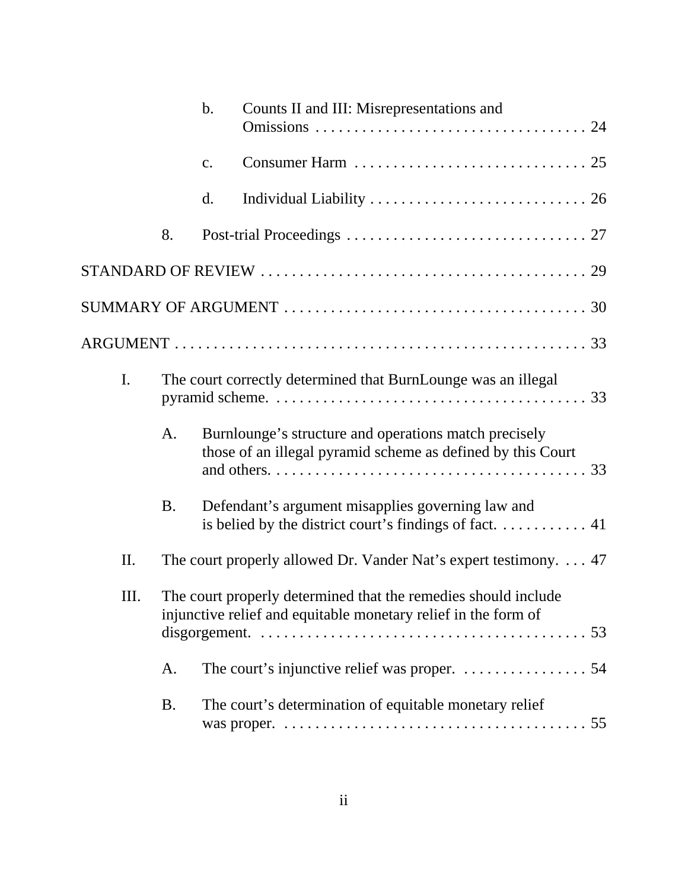b. Counts II and III: Misrepresentations and Omissions . . . . . . . . . . . . . . . . . . . . . . . . . . . . . . . . . . . 24

c. Consumer Harm . . . . . . . . . . . . . . . . . . . . . . . . . . . . . . . 25

d. Individual Liability . . . . . . . . . . . . . . . . . . . . . . . . . . . . . 26

8. Post-trial Proceedings . . . . . . . . . . . . . . . . . . . . . . . . . . . . . . . 27

STANDARD OF REVIEW . . . . . . . . . . . . . . . . . . . . . . . . . . . . . . . . . . . . . . . . . . 29

SUMMARY OF ARGUMENT . . . . . . . . . . . . . . . . . . . . . . . . . . . . . . . . . . . . . . . 30

ARGUMENT . . . . . . . . . . . . . . . . . . . . . . . . . . . . . . . . . . . . . . . . . . . . . . . . . . . . 33

I. The court correctly determined that BurnLounge was an illegal pyramid scheme. . . . . . . . . . . . . . . . . . . . . . . . . . . . . . . . . . . . . . . . . . 33

A. Burnlounge's structure and operations match precisely those of an illegal pyramid scheme as defined by this Court and others. . . . . . . . . . . . . . . . . . . . . . . . . . . . . . . . . . . . . . . . . 33

B. Defendant's argument misapplies governing law and is belied by the district court's findings of fact. . . . . . . . . . . . 41

II. The court properly allowed Dr. Vander Nat's expert testimony. . . . 47

III. The court properly determined that the remedies should include injunctive relief and equitable monetary relief in the form of disgorgement. . . . . . . . . . . . . . . . . . . . . . . . . . . . . . . . . . . . . . . . . . . 53

A. The court's injunctive relief was proper. . . . . . . . . . . . . . . . . 54

B. The court's determination of equitable monetary relief was proper. . . . . . . . . . . . . . . . . . . . . . . . . . . . . . . . . . . . . . . . 55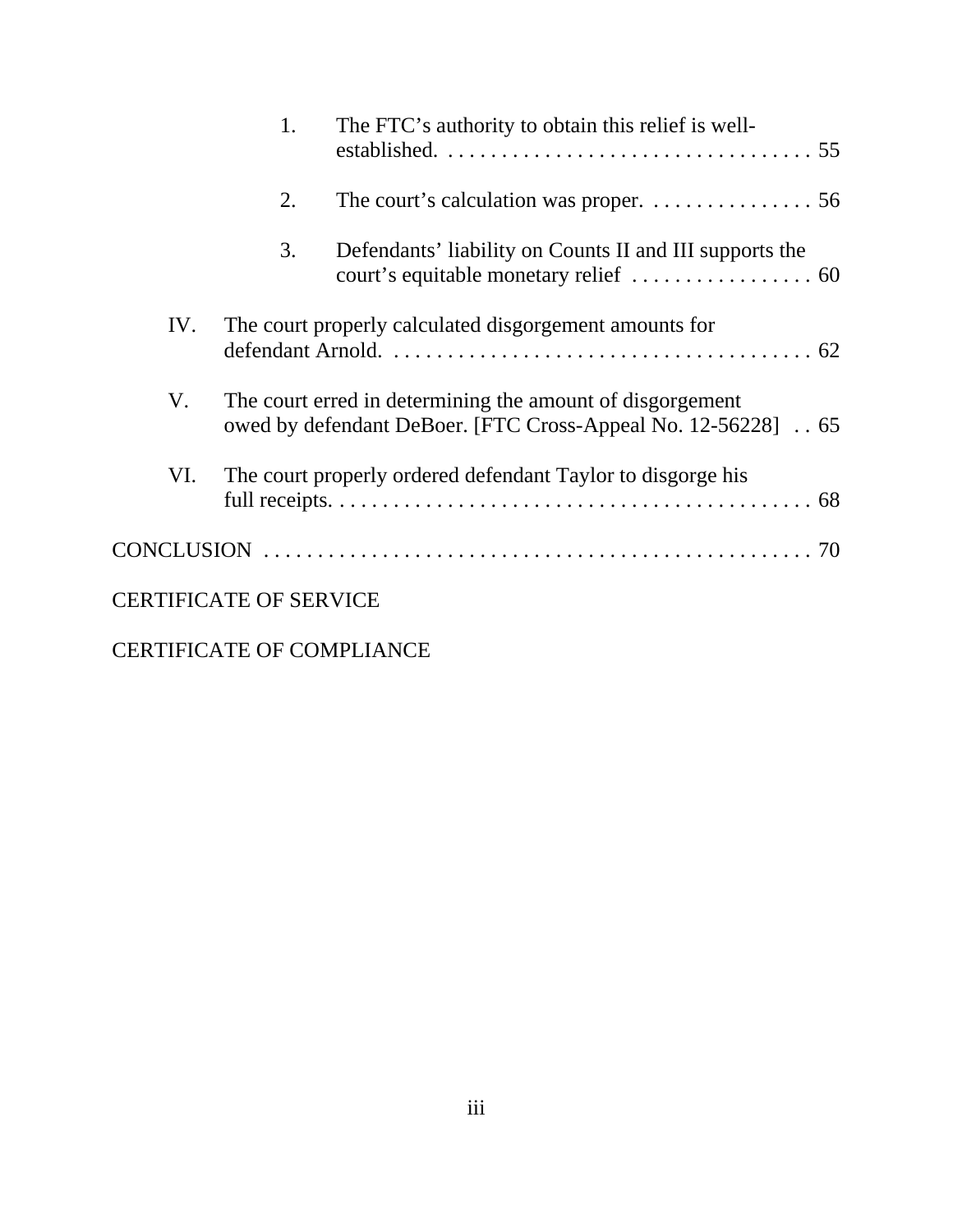1. The FTC's authority to obtain this relief is well-established. . . . . . . . . . . . . . . . . . . . . . . . . . . . . . . . . . . 55

2. The court's calculation was proper. . . . . . . . . . . . . . . . 56

3. Defendants' liability on Counts II and III supports the court's equitable monetary relief . . . . . . . . . . . . . . . . . 60

IV. The court properly calculated disgorgement amounts for defendant Arnold. . . . . . . . . . . . . . . . . . . . . . . . . . . . . . . . . . . . . . . . 62

V. The court erred in determining the amount of disgorgement owed by defendant DeBoer. [FTC Cross-Appeal No. 12-56228] . . 65

VI. The court properly ordered defendant Taylor to disgorge his full receipts. . . . . . . . . . . . . . . . . . . . . . . . . . . . . . . . . . . . . . . . . . . . . 68

CONCLUSION . . . . . . . . . . . . . . . . . . . . . . . . . . . . . . . . . . . . . . . . . . . . . . . . . . . 70

CERTIFICATE OF SERVICE

CERTIFICATE OF COMPLIANCE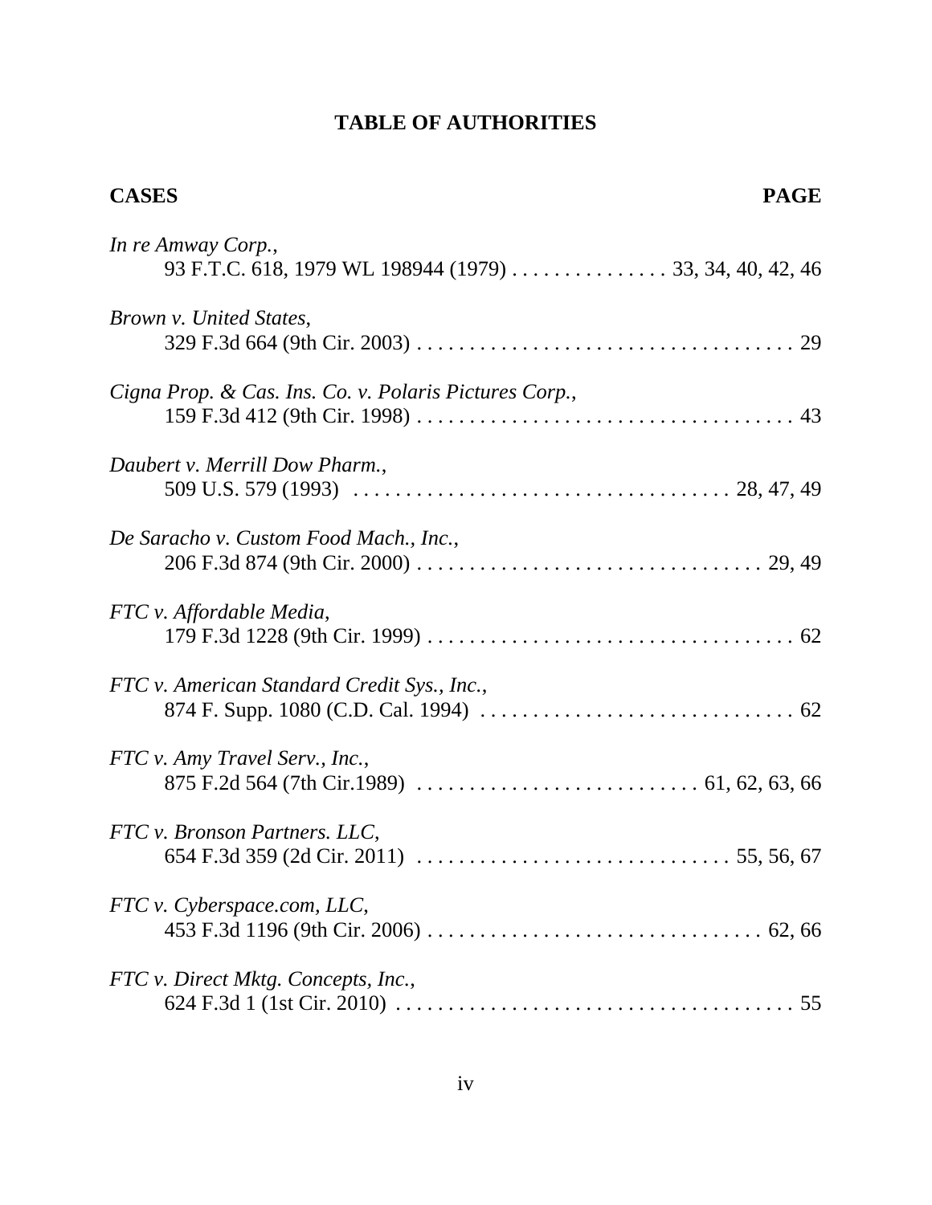# TABLE OF AUTHORITIES

**CASES** **PAGE**

*In re Amway Corp.*,
93 F.T.C. 618, 1979 WL 198944 (1979) . . . . . . . . . . . . . . . 33, 34, 40, 42, 46

*Brown v. United States*,
329 F.3d 664 (9th Cir. 2003) . . . . . . . . . . . . . . . . . . . . . . . . . . . . . . . . . . . . 29

*Cigna Prop. & Cas. Ins. Co. v. Polaris Pictures Corp.*,
159 F.3d 412 (9th Cir. 1998) . . . . . . . . . . . . . . . . . . . . . . . . . . . . . . . . . . . . 43

*Daubert v. Merrill Dow Pharm.*,
509 U.S. 579 (1993) . . . . . . . . . . . . . . . . . . . . . . . . . . . . . . . . . . . . 28, 47, 49

*De Saracho v. Custom Food Mach., Inc.*,
206 F.3d 874 (9th Cir. 2000) . . . . . . . . . . . . . . . . . . . . . . . . . . . . . . . . 29, 49

*FTC v. Affordable Media*,
179 F.3d 1228 (9th Cir. 1999) . . . . . . . . . . . . . . . . . . . . . . . . . . . . . . . . . . . 62

*FTC v. American Standard Credit Sys., Inc.*,
874 F. Supp. 1080 (C.D. Cal. 1994) . . . . . . . . . . . . . . . . . . . . . . . . . . . . . . 62

*FTC v. Amy Travel Serv., Inc.*,
875 F.2d 564 (7th Cir.1989) . . . . . . . . . . . . . . . . . . . . . . . . . . 61, 62, 63, 66

*FTC v. Bronson Partners. LLC*,
654 F.3d 359 (2d Cir. 2011) . . . . . . . . . . . . . . . . . . . . . . . . . . . . . 55, 56, 67

*FTC v. Cyberspace.com, LLC*,
453 F.3d 1196 (9th Cir. 2006) . . . . . . . . . . . . . . . . . . . . . . . . . . . . . . . 62, 66

*FTC v. Direct Mktg. Concepts, Inc.*,
624 F.3d 1 (1st Cir. 2010) . . . . . . . . . . . . . . . . . . . . . . . . . . . . . . . . . . . . . 55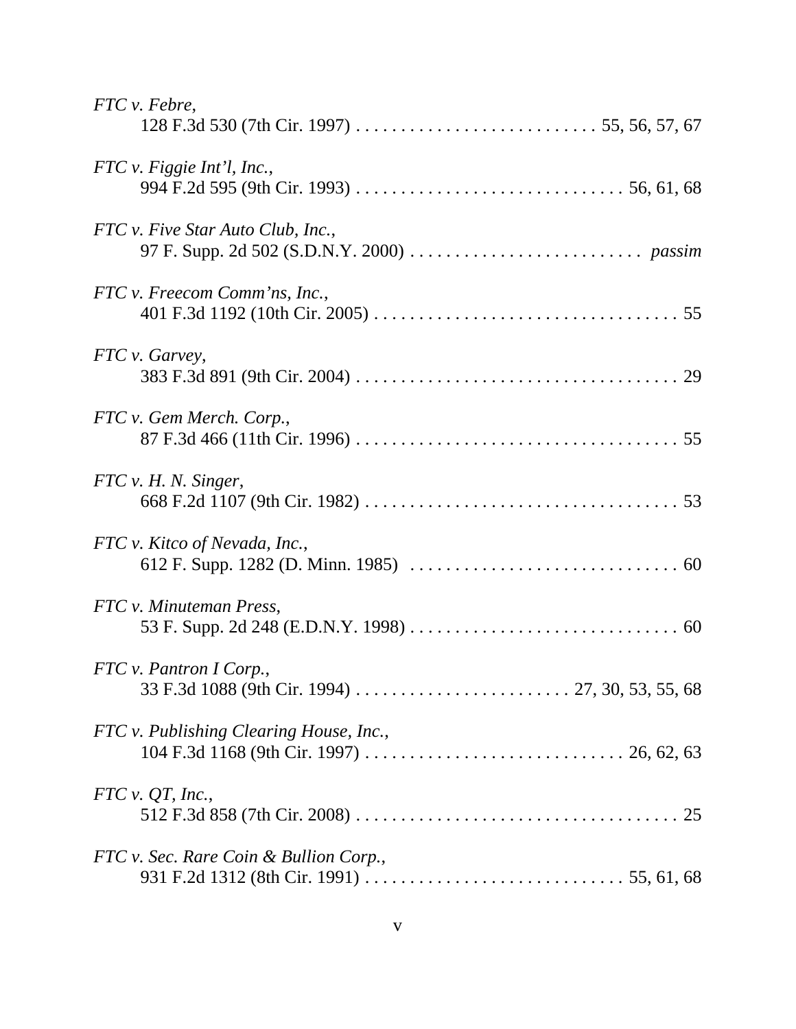*FTC v. Febre*,
128 F.3d 530 (7th Cir. 1997) . . . . . . . . . . . . . . . . . . . . . . . . . . . 55, 56, 57, 67

*FTC v. Figgie Int'l, Inc.*,
994 F.2d 595 (9th Cir. 1993) . . . . . . . . . . . . . . . . . . . . . . . . . . . . . . 56, 61, 68

*FTC v. Five Star Auto Club, Inc.*,
97 F. Supp. 2d 502 (S.D.N.Y. 2000) . . . . . . . . . . . . . . . . . . . . . . . . . . *passim*

*FTC v. Freecom Comm'ns, Inc.*,
401 F.3d 1192 (10th Cir. 2005) . . . . . . . . . . . . . . . . . . . . . . . . . . . . . . . . . . 55

*FTC v. Garvey*,
383 F.3d 891 (9th Cir. 2004) . . . . . . . . . . . . . . . . . . . . . . . . . . . . . . . . . . . . 29

*FTC v. Gem Merch. Corp.*,
87 F.3d 466 (11th Cir. 1996) . . . . . . . . . . . . . . . . . . . . . . . . . . . . . . . . . . . . 55

*FTC v. H. N. Singer*,
668 F.2d 1107 (9th Cir. 1982) . . . . . . . . . . . . . . . . . . . . . . . . . . . . . . . . . . . 53

*FTC v. Kitco of Nevada, Inc.*,
612 F. Supp. 1282 (D. Minn. 1985) . . . . . . . . . . . . . . . . . . . . . . . . . . . . . . 60

*FTC v. Minuteman Press*,
53 F. Supp. 2d 248 (E.D.N.Y. 1998) . . . . . . . . . . . . . . . . . . . . . . . . . . . . . . 60

*FTC v. Pantron I Corp.*,
33 F.3d 1088 (9th Cir. 1994) . . . . . . . . . . . . . . . . . . . . . . . . 27, 30, 53, 55, 68

*FTC v. Publishing Clearing House, Inc.*,
104 F.3d 1168 (9th Cir. 1997) . . . . . . . . . . . . . . . . . . . . . . . . . . . . 26, 62, 63

*FTC v. QT, Inc.*,
512 F.3d 858 (7th Cir. 2008) . . . . . . . . . . . . . . . . . . . . . . . . . . . . . . . . . . . . 25

*FTC v. Sec. Rare Coin & Bullion Corp.*,
931 F.2d 1312 (8th Cir. 1991) . . . . . . . . . . . . . . . . . . . . . . . . . . . . . 55, 61, 68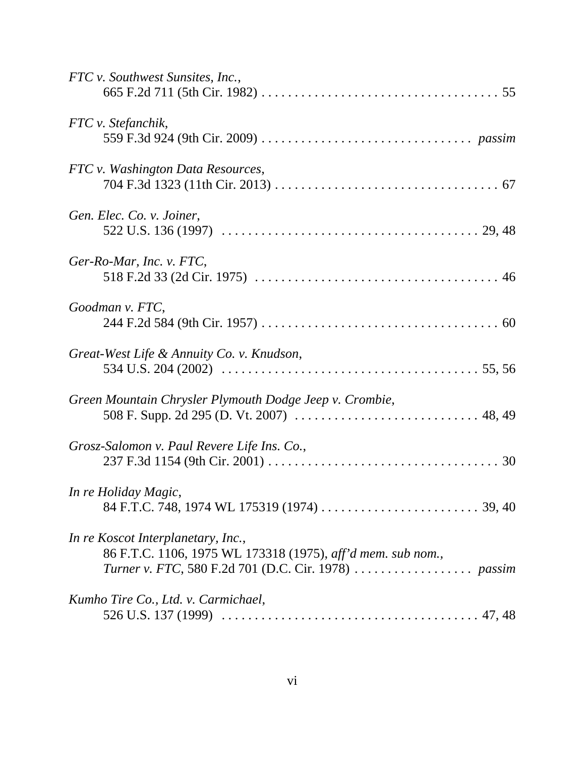*FTC v. Southwest Sunsites, Inc.*,
665 F.2d 711 (5th Cir. 1982) . . . . . . . . . . . . . . . . . . . . . . . . . . . . . . . . . . . 55

*FTC v. Stefanchik*,
559 F.3d 924 (9th Cir. 2009) . . . . . . . . . . . . . . . . . . . . . . . . . . . . . . . *passim*

*FTC v. Washington Data Resources*,
704 F.3d 1323 (11th Cir. 2013) . . . . . . . . . . . . . . . . . . . . . . . . . . . . . . . . 67

*Gen. Elec. Co. v. Joiner*,
522 U.S. 136 (1997) . . . . . . . . . . . . . . . . . . . . . . . . . . . . . . . . . . . . . 29, 48

*Ger-Ro-Mar, Inc. v. FTC*,
518 F.2d 33 (2d Cir. 1975) . . . . . . . . . . . . . . . . . . . . . . . . . . . . . . . . . . . 46

*Goodman v. FTC*,
244 F.2d 584 (9th Cir. 1957) . . . . . . . . . . . . . . . . . . . . . . . . . . . . . . . . . . . 60

*Great-West Life & Annuity Co. v. Knudson*,
534 U.S. 204 (2002) . . . . . . . . . . . . . . . . . . . . . . . . . . . . . . . . . . . . . 55, 56

*Green Mountain Chrysler Plymouth Dodge Jeep v. Crombie*,
508 F. Supp. 2d 295 (D. Vt. 2007) . . . . . . . . . . . . . . . . . . . . . . . . . . . 48, 49

*Grosz-Salomon v. Paul Revere Life Ins. Co.*,
237 F.3d 1154 (9th Cir. 2001) . . . . . . . . . . . . . . . . . . . . . . . . . . . . . . . . . 30

*In re Holiday Magic*,
84 F.T.C. 748, 1974 WL 175319 (1974) . . . . . . . . . . . . . . . . . . . . . . . 39, 40

*In re Koscot Interplanetary, Inc.*,
86 F.T.C. 1106, 1975 WL 173318 (1975), *aff'd mem. sub nom.*,
*Turner v. FTC*, 580 F.2d 701 (D.C. Cir. 1978) . . . . . . . . . . . . . . . . . . *passim*

*Kumho Tire Co., Ltd. v. Carmichael*,
526 U.S. 137 (1999) . . . . . . . . . . . . . . . . . . . . . . . . . . . . . . . . . . . . . 47, 48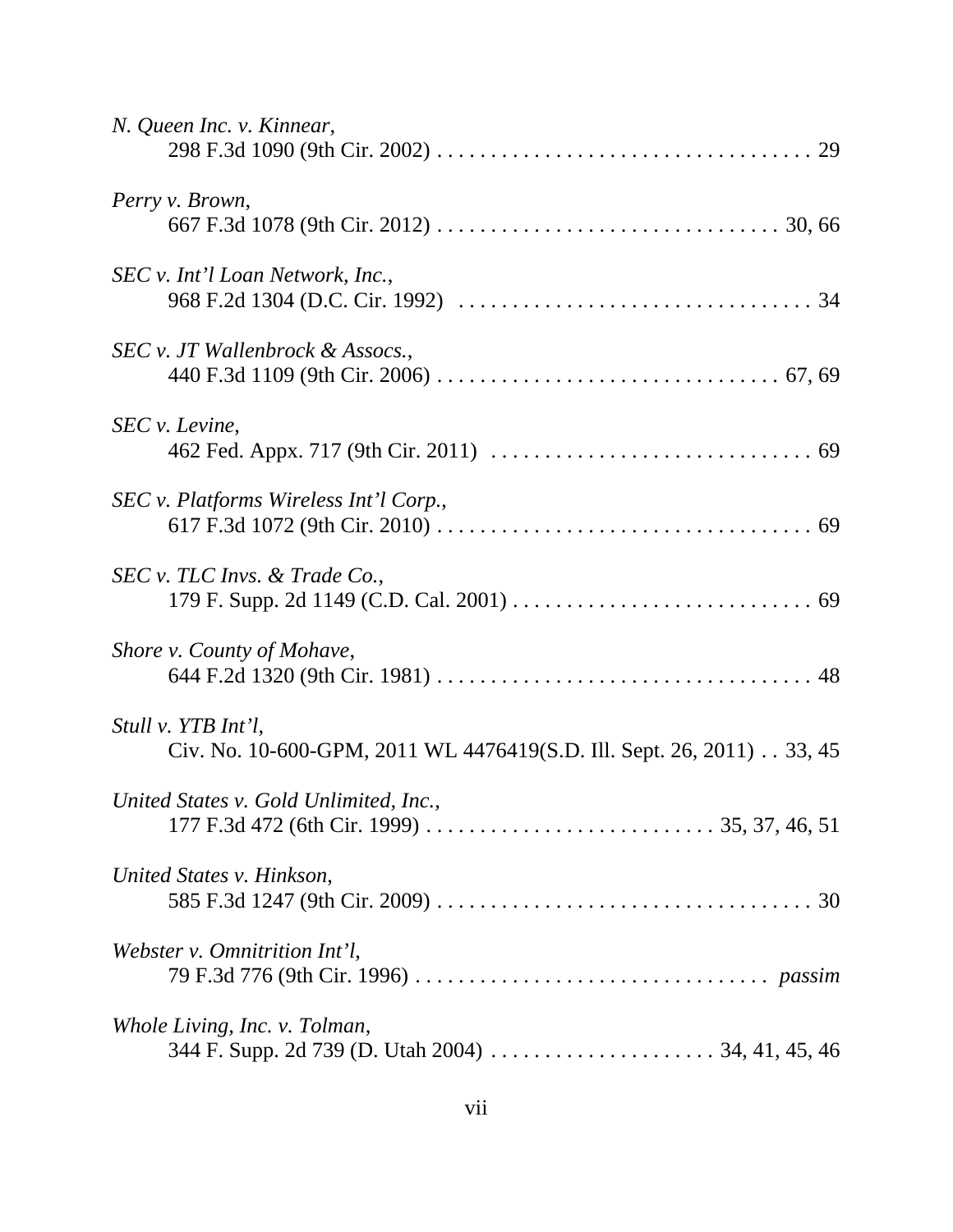*N. Queen Inc. v. Kinnear*,
298 F.3d 1090 (9th Cir. 2002) . . . . . . . . . . . . . . . . . . . . . . . . . . . . . . . . . . 29

*Perry v. Brown*,
667 F.3d 1078 (9th Cir. 2012) . . . . . . . . . . . . . . . . . . . . . . . . . . . . . . . 30, 66

*SEC v. Int'l Loan Network, Inc.*,
968 F.2d 1304 (D.C. Cir. 1992) . . . . . . . . . . . . . . . . . . . . . . . . . . . . . . . . 34

*SEC v. JT Wallenbrock & Assocs.*,
440 F.3d 1109 (9th Cir. 2006) . . . . . . . . . . . . . . . . . . . . . . . . . . . . . . . 67, 69

*SEC v. Levine*,
462 Fed. Appx. 717 (9th Cir. 2011) . . . . . . . . . . . . . . . . . . . . . . . . . . . . . . 69

*SEC v. Platforms Wireless Int'l Corp.*,
617 F.3d 1072 (9th Cir. 2010) . . . . . . . . . . . . . . . . . . . . . . . . . . . . . . . . . . 69

*SEC v. TLC Invs. & Trade Co.*,
179 F. Supp. 2d 1149 (C.D. Cal. 2001) . . . . . . . . . . . . . . . . . . . . . . . . . . . 69

*Shore v. County of Mohave*,
644 F.2d 1320 (9th Cir. 1981) . . . . . . . . . . . . . . . . . . . . . . . . . . . . . . . . . . 48

*Stull v. YTB Int'l*,
Civ. No. 10-600-GPM, 2011 WL 4476419(S.D. Ill. Sept. 26, 2011) . . 33, 45

*United States v. Gold Unlimited, Inc.*,
177 F.3d 472 (6th Cir. 1999) . . . . . . . . . . . . . . . . . . . . . . . . . . 35, 37, 46, 51

*United States v. Hinkson*,
585 F.3d 1247 (9th Cir. 2009) . . . . . . . . . . . . . . . . . . . . . . . . . . . . . . . . . . 30

*Webster v. Omnitrition Int'l*,
79 F.3d 776 (9th Cir. 1996) . . . . . . . . . . . . . . . . . . . . . . . . . . . . . . . . *passim*

*Whole Living, Inc. v. Tolman*,
344 F. Supp. 2d 739 (D. Utah 2004) . . . . . . . . . . . . . . . . . . . . . 34, 41, 45, 46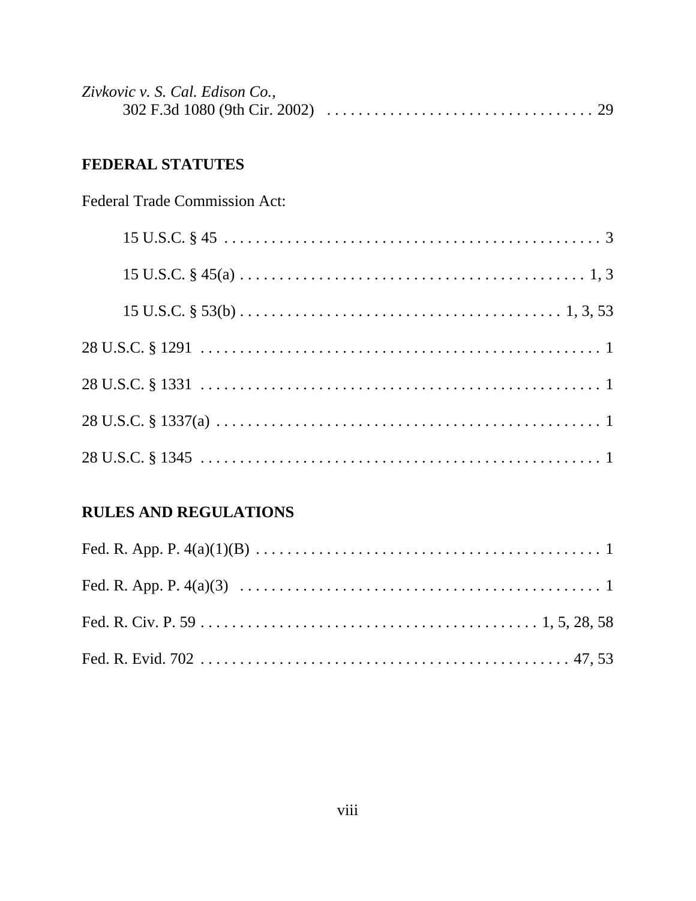*Zivkovic v. S. Cal. Edison Co.*,
302 F.3d 1080 (9th Cir. 2002) . . . . . . . . . . . . . . . . . . . . . . . . . . . . . . . . . . 29

## FEDERAL STATUTES

Federal Trade Commission Act:

15 U.S.C. § 45 . . . . . . . . . . . . . . . . . . . . . . . . . . . . . . . . . . . . . . . . . . . . . . . . 3

15 U.S.C. § 45(a) . . . . . . . . . . . . . . . . . . . . . . . . . . . . . . . . . . . . . . . . . . . . 1, 3

15 U.S.C. § 53(b) . . . . . . . . . . . . . . . . . . . . . . . . . . . . . . . . . . . . . . . . . 1, 3, 53

28 U.S.C. § 1291 . . . . . . . . . . . . . . . . . . . . . . . . . . . . . . . . . . . . . . . . . . . . . . . . . . . . 1

28 U.S.C. § 1331 . . . . . . . . . . . . . . . . . . . . . . . . . . . . . . . . . . . . . . . . . . . . . . . . . . . . 1

28 U.S.C. § 1337(a) . . . . . . . . . . . . . . . . . . . . . . . . . . . . . . . . . . . . . . . . . . . . . . . . . 1

28 U.S.C. § 1345 . . . . . . . . . . . . . . . . . . . . . . . . . . . . . . . . . . . . . . . . . . . . . . . . . . . . 1

## RULES AND REGULATIONS

Fed. R. App. P. 4(a)(1)(B) . . . . . . . . . . . . . . . . . . . . . . . . . . . . . . . . . . . . . . . . . . . . 1

Fed. R. App. P. 4(a)(3) . . . . . . . . . . . . . . . . . . . . . . . . . . . . . . . . . . . . . . . . . . . . . . . 1

Fed. R. Civ. P. 59 . . . . . . . . . . . . . . . . . . . . . . . . . . . . . . . . . . . . . . . . . . 1, 5, 28, 58

Fed. R. Evid. 702 . . . . . . . . . . . . . . . . . . . . . . . . . . . . . . . . . . . . . . . . . . . . . . . 47, 53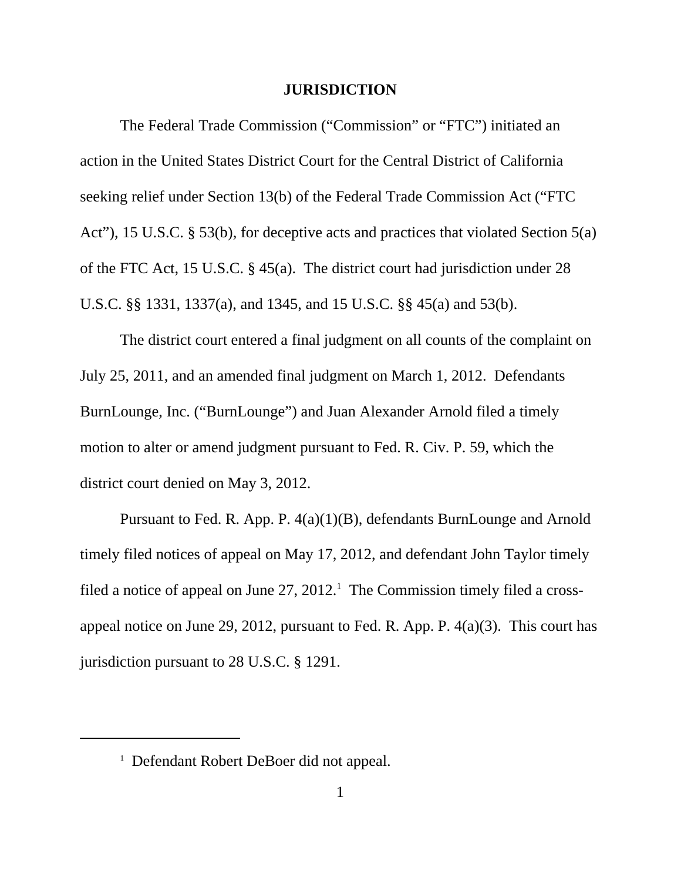# JURISDICTION

The Federal Trade Commission ("Commission" or "FTC") initiated an action in the United States District Court for the Central District of California seeking relief under Section 13(b) of the Federal Trade Commission Act ("FTC Act"), 15 U.S.C. § 53(b), for deceptive acts and practices that violated Section 5(a) of the FTC Act, 15 U.S.C. § 45(a). The district court had jurisdiction under 28 U.S.C. §§ 1331, 1337(a), and 1345, and 15 U.S.C. §§ 45(a) and 53(b).

The district court entered a final judgment on all counts of the complaint on July 25, 2011, and an amended final judgment on March 1, 2012. Defendants BurnLounge, Inc. ("BurnLounge") and Juan Alexander Arnold filed a timely motion to alter or amend judgment pursuant to Fed. R. Civ. P. 59, which the district court denied on May 3, 2012.

Pursuant to Fed. R. App. P. 4(a)(1)(B), defendants BurnLounge and Arnold timely filed notices of appeal on May 17, 2012, and defendant John Taylor timely filed a notice of appeal on June 27, 2012.[1] The Commission timely filed a cross-appeal notice on June 29, 2012, pursuant to Fed. R. App. P. 4(a)(3). This court has jurisdiction pursuant to 28 U.S.C. § 1291.

---

[1] Defendant Robert DeBoer did not appeal.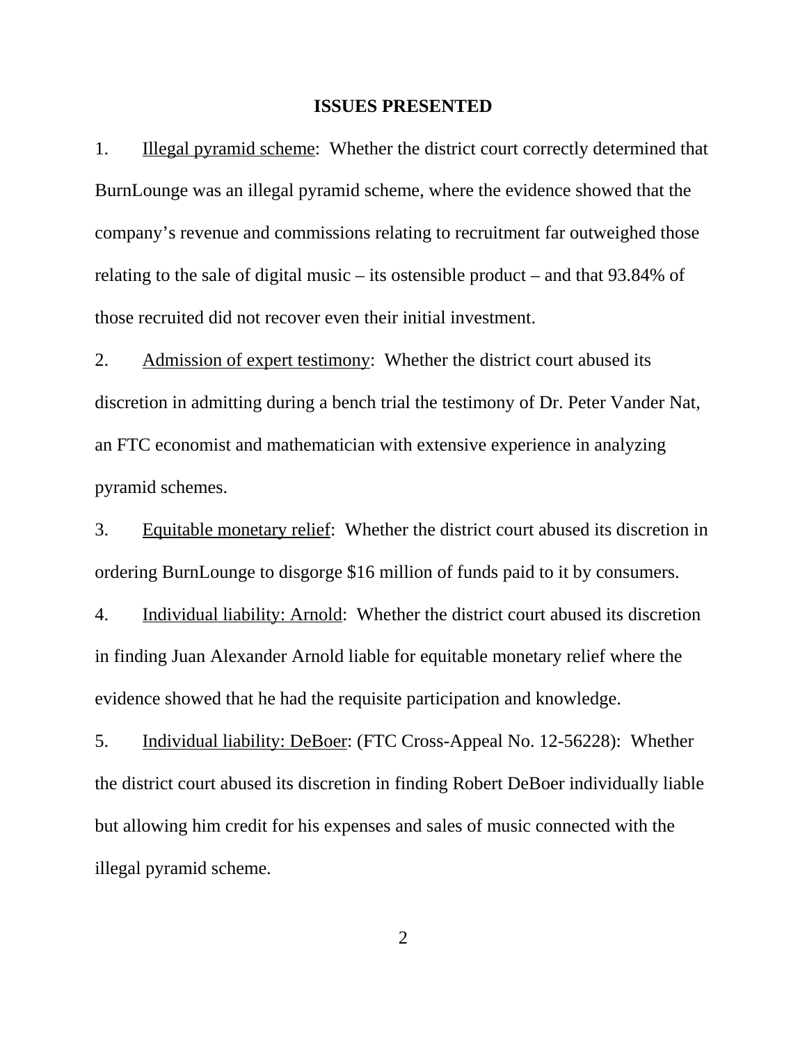## ISSUES PRESENTED

1. Illegal pyramid scheme: Whether the district court correctly determined that BurnLounge was an illegal pyramid scheme, where the evidence showed that the company's revenue and commissions relating to recruitment far outweighed those relating to the sale of digital music – its ostensible product – and that 93.84% of those recruited did not recover even their initial investment.

2. Admission of expert testimony: Whether the district court abused its discretion in admitting during a bench trial the testimony of Dr. Peter Vander Nat, an FTC economist and mathematician with extensive experience in analyzing pyramid schemes.

3. Equitable monetary relief: Whether the district court abused its discretion in ordering BurnLounge to disgorge $16 million of funds paid to it by consumers.

4. Individual liability: Arnold: Whether the district court abused its discretion in finding Juan Alexander Arnold liable for equitable monetary relief where the evidence showed that he had the requisite participation and knowledge.

5. Individual liability: DeBoer: (FTC Cross-Appeal No. 12-56228): Whether the district court abused its discretion in finding Robert DeBoer individually liable but allowing him credit for his expenses and sales of music connected with the illegal pyramid scheme.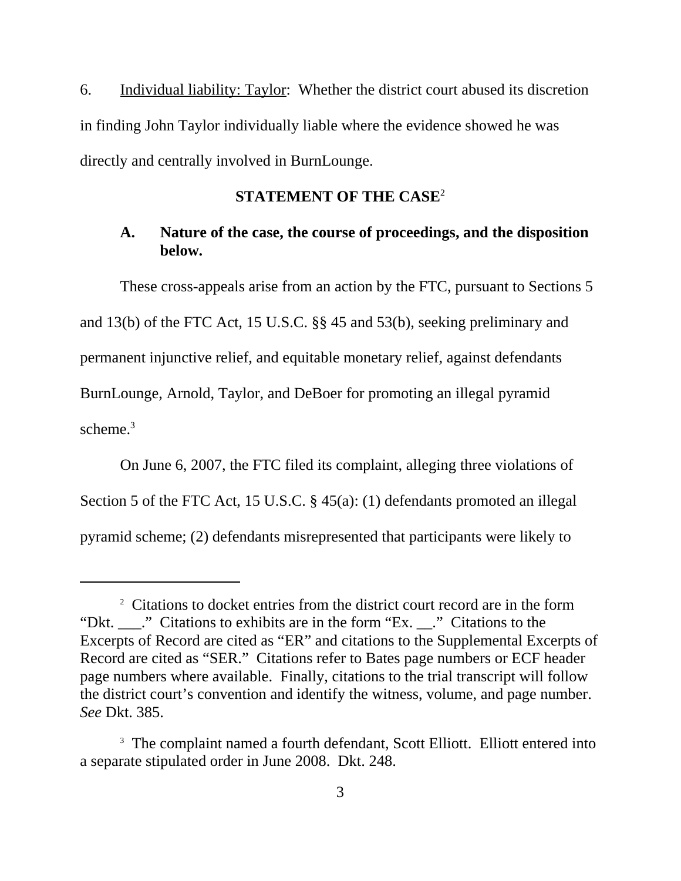6. Individual liability: Taylor: Whether the district court abused its discretion in finding John Taylor individually liable where the evidence showed he was directly and centrally involved in BurnLounge.

## STATEMENT OF THE CASE[2]

### A. Nature of the case, the course of proceedings, and the disposition below.

These cross-appeals arise from an action by the FTC, pursuant to Sections 5 and 13(b) of the FTC Act, 15 U.S.C. §§ 45 and 53(b), seeking preliminary and permanent injunctive relief, and equitable monetary relief, against defendants BurnLounge, Arnold, Taylor, and DeBoer for promoting an illegal pyramid scheme.[3]

On June 6, 2007, the FTC filed its complaint, alleging three violations of Section 5 of the FTC Act, 15 U.S.C. § 45(a): (1) defendants promoted an illegal pyramid scheme; (2) defendants misrepresented that participants were likely to

---

[2] Citations to docket entries from the district court record are in the form "Dkt. ___." Citations to exhibits are in the form "Ex. __." Citations to the Excerpts of Record are cited as "ER" and citations to the Supplemental Excerpts of Record are cited as "SER." Citations refer to Bates page numbers or ECF header page numbers where available. Finally, citations to the trial transcript will follow the district court's convention and identify the witness, volume, and page number. *See* Dkt. 385.

[3] The complaint named a fourth defendant, Scott Elliott. Elliott entered into a separate stipulated order in June 2008. Dkt. 248.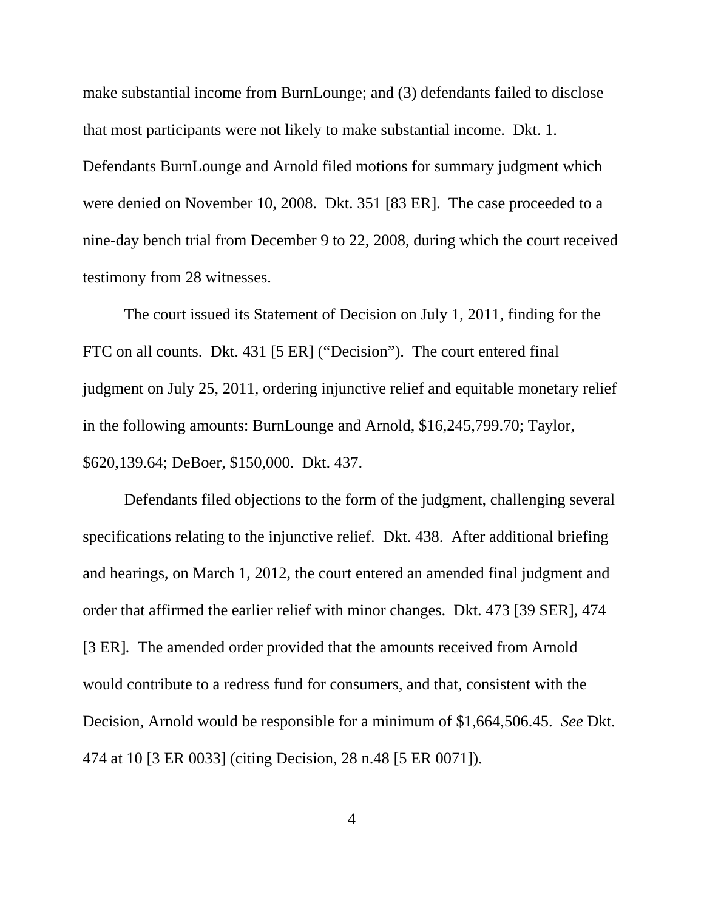make substantial income from BurnLounge; and (3) defendants failed to disclose that most participants were not likely to make substantial income. Dkt. 1. Defendants BurnLounge and Arnold filed motions for summary judgment which were denied on November 10, 2008. Dkt. 351 [83 ER]. The case proceeded to a nine-day bench trial from December 9 to 22, 2008, during which the court received testimony from 28 witnesses.

The court issued its Statement of Decision on July 1, 2011, finding for the FTC on all counts. Dkt. 431 [5 ER] ("Decision"). The court entered final judgment on July 25, 2011, ordering injunctive relief and equitable monetary relief in the following amounts: BurnLounge and Arnold, $16,245,799.70; Taylor, $620,139.64; DeBoer, $150,000. Dkt. 437.

Defendants filed objections to the form of the judgment, challenging several specifications relating to the injunctive relief. Dkt. 438. After additional briefing and hearings, on March 1, 2012, the court entered an amended final judgment and order that affirmed the earlier relief with minor changes. Dkt. 473 [39 SER], 474 [3 ER]. The amended order provided that the amounts received from Arnold would contribute to a redress fund for consumers, and that, consistent with the Decision, Arnold would be responsible for a minimum of $1,664,506.45. *See* Dkt. 474 at 10 [3 ER 0033] (citing Decision, 28 n.48 [5 ER 0071]).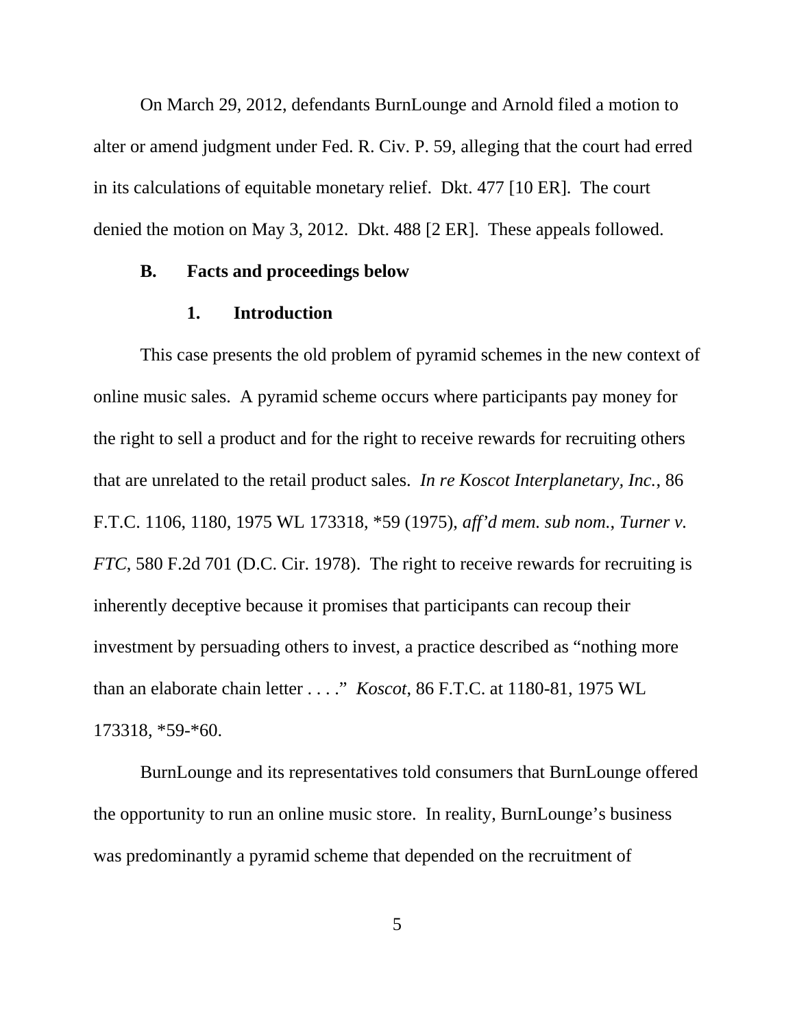On March 29, 2012, defendants BurnLounge and Arnold filed a motion to alter or amend judgment under Fed. R. Civ. P. 59, alleging that the court had erred in its calculations of equitable monetary relief. Dkt. 477 [10 ER]. The court denied the motion on May 3, 2012. Dkt. 488 [2 ER]. These appeals followed.

### B. Facts and proceedings below

#### 1. Introduction

This case presents the old problem of pyramid schemes in the new context of online music sales. A pyramid scheme occurs where participants pay money for the right to sell a product and for the right to receive rewards for recruiting others that are unrelated to the retail product sales. *In re Koscot Interplanetary, Inc.*, 86 F.T.C. 1106, 1180, 1975 WL 173318, *59 (1975), *aff'd mem. sub nom., Turner v. FTC*, 580 F.2d 701 (D.C. Cir. 1978). The right to receive rewards for recruiting is inherently deceptive because it promises that participants can recoup their investment by persuading others to invest, a practice described as "nothing more than an elaborate chain letter . . . ." *Koscot*, 86 F.T.C. at 1180-81, 1975 WL 173318, *59-*60.

BurnLounge and its representatives told consumers that BurnLounge offered the opportunity to run an online music store. In reality, BurnLounge's business was predominantly a pyramid scheme that depended on the recruitment of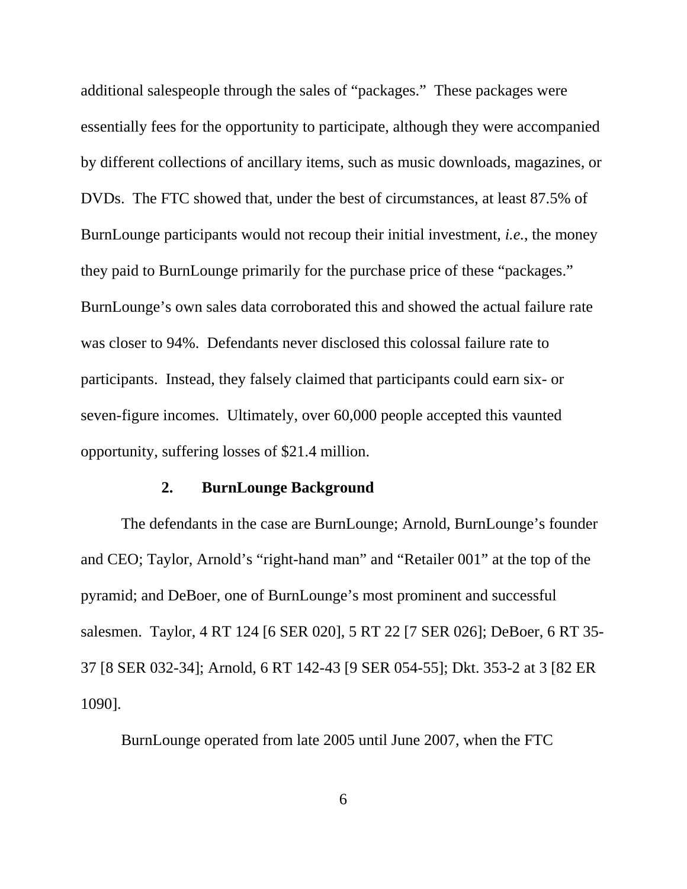additional salespeople through the sales of "packages." These packages were essentially fees for the opportunity to participate, although they were accompanied by different collections of ancillary items, such as music downloads, magazines, or DVDs. The FTC showed that, under the best of circumstances, at least 87.5% of BurnLounge participants would not recoup their initial investment, *i.e.*, the money they paid to BurnLounge primarily for the purchase price of these "packages." BurnLounge's own sales data corroborated this and showed the actual failure rate was closer to 94%. Defendants never disclosed this colossal failure rate to participants. Instead, they falsely claimed that participants could earn six- or seven-figure incomes. Ultimately, over 60,000 people accepted this vaunted opportunity, suffering losses of $21.4 million.

### 2. BurnLounge Background

The defendants in the case are BurnLounge; Arnold, BurnLounge's founder and CEO; Taylor, Arnold's "right-hand man" and "Retailer 001" at the top of the pyramid; and DeBoer, one of BurnLounge's most prominent and successful salesmen. Taylor, 4 RT 124 [6 SER 020], 5 RT 22 [7 SER 026]; DeBoer, 6 RT 35-37 [8 SER 032-34]; Arnold, 6 RT 142-43 [9 SER 054-55]; Dkt. 353-2 at 3 [82 ER 1090].

BurnLounge operated from late 2005 until June 2007, when the FTC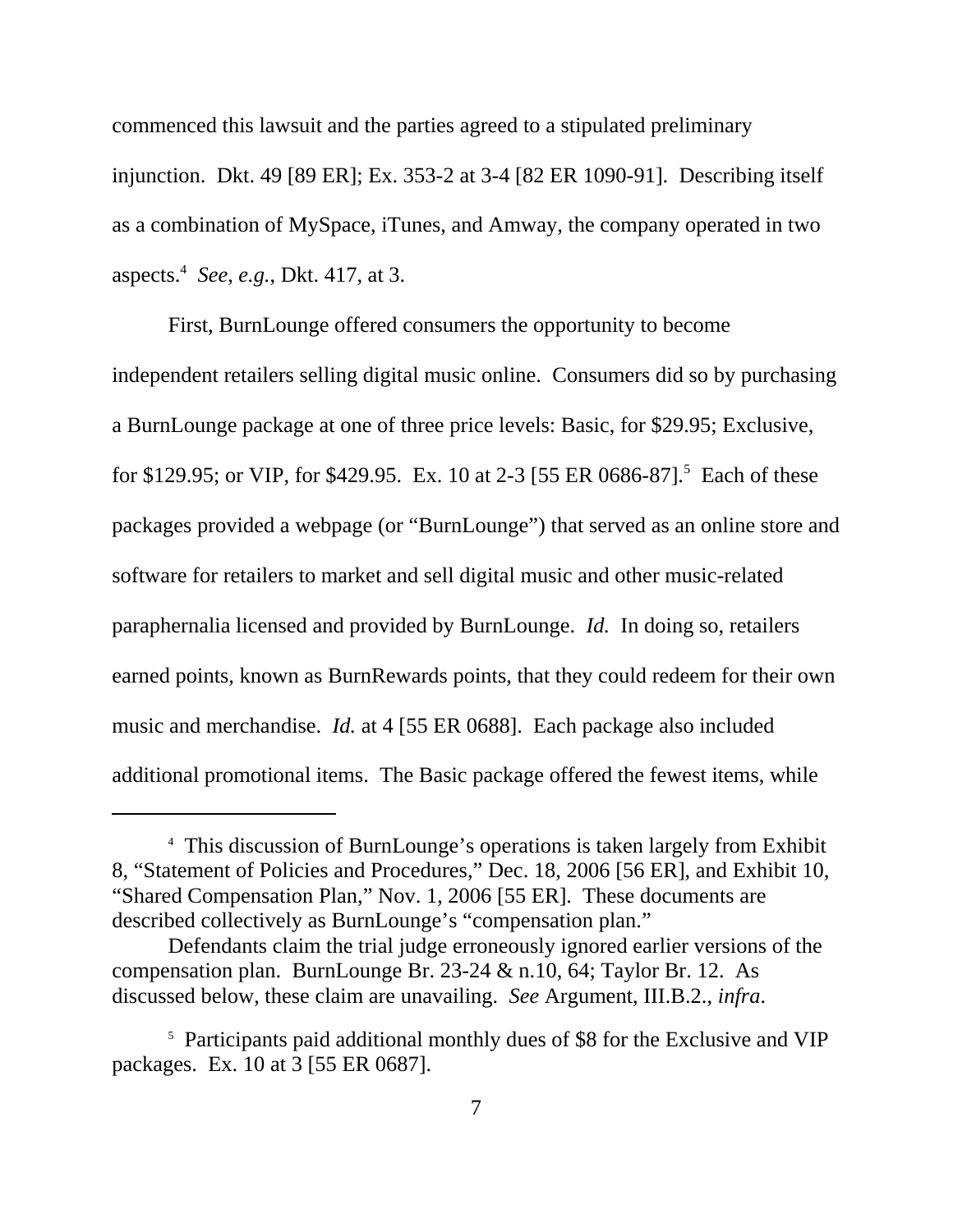commenced this lawsuit and the parties agreed to a stipulated preliminary injunction. Dkt. 49 [89 ER]; Ex. 353-2 at 3-4 [82 ER 1090-91]. Describing itself as a combination of MySpace, iTunes, and Amway, the company operated in two aspects.[4] *See, e.g.*, Dkt. 417, at 3.

First, BurnLounge offered consumers the opportunity to become independent retailers selling digital music online. Consumers did so by purchasing a BurnLounge package at one of three price levels: Basic, for $29.95; Exclusive, for $129.95; or VIP, for $429.95. Ex. 10 at 2-3 [55 ER 0686-87].[5] Each of these packages provided a webpage (or "BurnLounge") that served as an online store and software for retailers to market and sell digital music and other music-related paraphernalia licensed and provided by BurnLounge. *Id.* In doing so, retailers earned points, known as BurnRewards points, that they could redeem for their own music and merchandise. *Id.* at 4 [55 ER 0688]. Each package also included additional promotional items. The Basic package offered the fewest items, while

---

[4] This discussion of BurnLounge's operations is taken largely from Exhibit 8, "Statement of Policies and Procedures," Dec. 18, 2006 [56 ER], and Exhibit 10, "Shared Compensation Plan," Nov. 1, 2006 [55 ER]. These documents are described collectively as BurnLounge's "compensation plan."

Defendants claim the trial judge erroneously ignored earlier versions of the compensation plan. BurnLounge Br. 23-24 & n.10, 64; Taylor Br. 12. As discussed below, these claim are unavailing. *See* Argument, III.B.2., *infra*.

[5] Participants paid additional monthly dues of $8 for the Exclusive and VIP packages. Ex. 10 at 3 [55 ER 0687].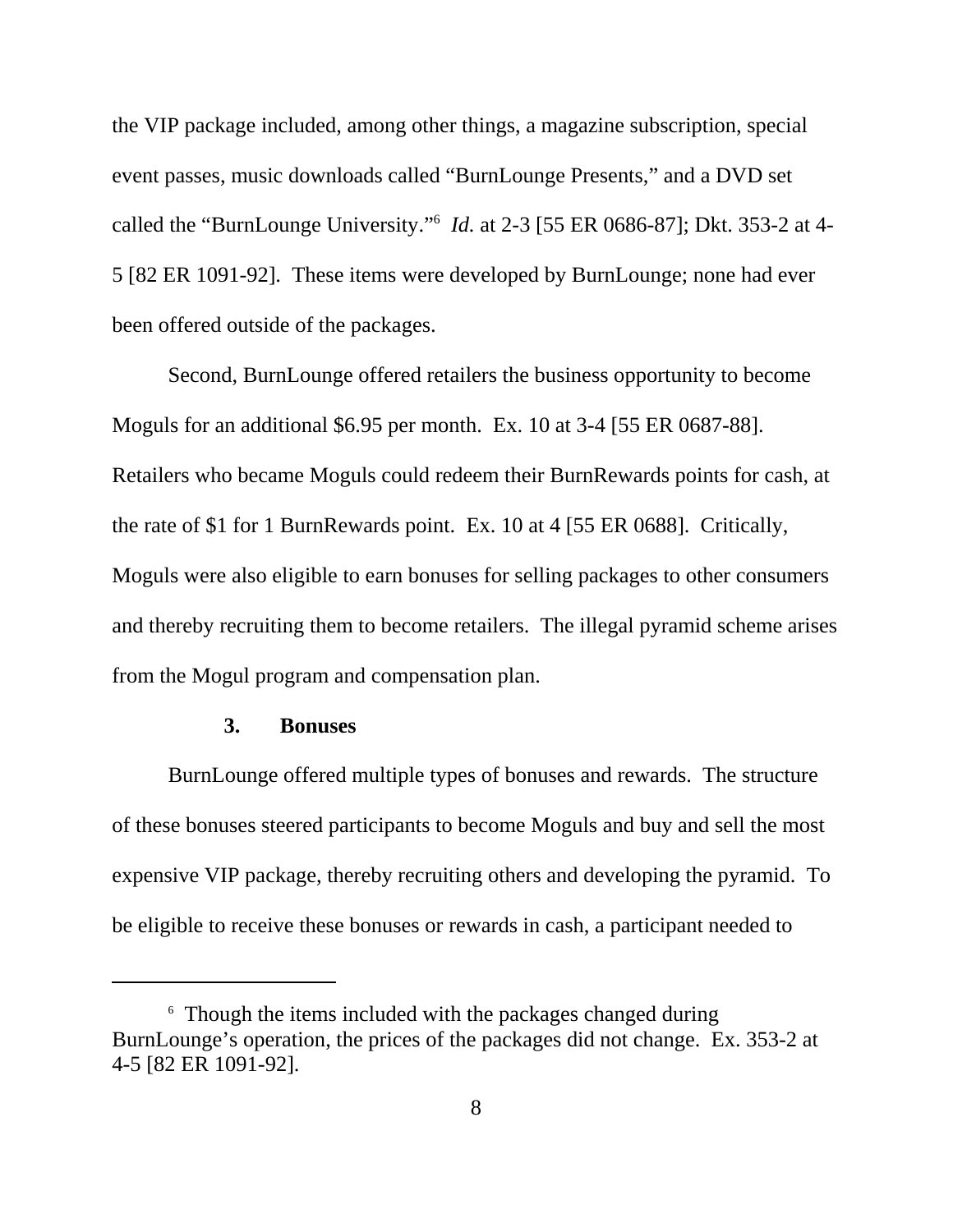the VIP package included, among other things, a magazine subscription, special event passes, music downloads called "BurnLounge Presents," and a DVD set called the "BurnLounge University."[6] *Id.* at 2-3 [55 ER 0686-87]; Dkt. 353-2 at 4-5 [82 ER 1091-92]. These items were developed by BurnLounge; none had ever been offered outside of the packages.

Second, BurnLounge offered retailers the business opportunity to become Moguls for an additional $6.95 per month. Ex. 10 at 3-4 [55 ER 0687-88]. Retailers who became Moguls could redeem their BurnRewards points for cash, at the rate of $1 for 1 BurnRewards point. Ex. 10 at 4 [55 ER 0688]. Critically, Moguls were also eligible to earn bonuses for selling packages to other consumers and thereby recruiting them to become retailers. The illegal pyramid scheme arises from the Mogul program and compensation plan.

### 3. Bonuses

BurnLounge offered multiple types of bonuses and rewards. The structure of these bonuses steered participants to become Moguls and buy and sell the most expensive VIP package, thereby recruiting others and developing the pyramid. To be eligible to receive these bonuses or rewards in cash, a participant needed to

---

[6] Though the items included with the packages changed during BurnLounge's operation, the prices of the packages did not change. Ex. 353-2 at 4-5 [82 ER 1091-92].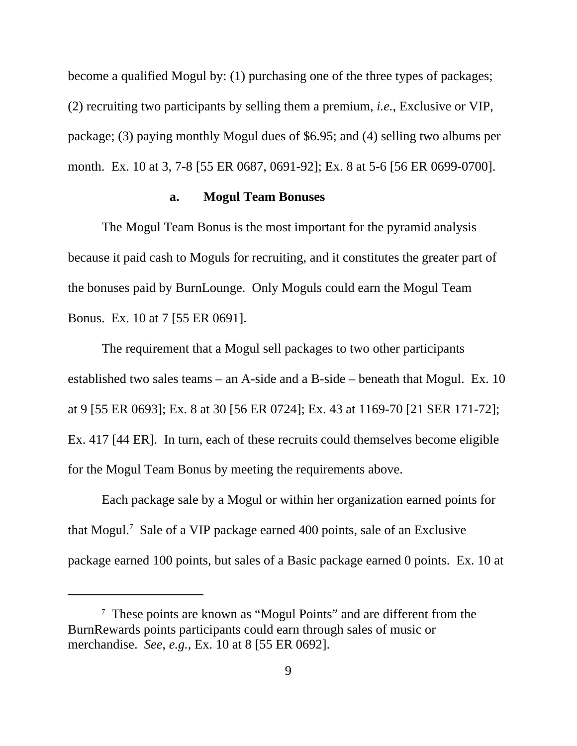become a qualified Mogul by: (1) purchasing one of the three types of packages; (2) recruiting two participants by selling them a premium, *i.e.*, Exclusive or VIP, package; (3) paying monthly Mogul dues of $6.95; and (4) selling two albums per month. Ex. 10 at 3, 7-8 [55 ER 0687, 0691-92]; Ex. 8 at 5-6 [56 ER 0699-0700].

#### a. Mogul Team Bonuses

The Mogul Team Bonus is the most important for the pyramid analysis because it paid cash to Moguls for recruiting, and it constitutes the greater part of the bonuses paid by BurnLounge. Only Moguls could earn the Mogul Team Bonus. Ex. 10 at 7 [55 ER 0691].

The requirement that a Mogul sell packages to two other participants established two sales teams – an A-side and a B-side – beneath that Mogul. Ex. 10 at 9 [55 ER 0693]; Ex. 8 at 30 [56 ER 0724]; Ex. 43 at 1169-70 [21 SER 171-72]; Ex. 417 [44 ER]. In turn, each of these recruits could themselves become eligible for the Mogul Team Bonus by meeting the requirements above.

Each package sale by a Mogul or within her organization earned points for that Mogul.[7] Sale of a VIP package earned 400 points, sale of an Exclusive package earned 100 points, but sales of a Basic package earned 0 points. Ex. 10 at

[7] These points are known as "Mogul Points" and are different from the BurnRewards points participants could earn through sales of music or merchandise. *See, e.g.*, Ex. 10 at 8 [55 ER 0692].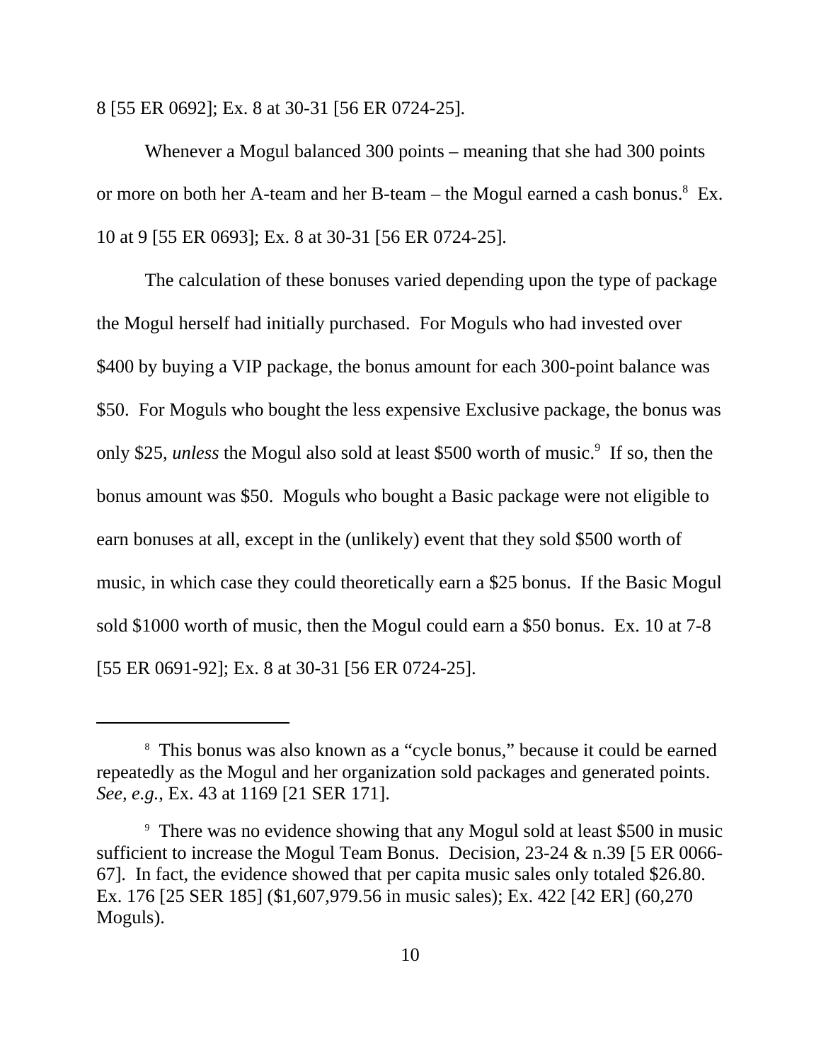8 [55 ER 0692]; Ex. 8 at 30-31 [56 ER 0724-25].

Whenever a Mogul balanced 300 points – meaning that she had 300 points or more on both her A-team and her B-team – the Mogul earned a cash bonus.[8] Ex. 10 at 9 [55 ER 0693]; Ex. 8 at 30-31 [56 ER 0724-25].

The calculation of these bonuses varied depending upon the type of package the Mogul herself had initially purchased. For Moguls who had invested over $400 by buying a VIP package, the bonus amount for each 300-point balance was $50. For Moguls who bought the less expensive Exclusive package, the bonus was only $25, *unless* the Mogul also sold at least $500 worth of music.[9] If so, then the bonus amount was $50. Moguls who bought a Basic package were not eligible to earn bonuses at all, except in the (unlikely) event that they sold $500 worth of music, in which case they could theoretically earn a $25 bonus. If the Basic Mogul sold $1000 worth of music, then the Mogul could earn a $50 bonus. Ex. 10 at 7-8 [55 ER 0691-92]; Ex. 8 at 30-31 [56 ER 0724-25].

---

[8] This bonus was also known as a "cycle bonus," because it could be earned repeatedly as the Mogul and her organization sold packages and generated points. *See, e.g.*, Ex. 43 at 1169 [21 SER 171].

[9] There was no evidence showing that any Mogul sold at least $500 in music sufficient to increase the Mogul Team Bonus. Decision, 23-24 & n.39 [5 ER 0066-67]. In fact, the evidence showed that per capita music sales only totaled $26.80. Ex. 176 [25 SER 185] ($1,607,979.56 in music sales); Ex. 422 [42 ER] (60,270 Moguls).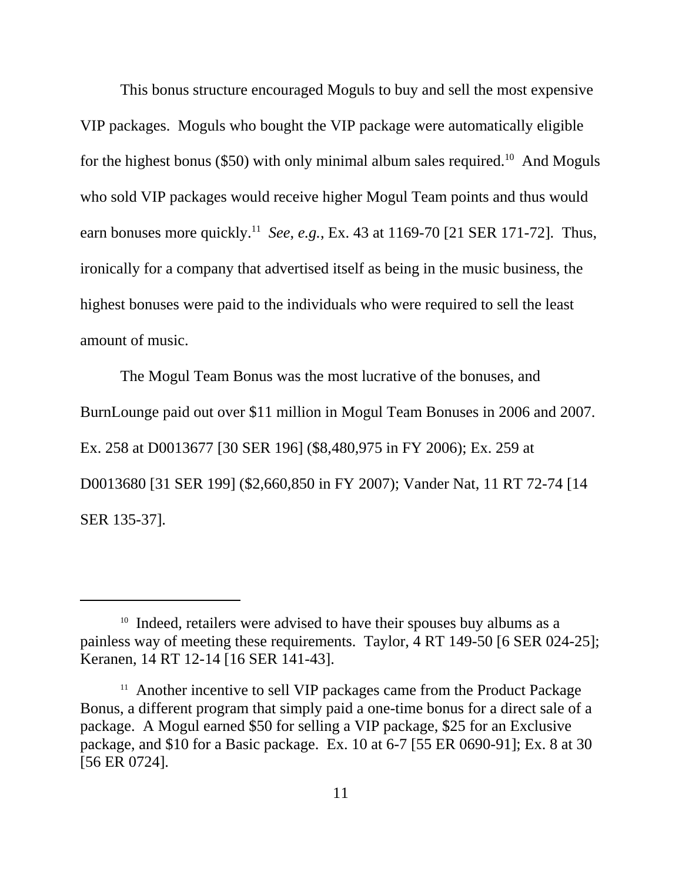This bonus structure encouraged Moguls to buy and sell the most expensive VIP packages. Moguls who bought the VIP package were automatically eligible for the highest bonus ($50) with only minimal album sales required.[10] And Moguls who sold VIP packages would receive higher Mogul Team points and thus would earn bonuses more quickly.[11] *See*, *e.g.*, Ex. 43 at 1169-70 [21 SER 171-72]. Thus, ironically for a company that advertised itself as being in the music business, the highest bonuses were paid to the individuals who were required to sell the least amount of music.

The Mogul Team Bonus was the most lucrative of the bonuses, and BurnLounge paid out over $11 million in Mogul Team Bonuses in 2006 and 2007. Ex. 258 at D0013677 [30 SER 196] ($8,480,975 in FY 2006); Ex. 259 at D0013680 [31 SER 199] ($2,660,850 in FY 2007); Vander Nat, 11 RT 72-74 [14 SER 135-37].

---

[10] Indeed, retailers were advised to have their spouses buy albums as a painless way of meeting these requirements. Taylor, 4 RT 149-50 [6 SER 024-25]; Keranen, 14 RT 12-14 [16 SER 141-43].

[11] Another incentive to sell VIP packages came from the Product Package Bonus, a different program that simply paid a one-time bonus for a direct sale of a package. A Mogul earned $50 for selling a VIP package, $25 for an Exclusive package, and $10 for a Basic package. Ex. 10 at 6-7 [55 ER 0690-91]; Ex. 8 at 30 [56 ER 0724].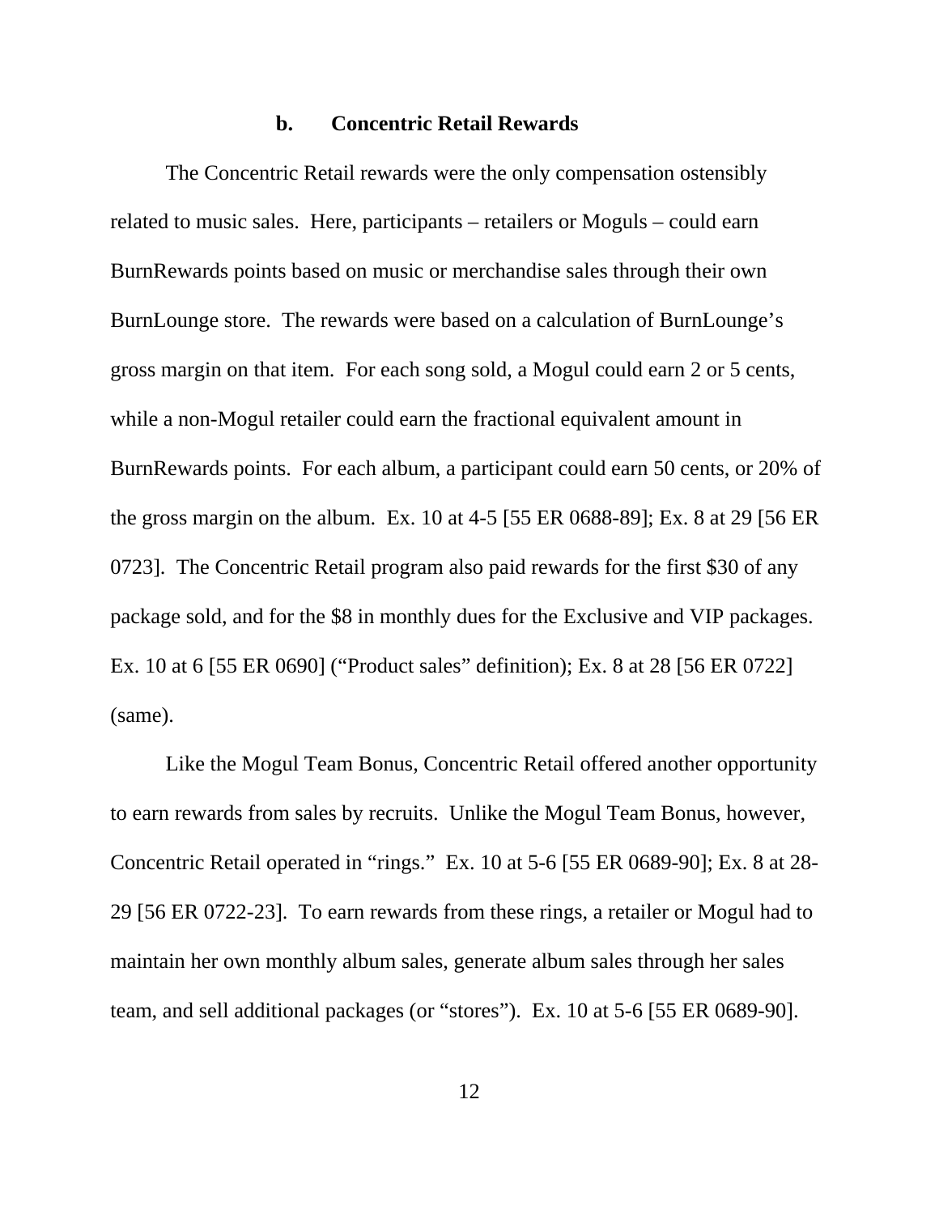### b. Concentric Retail Rewards

The Concentric Retail rewards were the only compensation ostensibly related to music sales. Here, participants – retailers or Moguls – could earn BurnRewards points based on music or merchandise sales through their own BurnLounge store. The rewards were based on a calculation of BurnLounge's gross margin on that item. For each song sold, a Mogul could earn 2 or 5 cents, while a non-Mogul retailer could earn the fractional equivalent amount in BurnRewards points. For each album, a participant could earn 50 cents, or 20% of the gross margin on the album. Ex. 10 at 4-5 [55 ER 0688-89]; Ex. 8 at 29 [56 ER 0723]. The Concentric Retail program also paid rewards for the first $30 of any package sold, and for the $8 in monthly dues for the Exclusive and VIP packages. Ex. 10 at 6 [55 ER 0690] ("Product sales" definition); Ex. 8 at 28 [56 ER 0722] (same).

Like the Mogul Team Bonus, Concentric Retail offered another opportunity to earn rewards from sales by recruits. Unlike the Mogul Team Bonus, however, Concentric Retail operated in "rings." Ex. 10 at 5-6 [55 ER 0689-90]; Ex. 8 at 28-29 [56 ER 0722-23]. To earn rewards from these rings, a retailer or Mogul had to maintain her own monthly album sales, generate album sales through her sales team, and sell additional packages (or "stores"). Ex. 10 at 5-6 [55 ER 0689-90].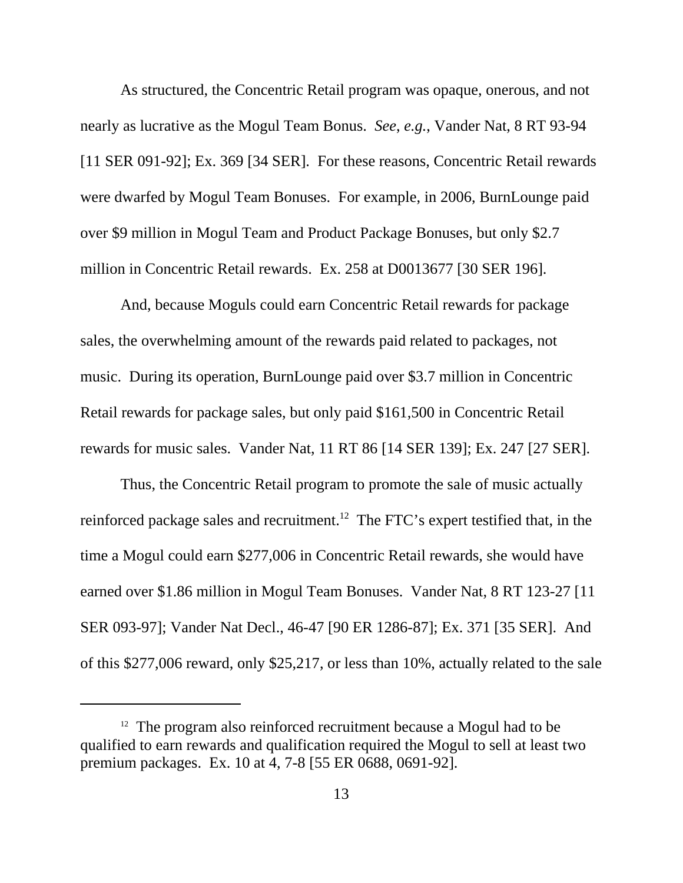As structured, the Concentric Retail program was opaque, onerous, and not nearly as lucrative as the Mogul Team Bonus. *See*, *e.g.*, Vander Nat, 8 RT 93-94 [11 SER 091-92]; Ex. 369 [34 SER]. For these reasons, Concentric Retail rewards were dwarfed by Mogul Team Bonuses. For example, in 2006, BurnLounge paid over $9 million in Mogul Team and Product Package Bonuses, but only $2.7 million in Concentric Retail rewards. Ex. 258 at D0013677 [30 SER 196].

And, because Moguls could earn Concentric Retail rewards for package sales, the overwhelming amount of the rewards paid related to packages, not music. During its operation, BurnLounge paid over $3.7 million in Concentric Retail rewards for package sales, but only paid $161,500 in Concentric Retail rewards for music sales. Vander Nat, 11 RT 86 [14 SER 139]; Ex. 247 [27 SER].

Thus, the Concentric Retail program to promote the sale of music actually reinforced package sales and recruitment.[12] The FTC's expert testified that, in the time a Mogul could earn $277,006 in Concentric Retail rewards, she would have earned over $1.86 million in Mogul Team Bonuses. Vander Nat, 8 RT 123-27 [11 SER 093-97]; Vander Nat Decl., 46-47 [90 ER 1286-87]; Ex. 371 [35 SER]. And of this $277,006 reward, only $25,217, or less than 10%, actually related to the sale

[12] The program also reinforced recruitment because a Mogul had to be qualified to earn rewards and qualification required the Mogul to sell at least two premium packages. Ex. 10 at 4, 7-8 [55 ER 0688, 0691-92].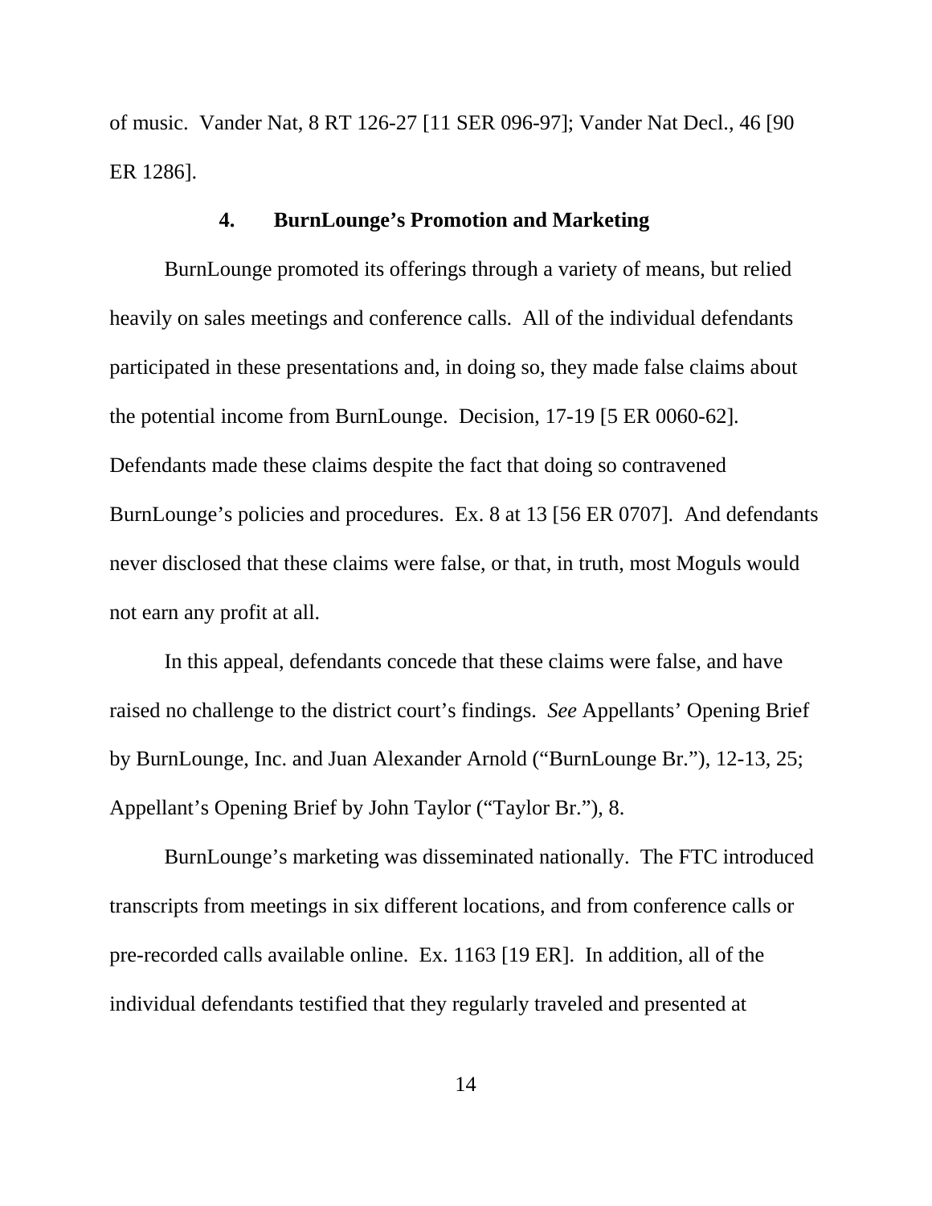of music. Vander Nat, 8 RT 126-27 [11 SER 096-97]; Vander Nat Decl., 46 [90 ER 1286].

### 4. BurnLounge's Promotion and Marketing

BurnLounge promoted its offerings through a variety of means, but relied heavily on sales meetings and conference calls. All of the individual defendants participated in these presentations and, in doing so, they made false claims about the potential income from BurnLounge. Decision, 17-19 [5 ER 0060-62]. Defendants made these claims despite the fact that doing so contravened BurnLounge's policies and procedures. Ex. 8 at 13 [56 ER 0707]. And defendants never disclosed that these claims were false, or that, in truth, most Moguls would not earn any profit at all.

In this appeal, defendants concede that these claims were false, and have raised no challenge to the district court's findings. *See* Appellants' Opening Brief by BurnLounge, Inc. and Juan Alexander Arnold ("BurnLounge Br."), 12-13, 25; Appellant's Opening Brief by John Taylor ("Taylor Br."), 8.

BurnLounge's marketing was disseminated nationally. The FTC introduced transcripts from meetings in six different locations, and from conference calls or pre-recorded calls available online. Ex. 1163 [19 ER]. In addition, all of the individual defendants testified that they regularly traveled and presented at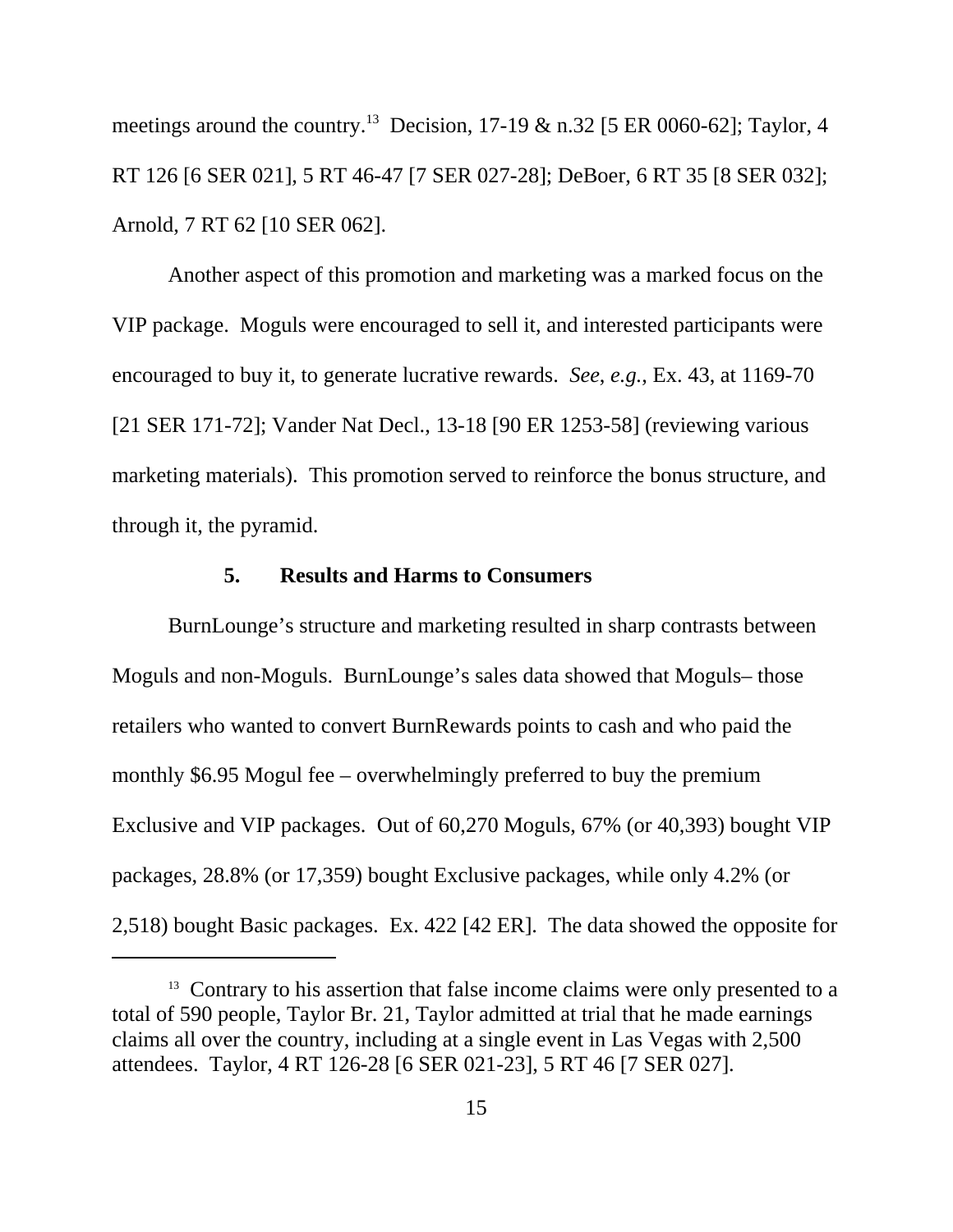meetings around the country.[13] Decision, 17-19 & n.32 [5 ER 0060-62]; Taylor, 4 RT 126 [6 SER 021], 5 RT 46-47 [7 SER 027-28]; DeBoer, 6 RT 35 [8 SER 032]; Arnold, 7 RT 62 [10 SER 062].

Another aspect of this promotion and marketing was a marked focus on the VIP package. Moguls were encouraged to sell it, and interested participants were encouraged to buy it, to generate lucrative rewards. *See*, *e.g.*, Ex. 43, at 1169-70 [21 SER 171-72]; Vander Nat Decl., 13-18 [90 ER 1253-58] (reviewing various marketing materials). This promotion served to reinforce the bonus structure, and through it, the pyramid.

### 5. Results and Harms to Consumers

BurnLounge's structure and marketing resulted in sharp contrasts between Moguls and non-Moguls. BurnLounge's sales data showed that Moguls– those retailers who wanted to convert BurnRewards points to cash and who paid the monthly $6.95 Mogul fee – overwhelmingly preferred to buy the premium Exclusive and VIP packages. Out of 60,270 Moguls, 67% (or 40,393) bought VIP packages, 28.8% (or 17,359) bought Exclusive packages, while only 4.2% (or 2,518) bought Basic packages. Ex. 422 [42 ER]. The data showed the opposite for

[13] Contrary to his assertion that false income claims were only presented to a total of 590 people, Taylor Br. 21, Taylor admitted at trial that he made earnings claims all over the country, including at a single event in Las Vegas with 2,500 attendees. Taylor, 4 RT 126-28 [6 SER 021-23], 5 RT 46 [7 SER 027].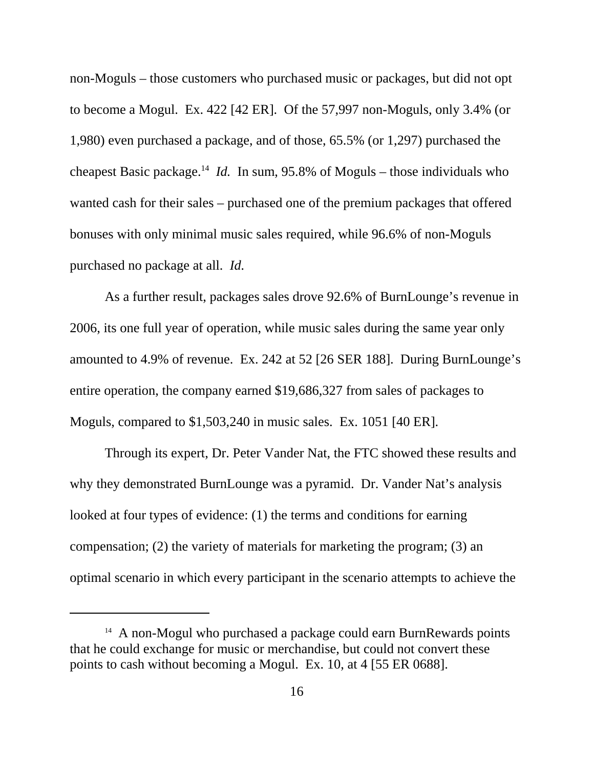non-Moguls – those customers who purchased music or packages, but did not opt to become a Mogul. Ex. 422 [42 ER]. Of the 57,997 non-Moguls, only 3.4% (or 1,980) even purchased a package, and of those, 65.5% (or 1,297) purchased the cheapest Basic package.[14] *Id.* In sum, 95.8% of Moguls – those individuals who wanted cash for their sales – purchased one of the premium packages that offered bonuses with only minimal music sales required, while 96.6% of non-Moguls purchased no package at all. *Id.*

As a further result, packages sales drove 92.6% of BurnLounge's revenue in 2006, its one full year of operation, while music sales during the same year only amounted to 4.9% of revenue. Ex. 242 at 52 [26 SER 188]. During BurnLounge's entire operation, the company earned $19,686,327 from sales of packages to Moguls, compared to $1,503,240 in music sales. Ex. 1051 [40 ER].

Through its expert, Dr. Peter Vander Nat, the FTC showed these results and why they demonstrated BurnLounge was a pyramid. Dr. Vander Nat's analysis looked at four types of evidence: (1) the terms and conditions for earning compensation; (2) the variety of materials for marketing the program; (3) an optimal scenario in which every participant in the scenario attempts to achieve the

[14] A non-Mogul who purchased a package could earn BurnRewards points that he could exchange for music or merchandise, but could not convert these points to cash without becoming a Mogul. Ex. 10, at 4 [55 ER 0688].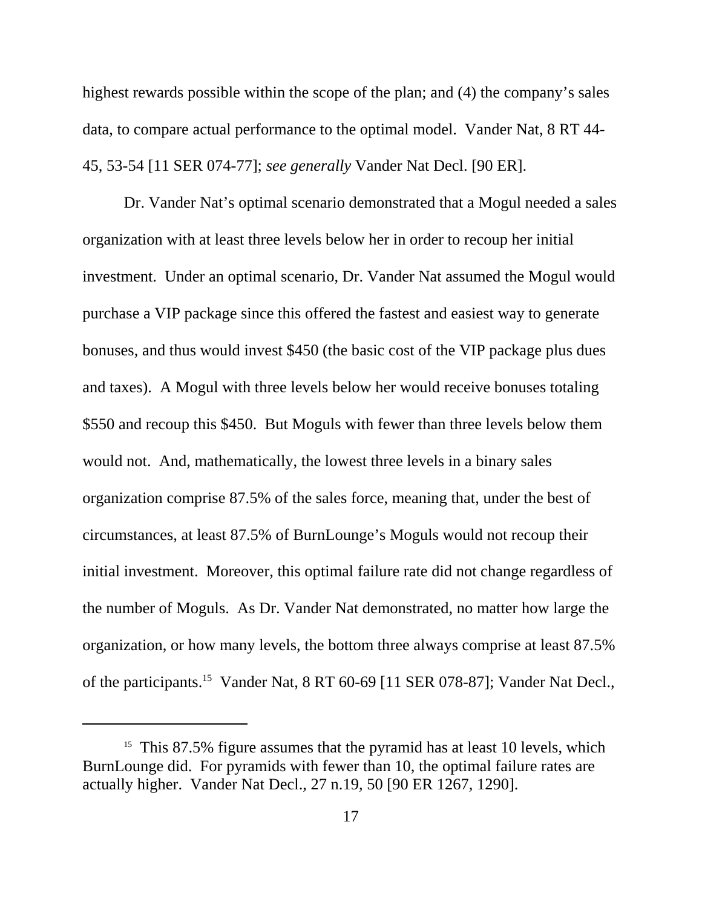highest rewards possible within the scope of the plan; and (4) the company's sales data, to compare actual performance to the optimal model. Vander Nat, 8 RT 44-45, 53-54 [11 SER 074-77]; *see generally* Vander Nat Decl. [90 ER].

Dr. Vander Nat's optimal scenario demonstrated that a Mogul needed a sales organization with at least three levels below her in order to recoup her initial investment. Under an optimal scenario, Dr. Vander Nat assumed the Mogul would purchase a VIP package since this offered the fastest and easiest way to generate bonuses, and thus would invest $450 (the basic cost of the VIP package plus dues and taxes). A Mogul with three levels below her would receive bonuses totaling $550 and recoup this $450. But Moguls with fewer than three levels below them would not. And, mathematically, the lowest three levels in a binary sales organization comprise 87.5% of the sales force, meaning that, under the best of circumstances, at least 87.5% of BurnLounge's Moguls would not recoup their initial investment. Moreover, this optimal failure rate did not change regardless of the number of Moguls. As Dr. Vander Nat demonstrated, no matter how large the organization, or how many levels, the bottom three always comprise at least 87.5% of the participants.[15] Vander Nat, 8 RT 60-69 [11 SER 078-87]; Vander Nat Decl.,

[15] This 87.5% figure assumes that the pyramid has at least 10 levels, which BurnLounge did. For pyramids with fewer than 10, the optimal failure rates are actually higher. Vander Nat Decl., 27 n.19, 50 [90 ER 1267, 1290].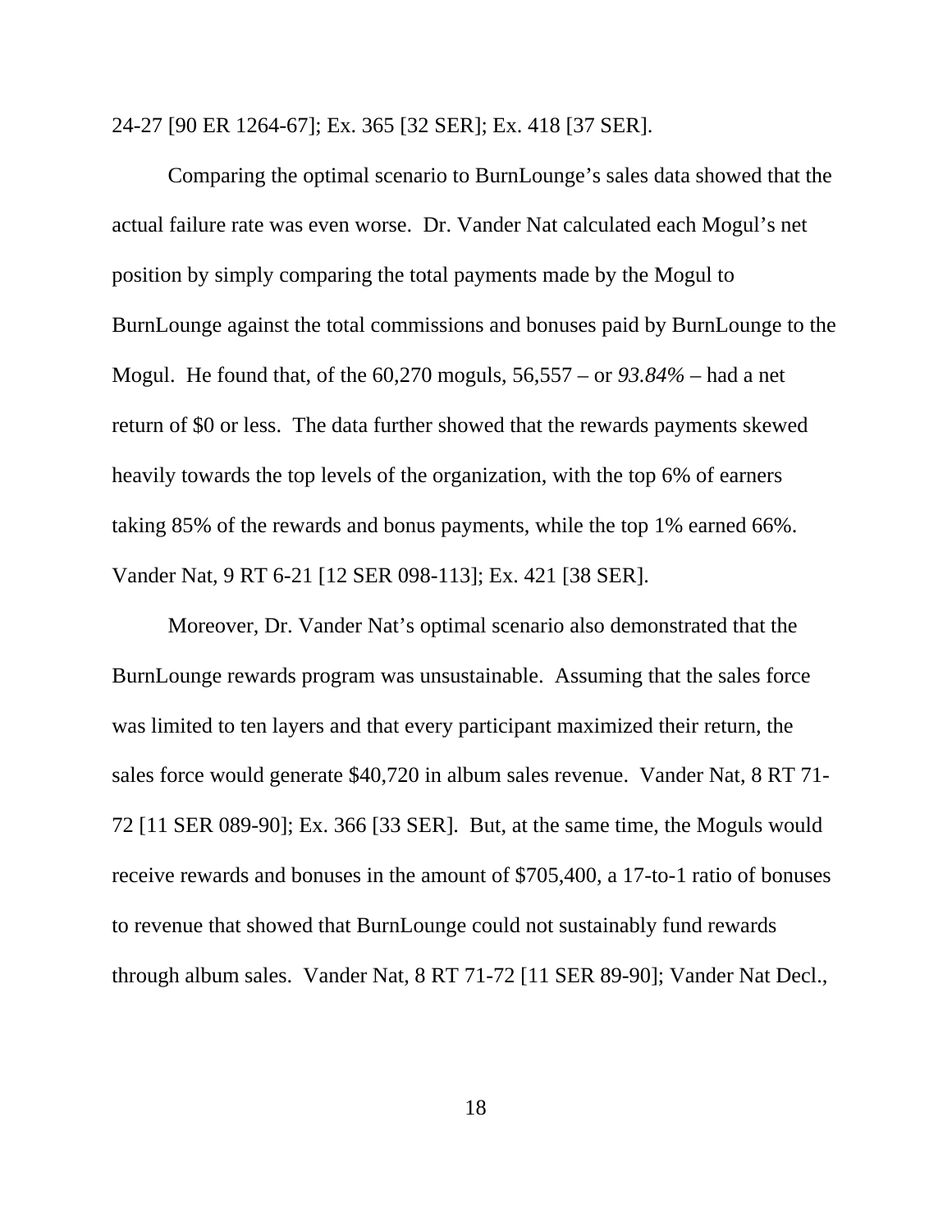24-27 [90 ER 1264-67]; Ex. 365 [32 SER]; Ex. 418 [37 SER].

Comparing the optimal scenario to BurnLounge's sales data showed that the actual failure rate was even worse. Dr. Vander Nat calculated each Mogul's net position by simply comparing the total payments made by the Mogul to BurnLounge against the total commissions and bonuses paid by BurnLounge to the Mogul. He found that, of the 60,270 moguls, 56,557 – or *93.84%* – had a net return of $0 or less. The data further showed that the rewards payments skewed heavily towards the top levels of the organization, with the top 6% of earners taking 85% of the rewards and bonus payments, while the top 1% earned 66%. Vander Nat, 9 RT 6-21 [12 SER 098-113]; Ex. 421 [38 SER].

Moreover, Dr. Vander Nat's optimal scenario also demonstrated that the BurnLounge rewards program was unsustainable. Assuming that the sales force was limited to ten layers and that every participant maximized their return, the sales force would generate $40,720 in album sales revenue. Vander Nat, 8 RT 71-72 [11 SER 089-90]; Ex. 366 [33 SER]. But, at the same time, the Moguls would receive rewards and bonuses in the amount of $705,400, a 17-to-1 ratio of bonuses to revenue that showed that BurnLounge could not sustainably fund rewards through album sales. Vander Nat, 8 RT 71-72 [11 SER 89-90]; Vander Nat Decl.,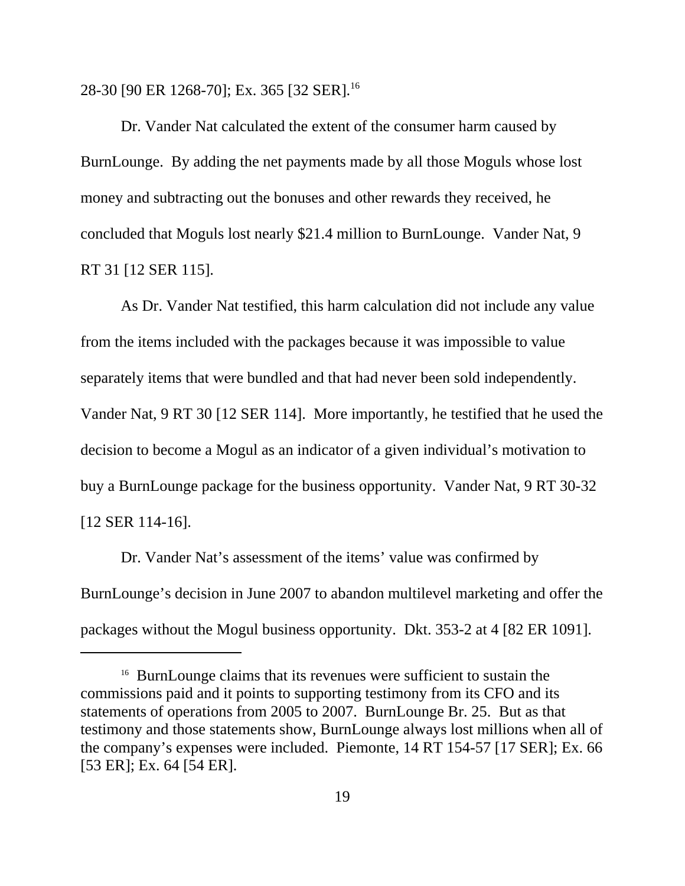28-30 [90 ER 1268-70]; Ex. 365 [32 SER].[16]

Dr. Vander Nat calculated the extent of the consumer harm caused by BurnLounge. By adding the net payments made by all those Moguls whose lost money and subtracting out the bonuses and other rewards they received, he concluded that Moguls lost nearly $21.4 million to BurnLounge. Vander Nat, 9 RT 31 [12 SER 115].

As Dr. Vander Nat testified, this harm calculation did not include any value from the items included with the packages because it was impossible to value separately items that were bundled and that had never been sold independently. Vander Nat, 9 RT 30 [12 SER 114]. More importantly, he testified that he used the decision to become a Mogul as an indicator of a given individual's motivation to buy a BurnLounge package for the business opportunity. Vander Nat, 9 RT 30-32 [12 SER 114-16].

Dr. Vander Nat's assessment of the items' value was confirmed by BurnLounge's decision in June 2007 to abandon multilevel marketing and offer the packages without the Mogul business opportunity. Dkt. 353-2 at 4 [82 ER 1091].

---

[16] BurnLounge claims that its revenues were sufficient to sustain the commissions paid and it points to supporting testimony from its CFO and its statements of operations from 2005 to 2007. BurnLounge Br. 25. But as that testimony and those statements show, BurnLounge always lost millions when all of the company's expenses were included. Piemonte, 14 RT 154-57 [17 SER]; Ex. 66 [53 ER]; Ex. 64 [54 ER].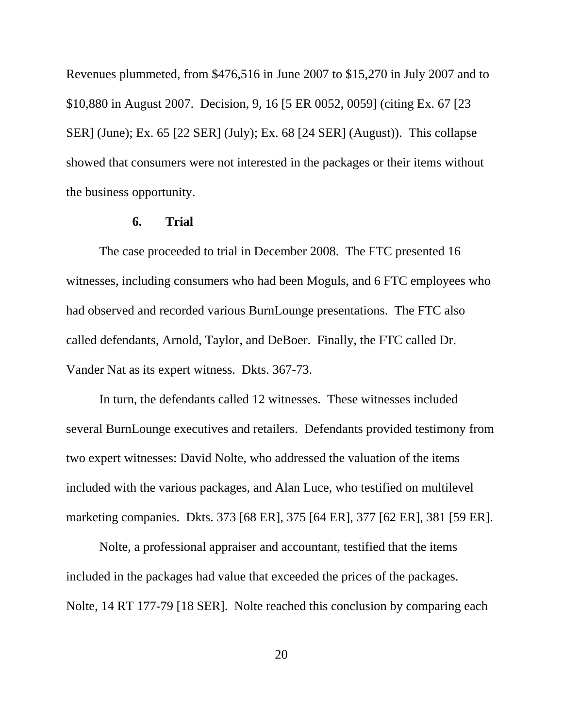Revenues plummeted, from $476,516 in June 2007 to $15,270 in July 2007 and to $10,880 in August 2007. Decision, 9, 16 [5 ER 0052, 0059] (citing Ex. 67 [23 SER] (June); Ex. 65 [22 SER] (July); Ex. 68 [24 SER] (August)). This collapse showed that consumers were not interested in the packages or their items without the business opportunity.

### 6. Trial

The case proceeded to trial in December 2008. The FTC presented 16 witnesses, including consumers who had been Moguls, and 6 FTC employees who had observed and recorded various BurnLounge presentations. The FTC also called defendants, Arnold, Taylor, and DeBoer. Finally, the FTC called Dr. Vander Nat as its expert witness. Dkts. 367-73.

In turn, the defendants called 12 witnesses. These witnesses included several BurnLounge executives and retailers. Defendants provided testimony from two expert witnesses: David Nolte, who addressed the valuation of the items included with the various packages, and Alan Luce, who testified on multilevel marketing companies. Dkts. 373 [68 ER], 375 [64 ER], 377 [62 ER], 381 [59 ER].

Nolte, a professional appraiser and accountant, testified that the items included in the packages had value that exceeded the prices of the packages. Nolte, 14 RT 177-79 [18 SER]. Nolte reached this conclusion by comparing each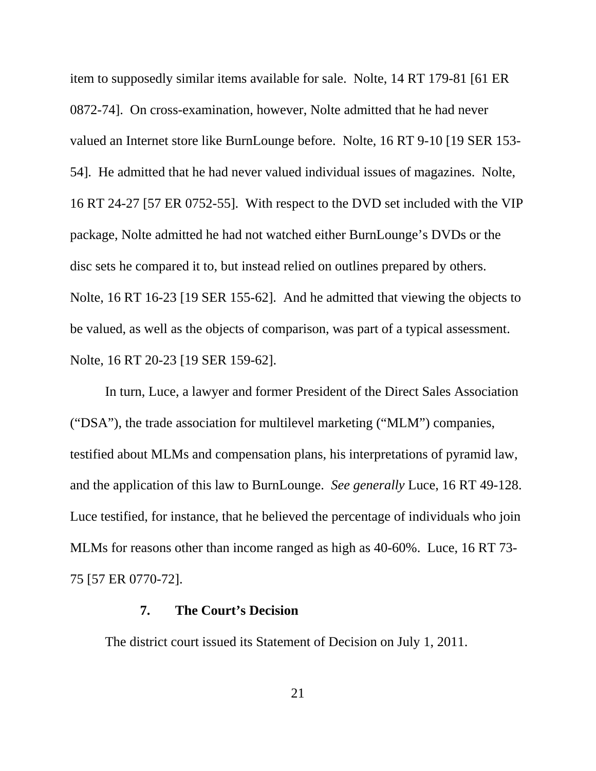item to supposedly similar items available for sale. Nolte, 14 RT 179-81 [61 ER 0872-74]. On cross-examination, however, Nolte admitted that he had never valued an Internet store like BurnLounge before. Nolte, 16 RT 9-10 [19 SER 153-54]. He admitted that he had never valued individual issues of magazines. Nolte, 16 RT 24-27 [57 ER 0752-55]. With respect to the DVD set included with the VIP package, Nolte admitted he had not watched either BurnLounge's DVDs or the disc sets he compared it to, but instead relied on outlines prepared by others. Nolte, 16 RT 16-23 [19 SER 155-62]. And he admitted that viewing the objects to be valued, as well as the objects of comparison, was part of a typical assessment. Nolte, 16 RT 20-23 [19 SER 159-62].

In turn, Luce, a lawyer and former President of the Direct Sales Association ("DSA"), the trade association for multilevel marketing ("MLM") companies, testified about MLMs and compensation plans, his interpretations of pyramid law, and the application of this law to BurnLounge. *See generally* Luce, 16 RT 49-128. Luce testified, for instance, that he believed the percentage of individuals who join MLMs for reasons other than income ranged as high as 40-60%. Luce, 16 RT 73-75 [57 ER 0770-72].

#### 7. The Court's Decision

The district court issued its Statement of Decision on July 1, 2011.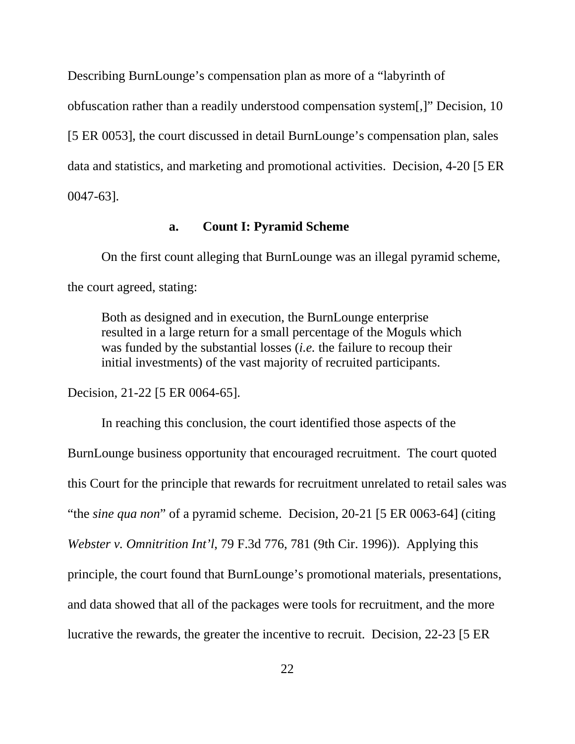Describing BurnLounge's compensation plan as more of a "labyrinth of obfuscation rather than a readily understood compensation system[,]" Decision, 10 [5 ER 0053], the court discussed in detail BurnLounge's compensation plan, sales data and statistics, and marketing and promotional activities. Decision, 4-20 [5 ER 0047-63].

#### a. Count I: Pyramid Scheme

On the first count alleging that BurnLounge was an illegal pyramid scheme, the court agreed, stating:

> Both as designed and in execution, the BurnLounge enterprise resulted in a large return for a small percentage of the Moguls which was funded by the substantial losses (*i.e.* the failure to recoup their initial investments) of the vast majority of recruited participants.

Decision, 21-22 [5 ER 0064-65].

In reaching this conclusion, the court identified those aspects of the BurnLounge business opportunity that encouraged recruitment. The court quoted this Court for the principle that rewards for recruitment unrelated to retail sales was "the *sine qua non*" of a pyramid scheme. Decision, 20-21 [5 ER 0063-64] (citing *Webster v. Omnitrition Int'l*, 79 F.3d 776, 781 (9th Cir. 1996)). Applying this principle, the court found that BurnLounge's promotional materials, presentations, and data showed that all of the packages were tools for recruitment, and the more lucrative the rewards, the greater the incentive to recruit. Decision, 22-23 [5 ER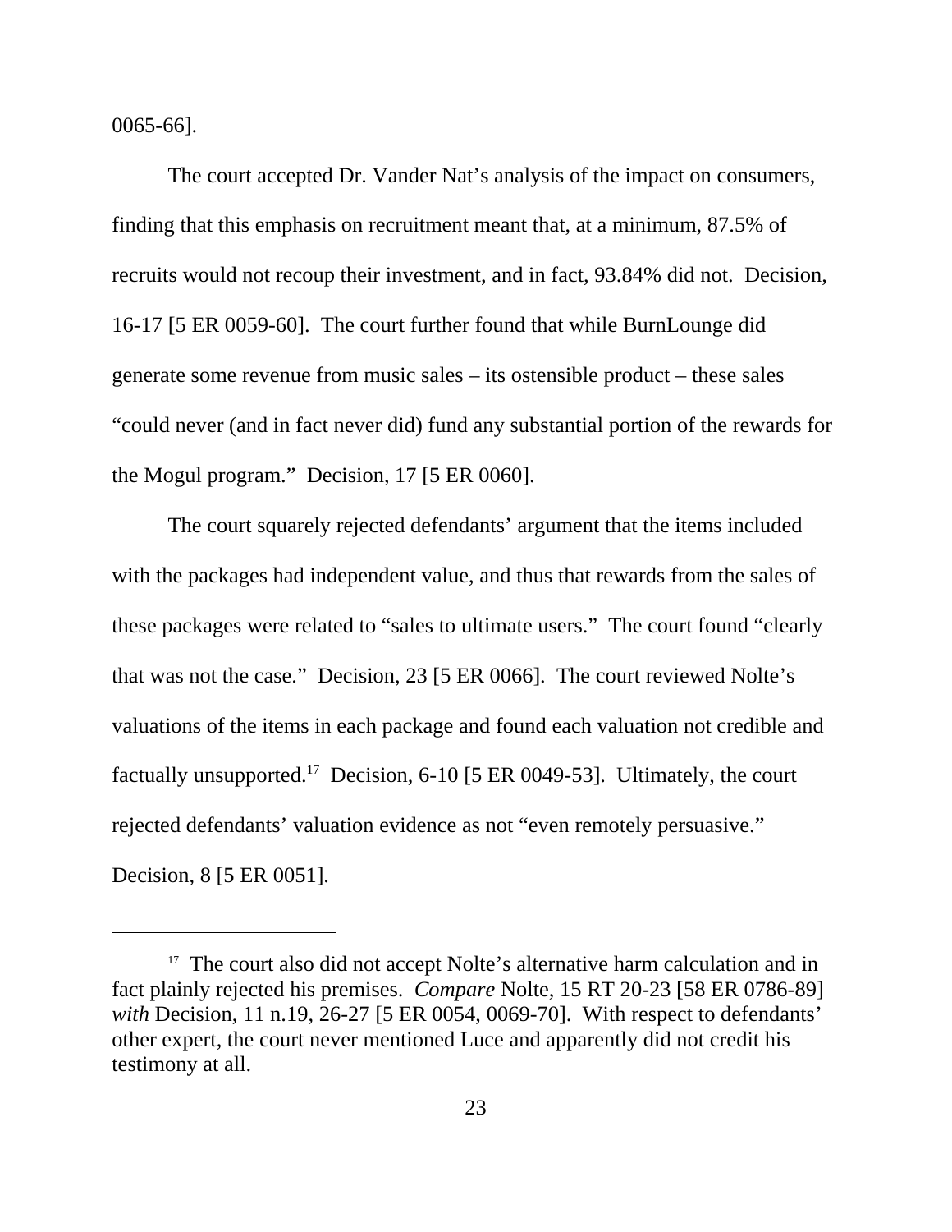0065-66].

The court accepted Dr. Vander Nat's analysis of the impact on consumers, finding that this emphasis on recruitment meant that, at a minimum, 87.5% of recruits would not recoup their investment, and in fact, 93.84% did not. Decision, 16-17 [5 ER 0059-60]. The court further found that while BurnLounge did generate some revenue from music sales – its ostensible product – these sales "could never (and in fact never did) fund any substantial portion of the rewards for the Mogul program." Decision, 17 [5 ER 0060].

The court squarely rejected defendants' argument that the items included with the packages had independent value, and thus that rewards from the sales of these packages were related to "sales to ultimate users." The court found "clearly that was not the case." Decision, 23 [5 ER 0066]. The court reviewed Nolte's valuations of the items in each package and found each valuation not credible and factually unsupported.[17] Decision, 6-10 [5 ER 0049-53]. Ultimately, the court rejected defendants' valuation evidence as not "even remotely persuasive." Decision, 8 [5 ER 0051].

---

[17] The court also did not accept Nolte's alternative harm calculation and in fact plainly rejected his premises. *Compare* Nolte, 15 RT 20-23 [58 ER 0786-89] *with* Decision, 11 n.19, 26-27 [5 ER 0054, 0069-70]. With respect to defendants' other expert, the court never mentioned Luce and apparently did not credit his testimony at all.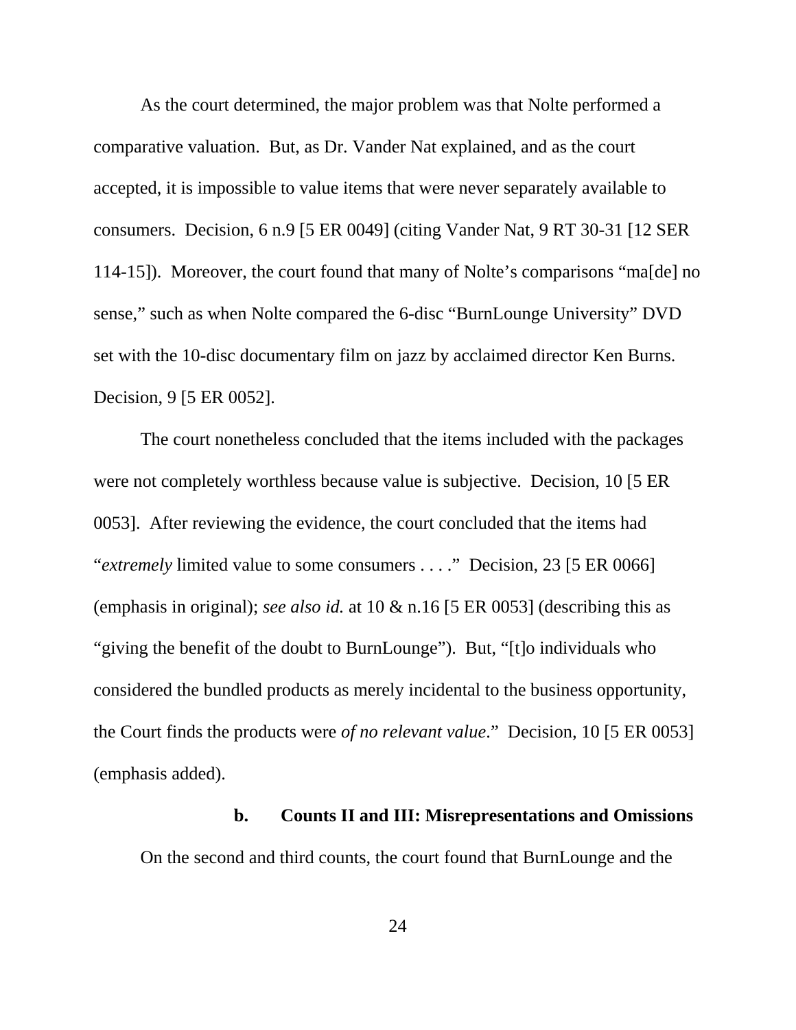As the court determined, the major problem was that Nolte performed a comparative valuation. But, as Dr. Vander Nat explained, and as the court accepted, it is impossible to value items that were never separately available to consumers. Decision, 6 n.9 [5 ER 0049] (citing Vander Nat, 9 RT 30-31 [12 SER 114-15]). Moreover, the court found that many of Nolte's comparisons "ma[de] no sense," such as when Nolte compared the 6-disc "BurnLounge University" DVD set with the 10-disc documentary film on jazz by acclaimed director Ken Burns. Decision, 9 [5 ER 0052].

The court nonetheless concluded that the items included with the packages were not completely worthless because value is subjective. Decision, 10 [5 ER 0053]. After reviewing the evidence, the court concluded that the items had "*extremely* limited value to some consumers . . . ." Decision, 23 [5 ER 0066] (emphasis in original); *see also id.* at 10 & n.16 [5 ER 0053] (describing this as "giving the benefit of the doubt to BurnLounge"). But, "[t]o individuals who considered the bundled products as merely incidental to the business opportunity, the Court finds the products were *of no relevant value*." Decision, 10 [5 ER 0053] (emphasis added).

**b. Counts II and III: Misrepresentations and Omissions**

On the second and third counts, the court found that BurnLounge and the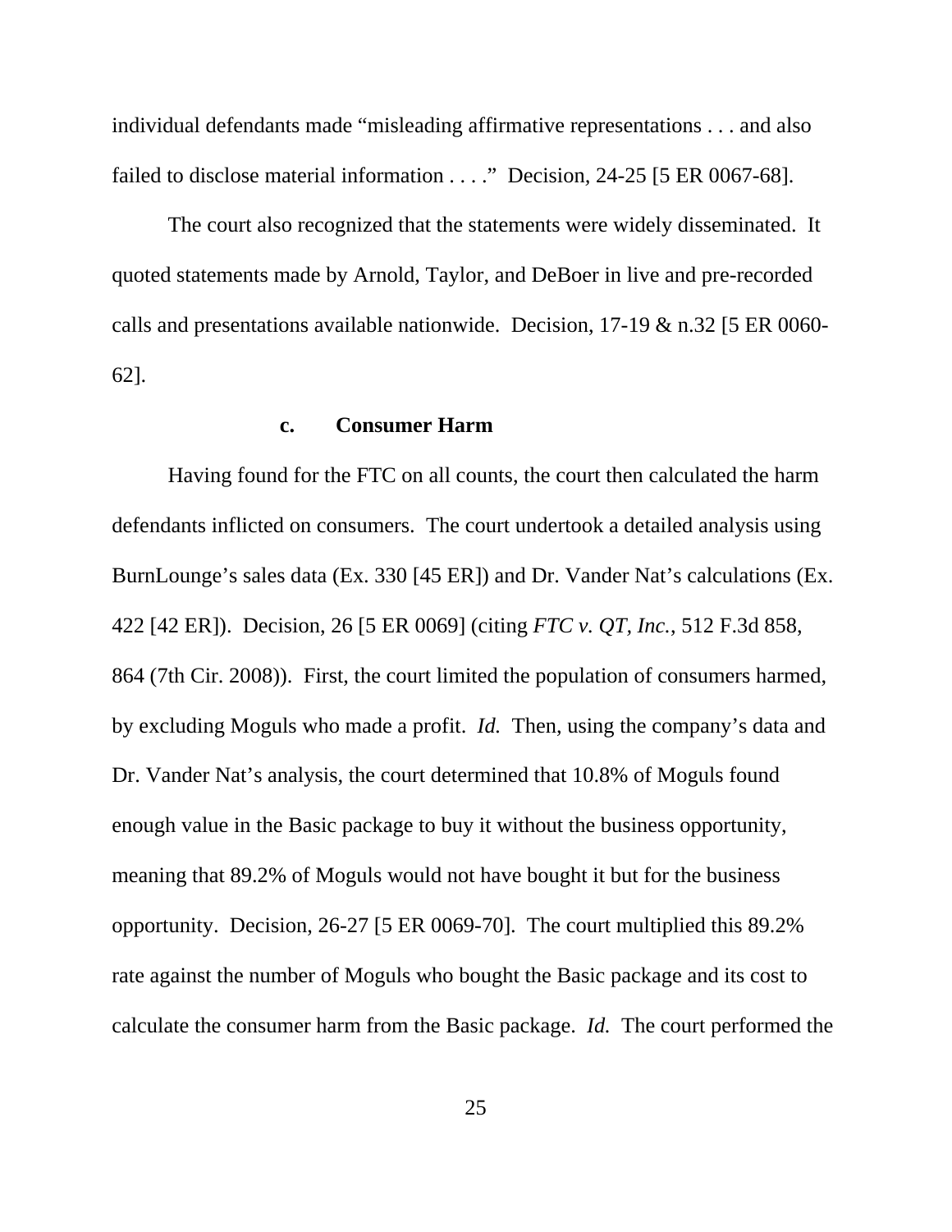individual defendants made "misleading affirmative representations . . . and also failed to disclose material information . . . ." Decision, 24-25 [5 ER 0067-68].

The court also recognized that the statements were widely disseminated. It quoted statements made by Arnold, Taylor, and DeBoer in live and pre-recorded calls and presentations available nationwide. Decision, 17-19 & n.32 [5 ER 0060-62].

#### c. Consumer Harm

Having found for the FTC on all counts, the court then calculated the harm defendants inflicted on consumers. The court undertook a detailed analysis using BurnLounge's sales data (Ex. 330 [45 ER]) and Dr. Vander Nat's calculations (Ex. 422 [42 ER]). Decision, 26 [5 ER 0069] (citing *FTC v. QT, Inc.*, 512 F.3d 858, 864 (7th Cir. 2008)). First, the court limited the population of consumers harmed, by excluding Moguls who made a profit. *Id.* Then, using the company's data and Dr. Vander Nat's analysis, the court determined that 10.8% of Moguls found enough value in the Basic package to buy it without the business opportunity, meaning that 89.2% of Moguls would not have bought it but for the business opportunity. Decision, 26-27 [5 ER 0069-70]. The court multiplied this 89.2% rate against the number of Moguls who bought the Basic package and its cost to calculate the consumer harm from the Basic package. *Id.* The court performed the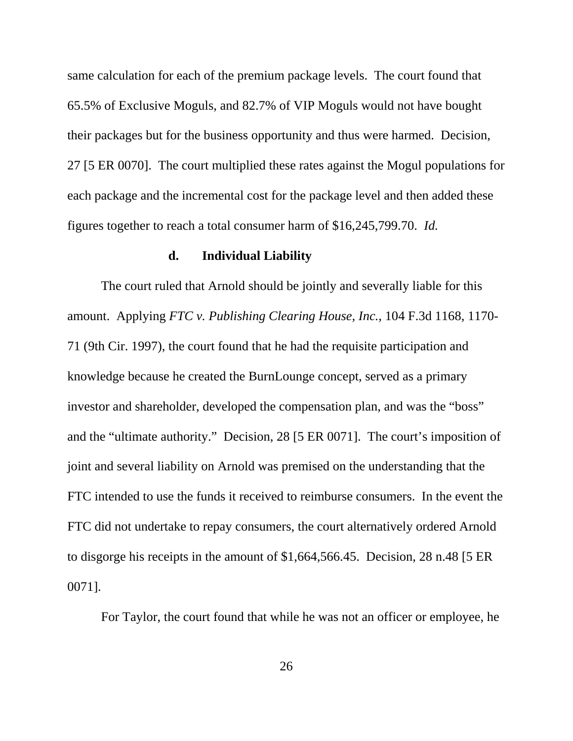same calculation for each of the premium package levels. The court found that 65.5% of Exclusive Moguls, and 82.7% of VIP Moguls would not have bought their packages but for the business opportunity and thus were harmed. Decision, 27 [5 ER 0070]. The court multiplied these rates against the Mogul populations for each package and the incremental cost for the package level and then added these figures together to reach a total consumer harm of $16,245,799.70. *Id.*

#### d. Individual Liability

The court ruled that Arnold should be jointly and severally liable for this amount. Applying *FTC v. Publishing Clearing House, Inc.*, 104 F.3d 1168, 1170-71 (9th Cir. 1997), the court found that he had the requisite participation and knowledge because he created the BurnLounge concept, served as a primary investor and shareholder, developed the compensation plan, and was the "boss" and the "ultimate authority." Decision, 28 [5 ER 0071]. The court's imposition of joint and several liability on Arnold was premised on the understanding that the FTC intended to use the funds it received to reimburse consumers. In the event the FTC did not undertake to repay consumers, the court alternatively ordered Arnold to disgorge his receipts in the amount of $1,664,566.45. Decision, 28 n.48 [5 ER 0071].

For Taylor, the court found that while he was not an officer or employee, he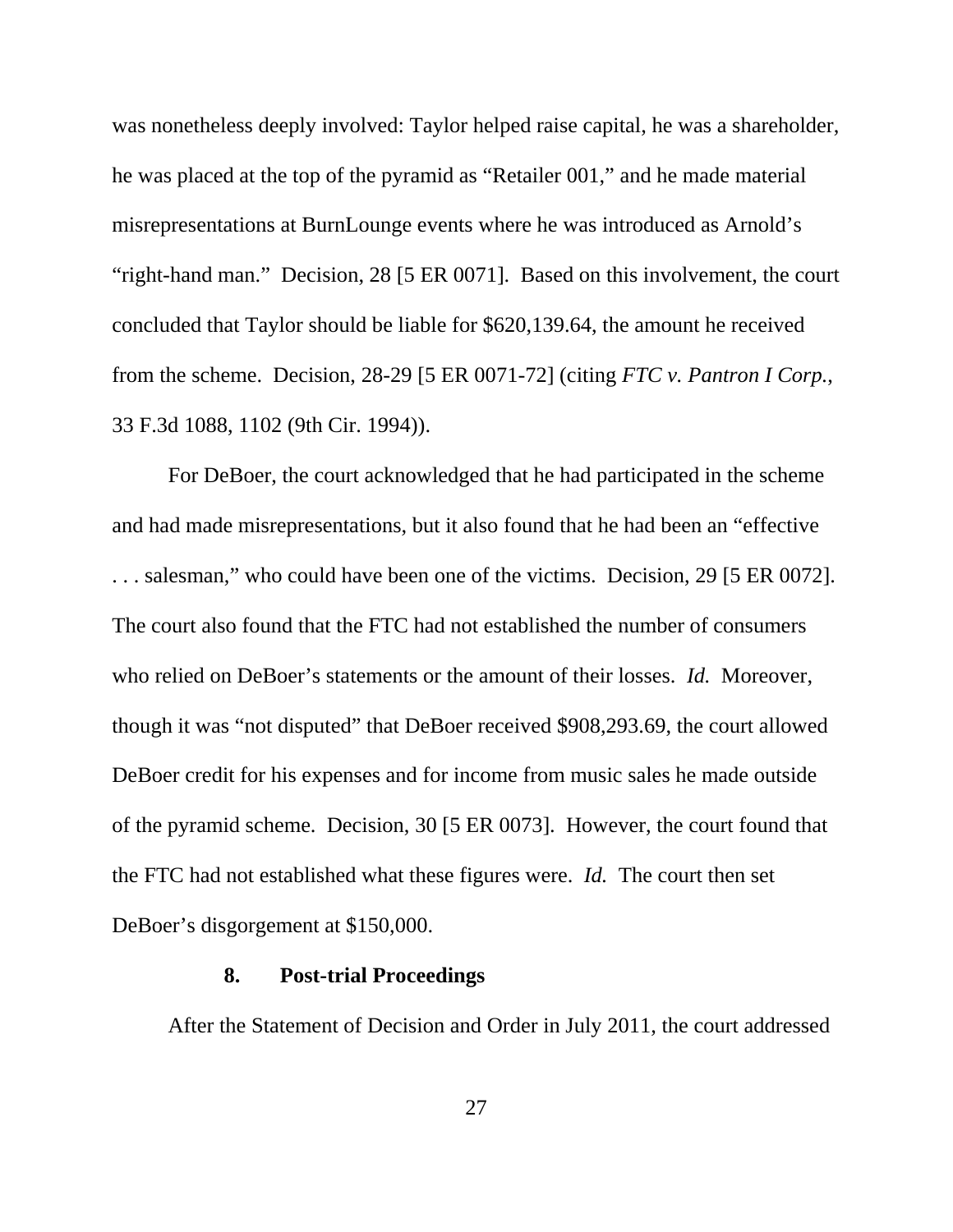was nonetheless deeply involved: Taylor helped raise capital, he was a shareholder, he was placed at the top of the pyramid as "Retailer 001," and he made material misrepresentations at BurnLounge events where he was introduced as Arnold's "right-hand man." Decision, 28 [5 ER 0071]. Based on this involvement, the court concluded that Taylor should be liable for $620,139.64, the amount he received from the scheme. Decision, 28-29 [5 ER 0071-72] (citing *FTC v. Pantron I Corp.*, 33 F.3d 1088, 1102 (9th Cir. 1994)).

For DeBoer, the court acknowledged that he had participated in the scheme and had made misrepresentations, but it also found that he had been an "effective . . . salesman," who could have been one of the victims. Decision, 29 [5 ER 0072]. The court also found that the FTC had not established the number of consumers who relied on DeBoer's statements or the amount of their losses. *Id.* Moreover, though it was "not disputed" that DeBoer received $908,293.69, the court allowed DeBoer credit for his expenses and for income from music sales he made outside of the pyramid scheme. Decision, 30 [5 ER 0073]. However, the court found that the FTC had not established what these figures were. *Id.* The court then set DeBoer's disgorgement at $150,000.

### 8. Post-trial Proceedings

After the Statement of Decision and Order in July 2011, the court addressed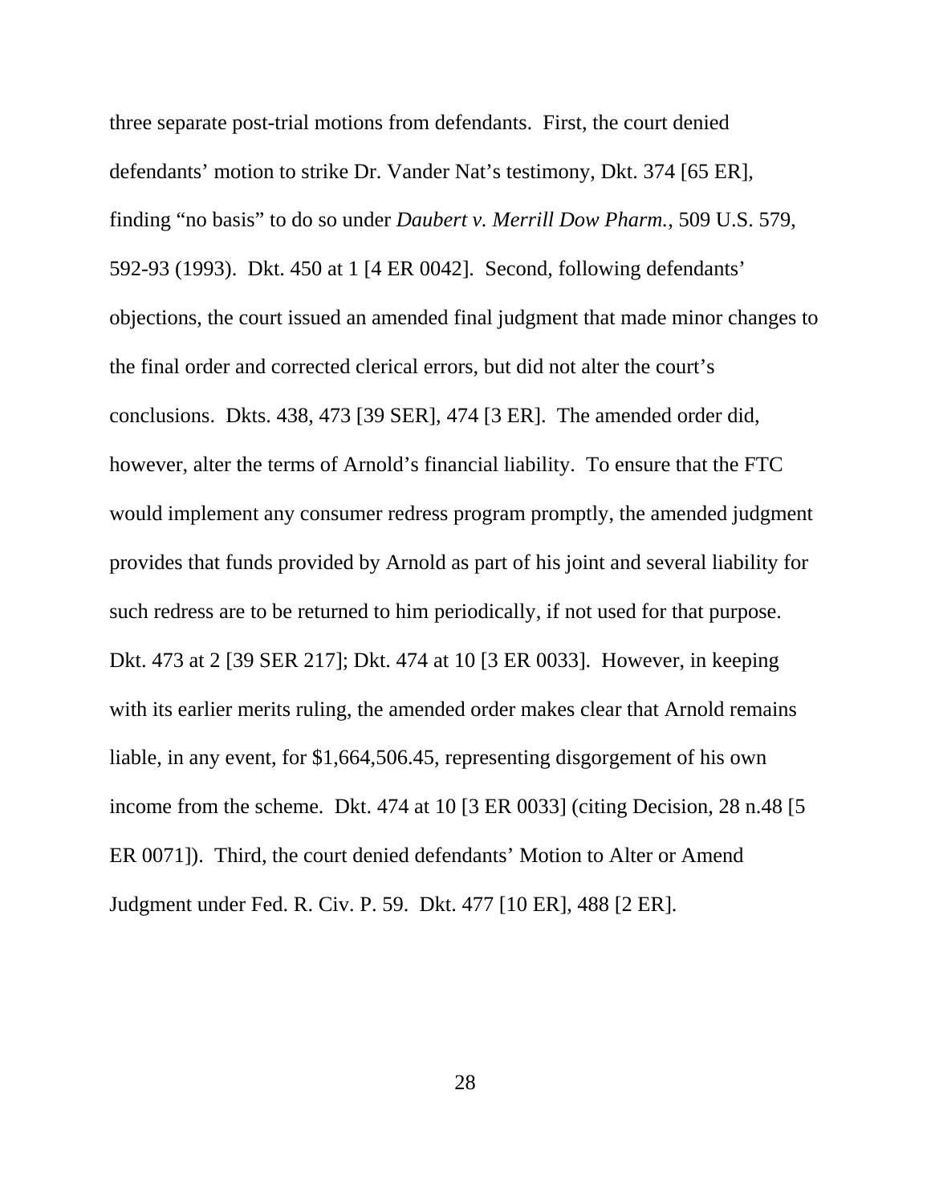three separate post-trial motions from defendants. First, the court denied defendants' motion to strike Dr. Vander Nat's testimony, Dkt. 374 [65 ER], finding "no basis" to do so under *Daubert v. Merrill Dow Pharm.*, 509 U.S. 579, 592-93 (1993). Dkt. 450 at 1 [4 ER 0042]. Second, following defendants' objections, the court issued an amended final judgment that made minor changes to the final order and corrected clerical errors, but did not alter the court's conclusions. Dkts. 438, 473 [39 SER], 474 [3 ER]. The amended order did, however, alter the terms of Arnold's financial liability. To ensure that the FTC would implement any consumer redress program promptly, the amended judgment provides that funds provided by Arnold as part of his joint and several liability for such redress are to be returned to him periodically, if not used for that purpose. Dkt. 473 at 2 [39 SER 217]; Dkt. 474 at 10 [3 ER 0033]. However, in keeping with its earlier merits ruling, the amended order makes clear that Arnold remains liable, in any event, for $1,664,506.45, representing disgorgement of his own income from the scheme. Dkt. 474 at 10 [3 ER 0033] (citing Decision, 28 n.48 [5 ER 0071]). Third, the court denied defendants' Motion to Alter or Amend Judgment under Fed. R. Civ. P. 59. Dkt. 477 [10 ER], 488 [2 ER].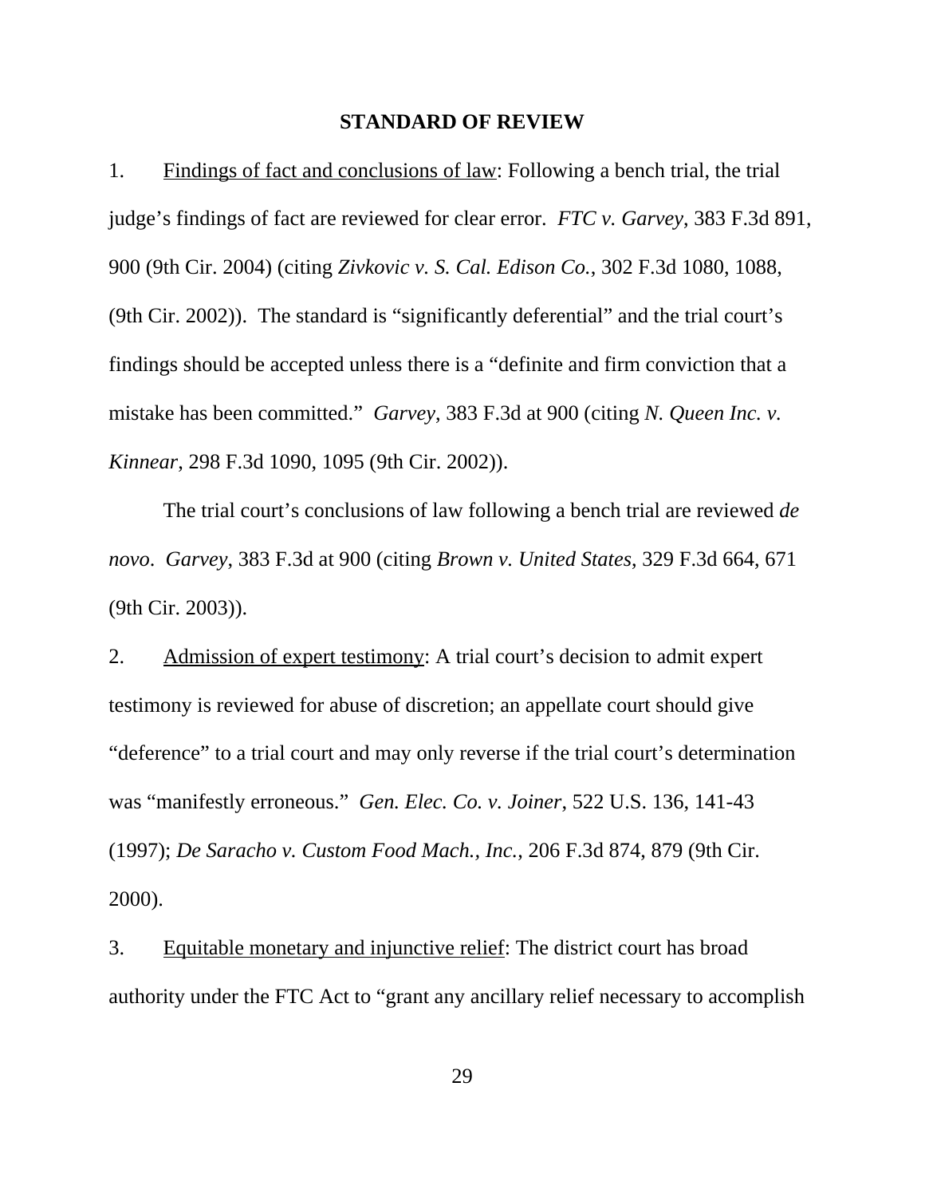**STANDARD OF REVIEW**

1. <u>Findings of fact and conclusions of law</u>: Following a bench trial, the trial judge's findings of fact are reviewed for clear error. *FTC v. Garvey*, 383 F.3d 891, 900 (9th Cir. 2004) (citing *Zivkovic v. S. Cal. Edison Co.*, 302 F.3d 1080, 1088, (9th Cir. 2002)). The standard is "significantly deferential" and the trial court's findings should be accepted unless there is a "definite and firm conviction that a mistake has been committed." *Garvey*, 383 F.3d at 900 (citing *N. Queen Inc. v. Kinnear*, 298 F.3d 1090, 1095 (9th Cir. 2002)).

The trial court's conclusions of law following a bench trial are reviewed *de novo*. *Garvey*, 383 F.3d at 900 (citing *Brown v. United States*, 329 F.3d 664, 671 (9th Cir. 2003)).

2. <u>Admission of expert testimony</u>: A trial court's decision to admit expert testimony is reviewed for abuse of discretion; an appellate court should give "deference" to a trial court and may only reverse if the trial court's determination was "manifestly erroneous." *Gen. Elec. Co. v. Joiner*, 522 U.S. 136, 141-43 (1997); *De Saracho v. Custom Food Mach., Inc.*, 206 F.3d 874, 879 (9th Cir. 2000).

3. <u>Equitable monetary and injunctive relief</u>: The district court has broad authority under the FTC Act to "grant any ancillary relief necessary to accomplish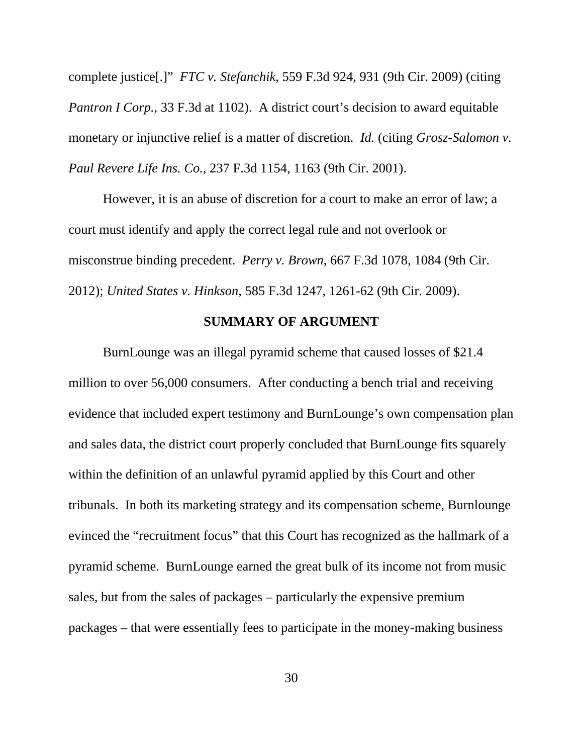complete justice[.]" *FTC v. Stefanchik*, 559 F.3d 924, 931 (9th Cir. 2009) (citing *Pantron I Corp.*, 33 F.3d at 1102). A district court's decision to award equitable monetary or injunctive relief is a matter of discretion. *Id.* (citing *Grosz-Salomon v. Paul Revere Life Ins. Co.*, 237 F.3d 1154, 1163 (9th Cir. 2001).

However, it is an abuse of discretion for a court to make an error of law; a court must identify and apply the correct legal rule and not overlook or misconstrue binding precedent. *Perry v. Brown*, 667 F.3d 1078, 1084 (9th Cir. 2012); *United States v. Hinkson*, 585 F.3d 1247, 1261-62 (9th Cir. 2009).

## SUMMARY OF ARGUMENT

BurnLounge was an illegal pyramid scheme that caused losses of $21.4 million to over 56,000 consumers. After conducting a bench trial and receiving evidence that included expert testimony and BurnLounge's own compensation plan and sales data, the district court properly concluded that BurnLounge fits squarely within the definition of an unlawful pyramid applied by this Court and other tribunals. In both its marketing strategy and its compensation scheme, Burnlounge evinced the "recruitment focus" that this Court has recognized as the hallmark of a pyramid scheme. BurnLounge earned the great bulk of its income not from music sales, but from the sales of packages – particularly the expensive premium packages – that were essentially fees to participate in the money-making business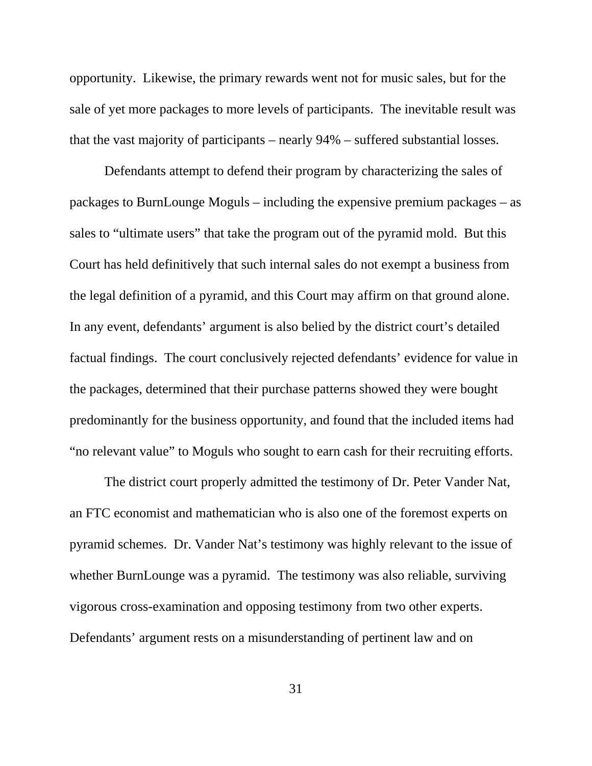opportunity. Likewise, the primary rewards went not for music sales, but for the sale of yet more packages to more levels of participants. The inevitable result was that the vast majority of participants – nearly 94% – suffered substantial losses.

Defendants attempt to defend their program by characterizing the sales of packages to BurnLounge Moguls – including the expensive premium packages – as sales to "ultimate users" that take the program out of the pyramid mold. But this Court has held definitively that such internal sales do not exempt a business from the legal definition of a pyramid, and this Court may affirm on that ground alone. In any event, defendants' argument is also belied by the district court's detailed factual findings. The court conclusively rejected defendants' evidence for value in the packages, determined that their purchase patterns showed they were bought predominantly for the business opportunity, and found that the included items had "no relevant value" to Moguls who sought to earn cash for their recruiting efforts.

The district court properly admitted the testimony of Dr. Peter Vander Nat, an FTC economist and mathematician who is also one of the foremost experts on pyramid schemes. Dr. Vander Nat's testimony was highly relevant to the issue of whether BurnLounge was a pyramid. The testimony was also reliable, surviving vigorous cross-examination and opposing testimony from two other experts. Defendants' argument rests on a misunderstanding of pertinent law and on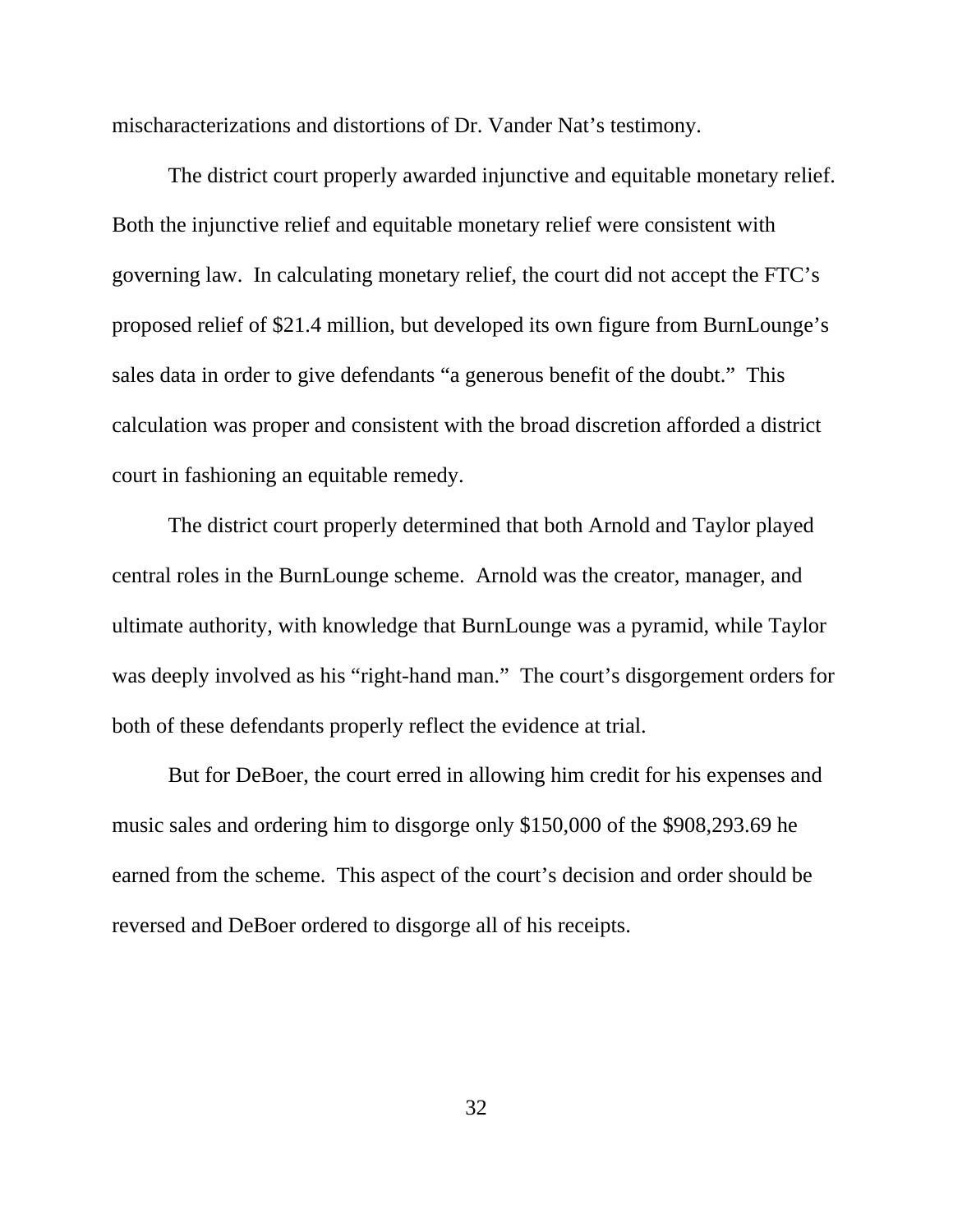mischaracterizations and distortions of Dr. Vander Nat's testimony.

The district court properly awarded injunctive and equitable monetary relief. Both the injunctive relief and equitable monetary relief were consistent with governing law. In calculating monetary relief, the court did not accept the FTC's proposed relief of $21.4 million, but developed its own figure from BurnLounge's sales data in order to give defendants "a generous benefit of the doubt." This calculation was proper and consistent with the broad discretion afforded a district court in fashioning an equitable remedy.

The district court properly determined that both Arnold and Taylor played central roles in the BurnLounge scheme. Arnold was the creator, manager, and ultimate authority, with knowledge that BurnLounge was a pyramid, while Taylor was deeply involved as his "right-hand man." The court's disgorgement orders for both of these defendants properly reflect the evidence at trial.

But for DeBoer, the court erred in allowing him credit for his expenses and music sales and ordering him to disgorge only $150,000 of the $908,293.69 he earned from the scheme. This aspect of the court's decision and order should be reversed and DeBoer ordered to disgorge all of his receipts.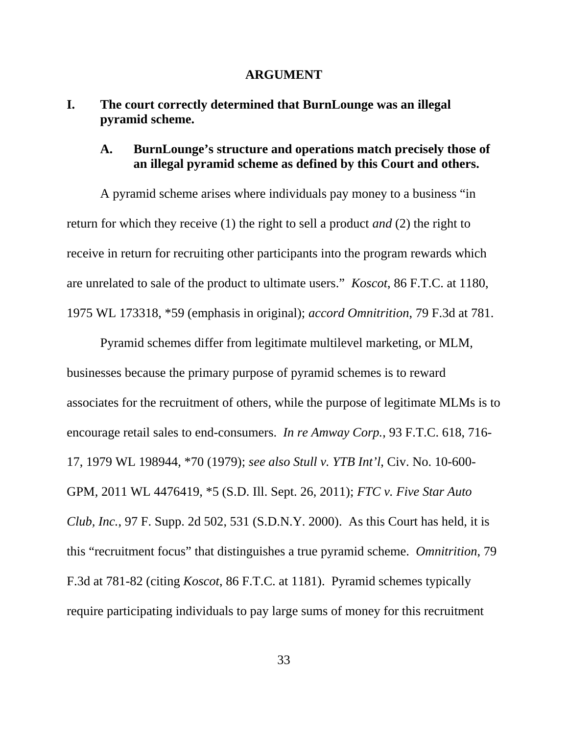# ARGUMENT

## I. The court correctly determined that BurnLounge was an illegal pyramid scheme.

### A. BurnLounge's structure and operations match precisely those of an illegal pyramid scheme as defined by this Court and others.

A pyramid scheme arises where individuals pay money to a business "in return for which they receive (1) the right to sell a product *and* (2) the right to receive in return for recruiting other participants into the program rewards which are unrelated to sale of the product to ultimate users." *Koscot*, 86 F.T.C. at 1180, 1975 WL 173318, *59 (emphasis in original); *accord Omnitrition*, 79 F.3d at 781.

Pyramid schemes differ from legitimate multilevel marketing, or MLM, businesses because the primary purpose of pyramid schemes is to reward associates for the recruitment of others, while the purpose of legitimate MLMs is to encourage retail sales to end-consumers. *In re Amway Corp.*, 93 F.T.C. 618, 716-17, 1979 WL 198944, *70 (1979); *see also Stull v. YTB Int'l*, Civ. No. 10-600-GPM, 2011 WL 4476419, *5 (S.D. Ill. Sept. 26, 2011); *FTC v. Five Star Auto Club, Inc.*, 97 F. Supp. 2d 502, 531 (S.D.N.Y. 2000). As this Court has held, it is this "recruitment focus" that distinguishes a true pyramid scheme. *Omnitrition*, 79 F.3d at 781-82 (citing *Koscot*, 86 F.T.C. at 1181). Pyramid schemes typically require participating individuals to pay large sums of money for this recruitment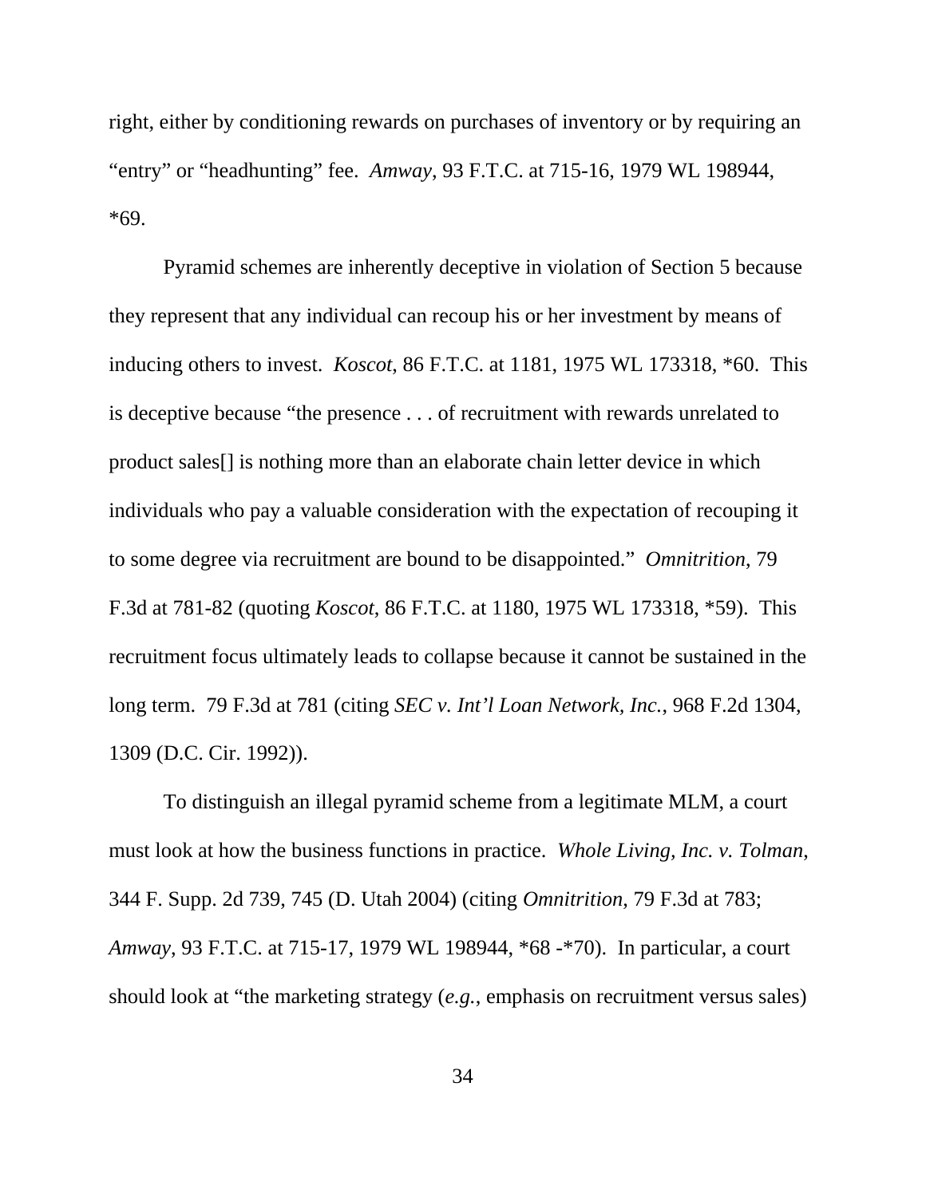right, either by conditioning rewards on purchases of inventory or by requiring an "entry" or "headhunting" fee. *Amway*, 93 F.T.C. at 715-16, 1979 WL 198944, *69.

Pyramid schemes are inherently deceptive in violation of Section 5 because they represent that any individual can recoup his or her investment by means of inducing others to invest. *Koscot*, 86 F.T.C. at 1181, 1975 WL 173318, *60. This is deceptive because "the presence . . . of recruitment with rewards unrelated to product sales[] is nothing more than an elaborate chain letter device in which individuals who pay a valuable consideration with the expectation of recouping it to some degree via recruitment are bound to be disappointed." *Omnitrition*, 79 F.3d at 781-82 (quoting *Koscot*, 86 F.T.C. at 1180, 1975 WL 173318, *59). This recruitment focus ultimately leads to collapse because it cannot be sustained in the long term. 79 F.3d at 781 (citing *SEC v. Int'l Loan Network, Inc.*, 968 F.2d 1304, 1309 (D.C. Cir. 1992)).

To distinguish an illegal pyramid scheme from a legitimate MLM, a court must look at how the business functions in practice. *Whole Living, Inc. v. Tolman*, 344 F. Supp. 2d 739, 745 (D. Utah 2004) (citing *Omnitrition*, 79 F.3d at 783; *Amway*, 93 F.T.C. at 715-17, 1979 WL 198944, *68 -*70). In particular, a court should look at "the marketing strategy (*e.g.*, emphasis on recruitment versus sales)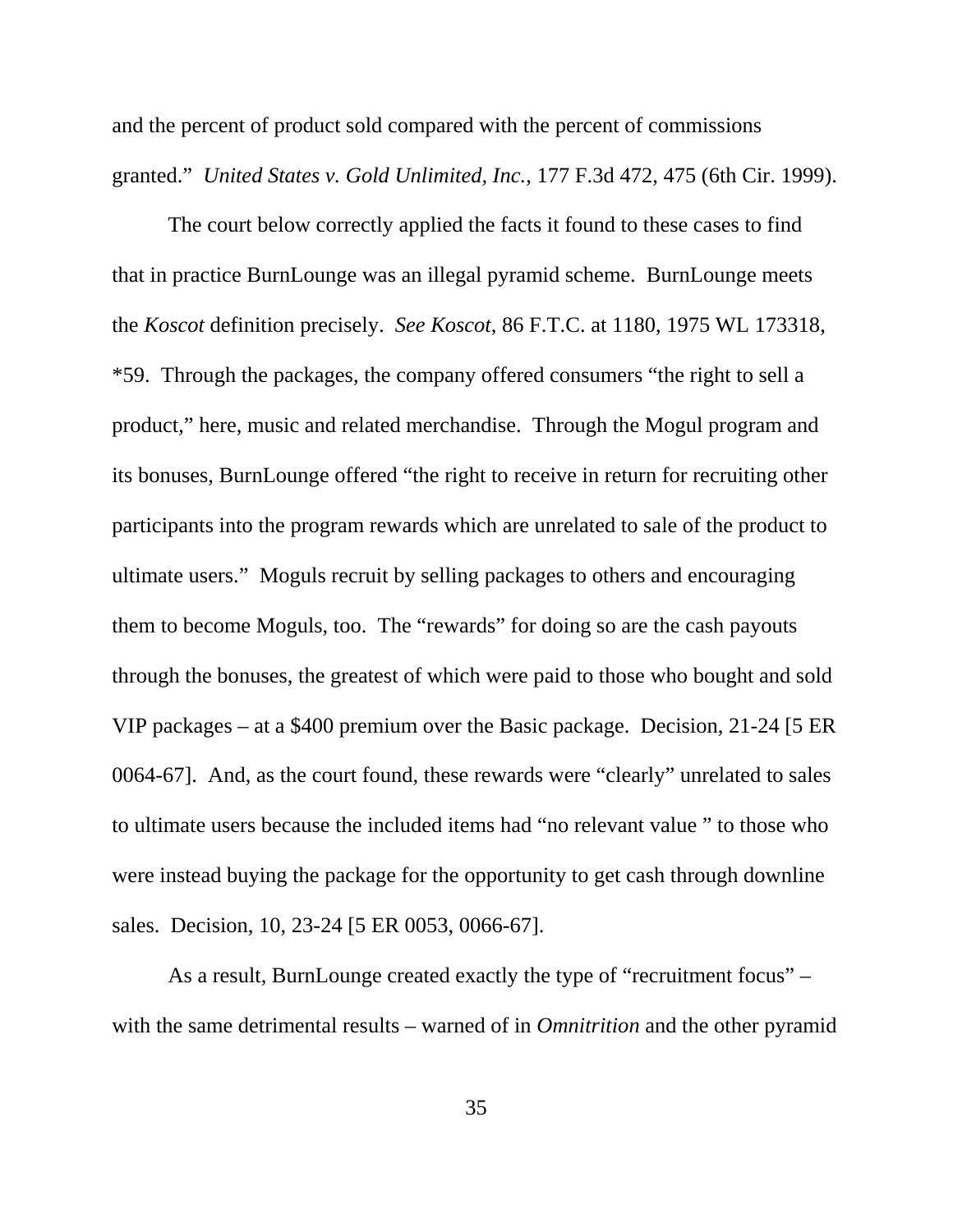and the percent of product sold compared with the percent of commissions granted." *United States v. Gold Unlimited, Inc.*, 177 F.3d 472, 475 (6th Cir. 1999).

The court below correctly applied the facts it found to these cases to find that in practice BurnLounge was an illegal pyramid scheme. BurnLounge meets the *Koscot* definition precisely. *See Koscot*, 86 F.T.C. at 1180, 1975 WL 173318, *59. Through the packages, the company offered consumers "the right to sell a product," here, music and related merchandise. Through the Mogul program and its bonuses, BurnLounge offered "the right to receive in return for recruiting other participants into the program rewards which are unrelated to sale of the product to ultimate users." Moguls recruit by selling packages to others and encouraging them to become Moguls, too. The "rewards" for doing so are the cash payouts through the bonuses, the greatest of which were paid to those who bought and sold VIP packages – at a $400 premium over the Basic package. Decision, 21-24 [5 ER 0064-67]. And, as the court found, these rewards were "clearly" unrelated to sales to ultimate users because the included items had "no relevant value " to those who were instead buying the package for the opportunity to get cash through downline sales. Decision, 10, 23-24 [5 ER 0053, 0066-67].

As a result, BurnLounge created exactly the type of "recruitment focus" – with the same detrimental results – warned of in *Omnitrition* and the other pyramid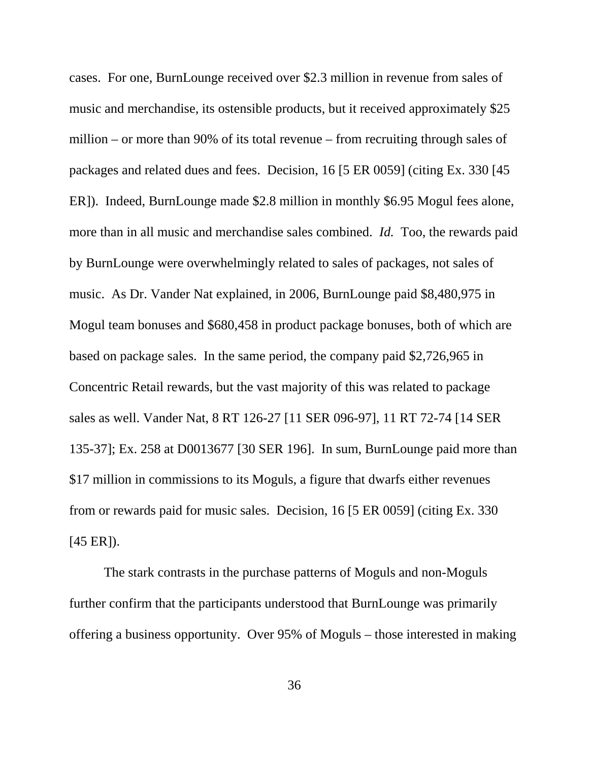cases. For one, BurnLounge received over $2.3 million in revenue from sales of music and merchandise, its ostensible products, but it received approximately $25 million – or more than 90% of its total revenue – from recruiting through sales of packages and related dues and fees. Decision, 16 [5 ER 0059] (citing Ex. 330 [45 ER]). Indeed, BurnLounge made $2.8 million in monthly $6.95 Mogul fees alone, more than in all music and merchandise sales combined. *Id.* Too, the rewards paid by BurnLounge were overwhelmingly related to sales of packages, not sales of music. As Dr. Vander Nat explained, in 2006, BurnLounge paid $8,480,975 in Mogul team bonuses and $680,458 in product package bonuses, both of which are based on package sales. In the same period, the company paid $2,726,965 in Concentric Retail rewards, but the vast majority of this was related to package sales as well. Vander Nat, 8 RT 126-27 [11 SER 096-97], 11 RT 72-74 [14 SER 135-37]; Ex. 258 at D0013677 [30 SER 196]. In sum, BurnLounge paid more than $17 million in commissions to its Moguls, a figure that dwarfs either revenues from or rewards paid for music sales. Decision, 16 [5 ER 0059] (citing Ex. 330 [45 ER]).

The stark contrasts in the purchase patterns of Moguls and non-Moguls further confirm that the participants understood that BurnLounge was primarily offering a business opportunity. Over 95% of Moguls – those interested in making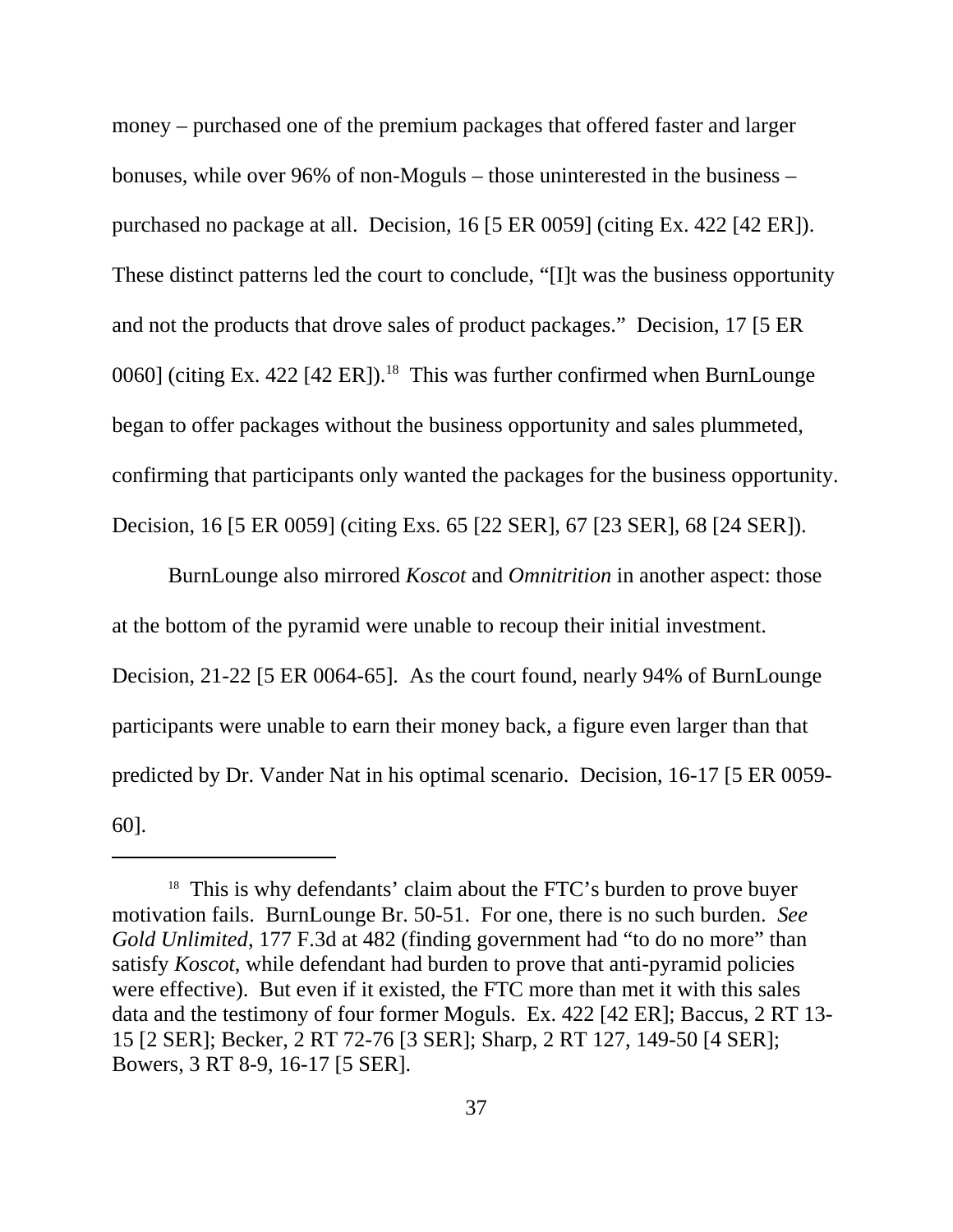money – purchased one of the premium packages that offered faster and larger bonuses, while over 96% of non-Moguls – those uninterested in the business – purchased no package at all. Decision, 16 [5 ER 0059] (citing Ex. 422 [42 ER]). These distinct patterns led the court to conclude, "[I]t was the business opportunity and not the products that drove sales of product packages." Decision, 17 [5 ER 0060] (citing Ex. 422 [42 ER]).[18] This was further confirmed when BurnLounge began to offer packages without the business opportunity and sales plummeted, confirming that participants only wanted the packages for the business opportunity. Decision, 16 [5 ER 0059] (citing Exs. 65 [22 SER], 67 [23 SER], 68 [24 SER]).

BurnLounge also mirrored *Koscot* and *Omnitrition* in another aspect: those at the bottom of the pyramid were unable to recoup their initial investment. Decision, 21-22 [5 ER 0064-65]. As the court found, nearly 94% of BurnLounge participants were unable to earn their money back, a figure even larger than that predicted by Dr. Vander Nat in his optimal scenario. Decision, 16-17 [5 ER 0059-60].

---

[18] This is why defendants' claim about the FTC's burden to prove buyer motivation fails. BurnLounge Br. 50-51. For one, there is no such burden. *See Gold Unlimited*, 177 F.3d at 482 (finding government had "to do no more" than satisfy *Koscot*, while defendant had burden to prove that anti-pyramid policies were effective). But even if it existed, the FTC more than met it with this sales data and the testimony of four former Moguls. Ex. 422 [42 ER]; Baccus, 2 RT 13-15 [2 SER]; Becker, 2 RT 72-76 [3 SER]; Sharp, 2 RT 127, 149-50 [4 SER]; Bowers, 3 RT 8-9, 16-17 [5 SER].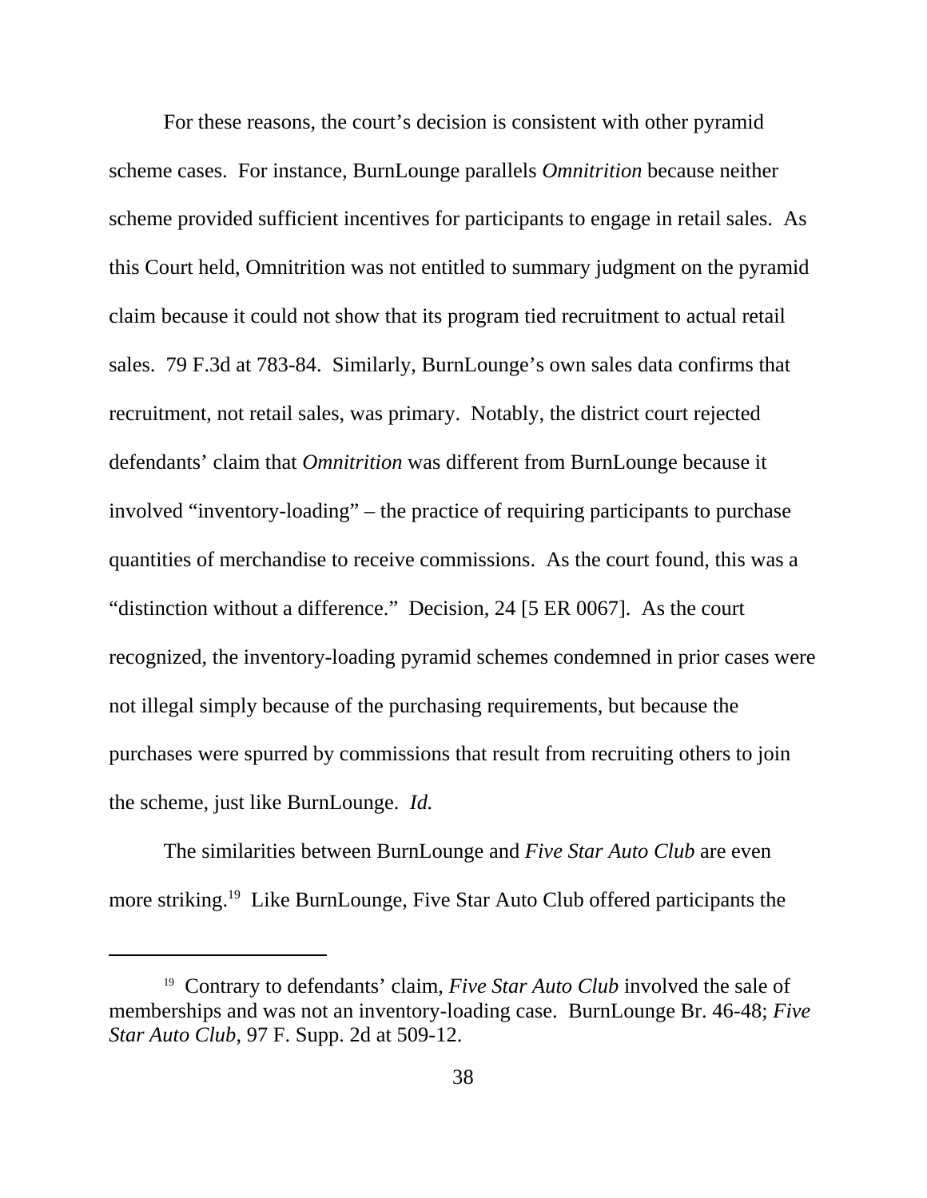For these reasons, the court's decision is consistent with other pyramid scheme cases. For instance, BurnLounge parallels *Omnitrition* because neither scheme provided sufficient incentives for participants to engage in retail sales. As this Court held, Omnitrition was not entitled to summary judgment on the pyramid claim because it could not show that its program tied recruitment to actual retail sales. 79 F.3d at 783-84. Similarly, BurnLounge's own sales data confirms that recruitment, not retail sales, was primary. Notably, the district court rejected defendants' claim that *Omnitrition* was different from BurnLounge because it involved "inventory-loading" – the practice of requiring participants to purchase quantities of merchandise to receive commissions. As the court found, this was a "distinction without a difference." Decision, 24 [5 ER 0067]. As the court recognized, the inventory-loading pyramid schemes condemned in prior cases were not illegal simply because of the purchasing requirements, but because the purchases were spurred by commissions that result from recruiting others to join the scheme, just like BurnLounge. *Id.*

The similarities between BurnLounge and *Five Star Auto Club* are even more striking.[19] Like BurnLounge, Five Star Auto Club offered participants the

---

[19] Contrary to defendants' claim, *Five Star Auto Club* involved the sale of memberships and was not an inventory-loading case. BurnLounge Br. 46-48; *Five Star Auto Club*, 97 F. Supp. 2d at 509-12.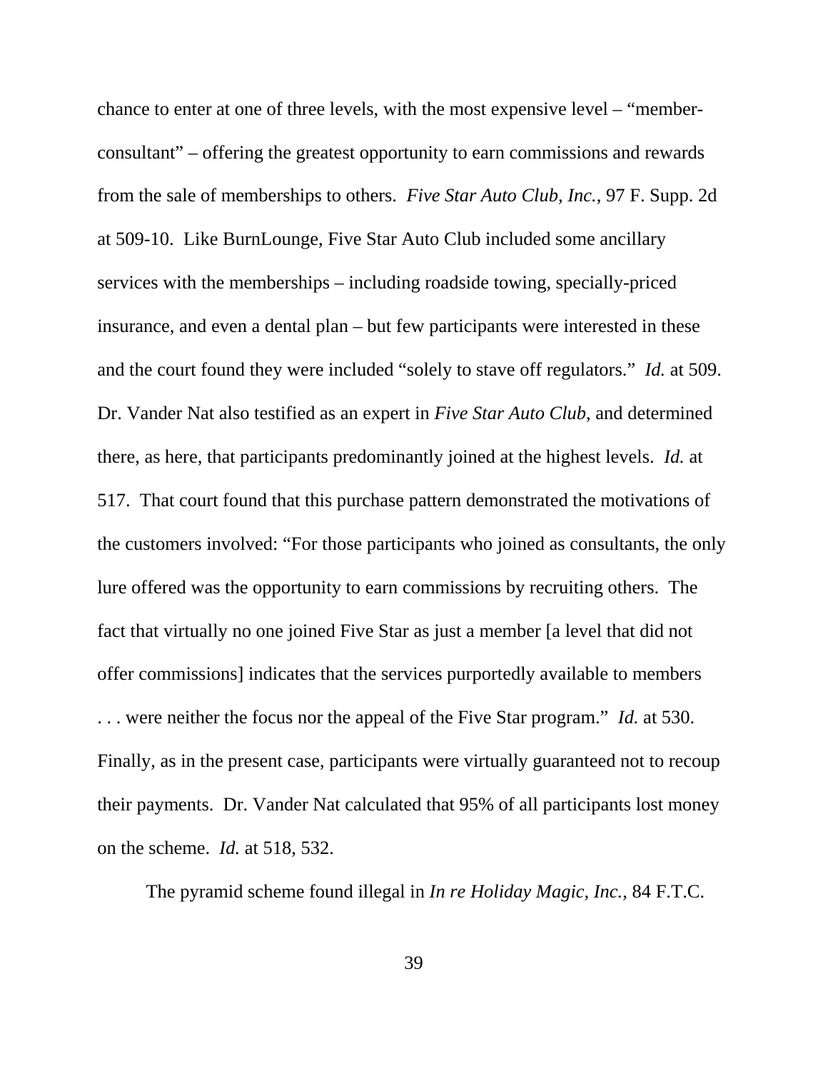chance to enter at one of three levels, with the most expensive level – "member-consultant" – offering the greatest opportunity to earn commissions and rewards from the sale of memberships to others. *Five Star Auto Club, Inc.*, 97 F. Supp. 2d at 509-10. Like BurnLounge, Five Star Auto Club included some ancillary services with the memberships – including roadside towing, specially-priced insurance, and even a dental plan – but few participants were interested in these and the court found they were included "solely to stave off regulators." *Id.* at 509. Dr. Vander Nat also testified as an expert in *Five Star Auto Club*, and determined there, as here, that participants predominantly joined at the highest levels. *Id.* at 517. That court found that this purchase pattern demonstrated the motivations of the customers involved: "For those participants who joined as consultants, the only lure offered was the opportunity to earn commissions by recruiting others. The fact that virtually no one joined Five Star as just a member [a level that did not offer commissions] indicates that the services purportedly available to members . . . were neither the focus nor the appeal of the Five Star program." *Id.* at 530. Finally, as in the present case, participants were virtually guaranteed not to recoup their payments. Dr. Vander Nat calculated that 95% of all participants lost money on the scheme. *Id.* at 518, 532.

The pyramid scheme found illegal in *In re Holiday Magic, Inc.*, 84 F.T.C.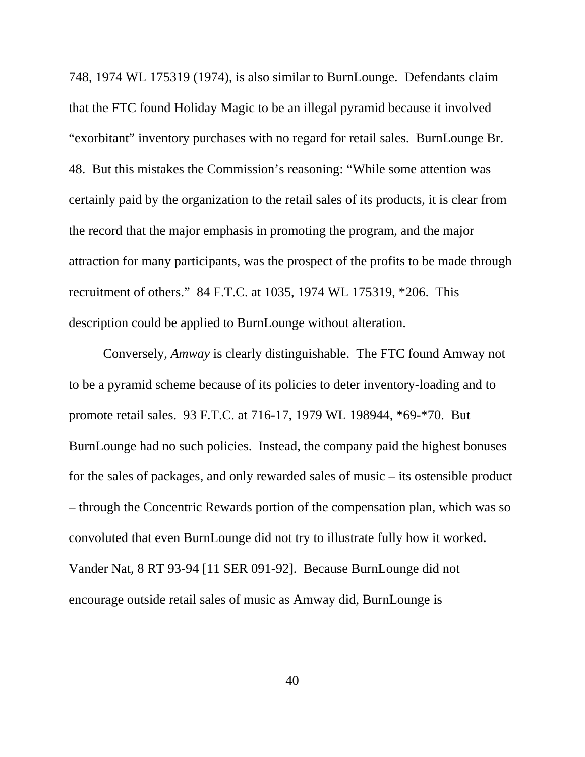748, 1974 WL 175319 (1974), is also similar to BurnLounge. Defendants claim that the FTC found Holiday Magic to be an illegal pyramid because it involved "exorbitant" inventory purchases with no regard for retail sales. BurnLounge Br. 48. But this mistakes the Commission's reasoning: "While some attention was certainly paid by the organization to the retail sales of its products, it is clear from the record that the major emphasis in promoting the program, and the major attraction for many participants, was the prospect of the profits to be made through recruitment of others." 84 F.T.C. at 1035, 1974 WL 175319, *206. This description could be applied to BurnLounge without alteration.

Conversely, *Amway* is clearly distinguishable. The FTC found Amway not to be a pyramid scheme because of its policies to deter inventory-loading and to promote retail sales. 93 F.T.C. at 716-17, 1979 WL 198944, *69-*70. But BurnLounge had no such policies. Instead, the company paid the highest bonuses for the sales of packages, and only rewarded sales of music – its ostensible product – through the Concentric Rewards portion of the compensation plan, which was so convoluted that even BurnLounge did not try to illustrate fully how it worked. Vander Nat, 8 RT 93-94 [11 SER 091-92]. Because BurnLounge did not encourage outside retail sales of music as Amway did, BurnLounge is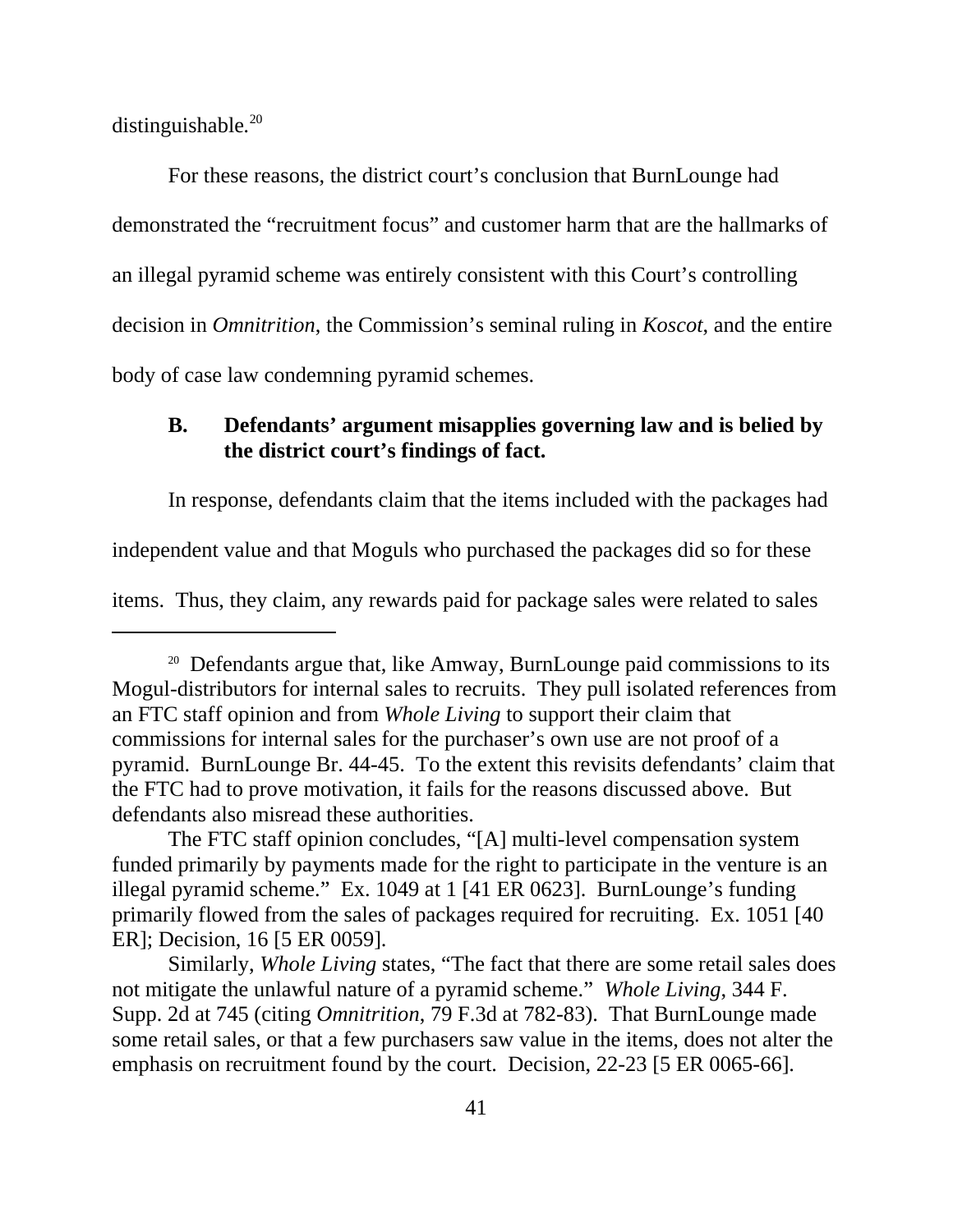distinguishable.[20]

For these reasons, the district court's conclusion that BurnLounge had demonstrated the "recruitment focus" and customer harm that are the hallmarks of an illegal pyramid scheme was entirely consistent with this Court's controlling decision in *Omnitrition*, the Commission's seminal ruling in *Koscot*, and the entire body of case law condemning pyramid schemes.

### B. Defendants' argument misapplies governing law and is belied by the district court's findings of fact.

In response, defendants claim that the items included with the packages had independent value and that Moguls who purchased the packages did so for these items. Thus, they claim, any rewards paid for package sales were related to sales

---

[20] Defendants argue that, like Amway, BurnLounge paid commissions to its Mogul-distributors for internal sales to recruits. They pull isolated references from an FTC staff opinion and from *Whole Living* to support their claim that commissions for internal sales for the purchaser's own use are not proof of a pyramid. BurnLounge Br. 44-45. To the extent this revisits defendants' claim that the FTC had to prove motivation, it fails for the reasons discussed above. But defendants also misread these authorities.

The FTC staff opinion concludes, "[A] multi-level compensation system funded primarily by payments made for the right to participate in the venture is an illegal pyramid scheme." Ex. 1049 at 1 [41 ER 0623]. BurnLounge's funding primarily flowed from the sales of packages required for recruiting. Ex. 1051 [40 ER]; Decision, 16 [5 ER 0059].

Similarly, *Whole Living* states, "The fact that there are some retail sales does not mitigate the unlawful nature of a pyramid scheme." *Whole Living*, 344 F. Supp. 2d at 745 (citing *Omnitrition*, 79 F.3d at 782-83). That BurnLounge made some retail sales, or that a few purchasers saw value in the items, does not alter the emphasis on recruitment found by the court. Decision, 22-23 [5 ER 0065-66].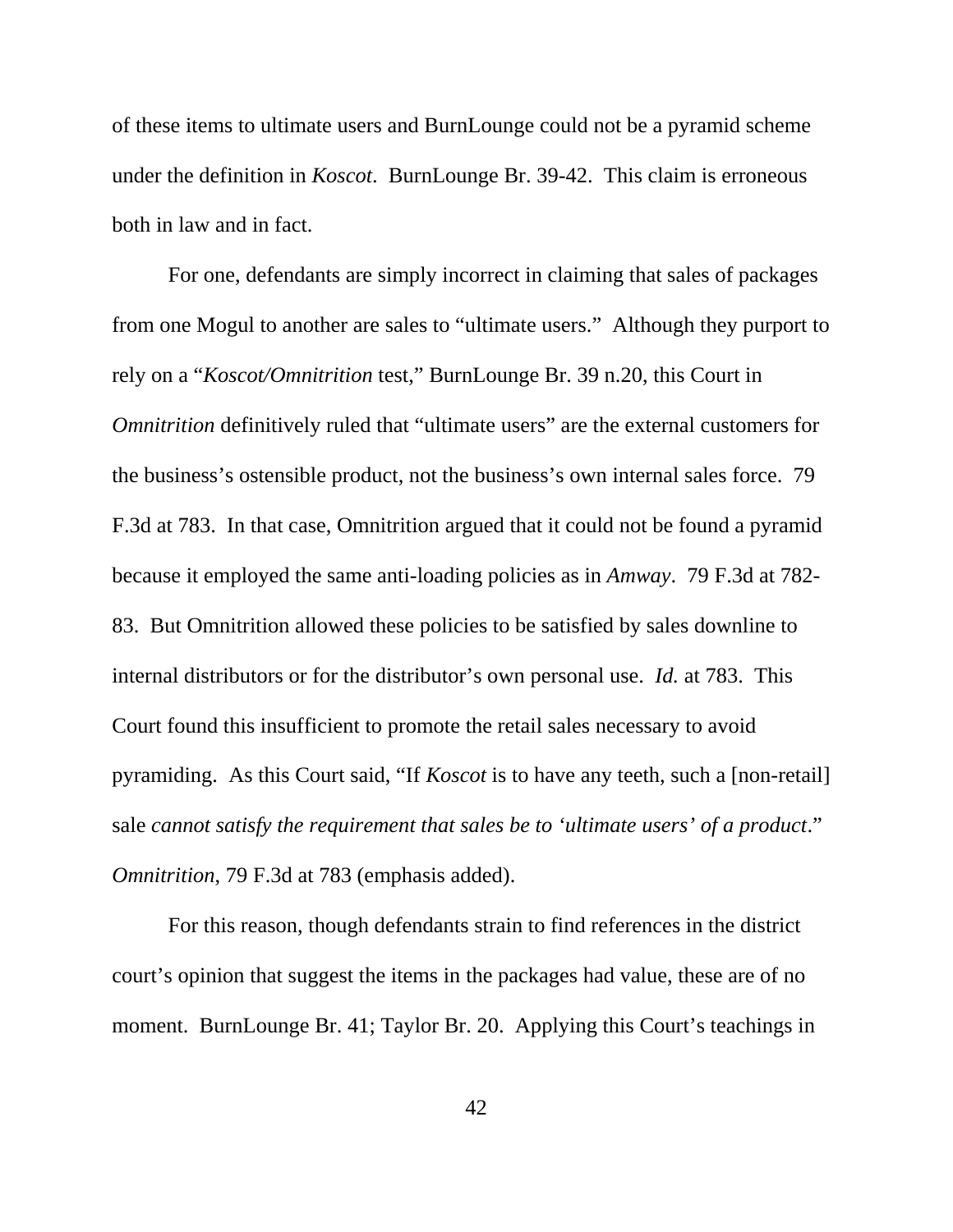of these items to ultimate users and BurnLounge could not be a pyramid scheme under the definition in *Koscot*. BurnLounge Br. 39-42. This claim is erroneous both in law and in fact.

For one, defendants are simply incorrect in claiming that sales of packages from one Mogul to another are sales to "ultimate users." Although they purport to rely on a "*Koscot/Omnitrition* test," BurnLounge Br. 39 n.20, this Court in *Omnitrition* definitively ruled that "ultimate users" are the external customers for the business's ostensible product, not the business's own internal sales force. 79 F.3d at 783. In that case, Omnitrition argued that it could not be found a pyramid because it employed the same anti-loading policies as in *Amway*. 79 F.3d at 782-83. But Omnitrition allowed these policies to be satisfied by sales downline to internal distributors or for the distributor's own personal use. *Id.* at 783. This Court found this insufficient to promote the retail sales necessary to avoid pyramiding. As this Court said, "If *Koscot* is to have any teeth, such a [non-retail] sale *cannot satisfy the requirement that sales be to 'ultimate users' of a product*." *Omnitrition*, 79 F.3d at 783 (emphasis added).

For this reason, though defendants strain to find references in the district court's opinion that suggest the items in the packages had value, these are of no moment. BurnLounge Br. 41; Taylor Br. 20. Applying this Court's teachings in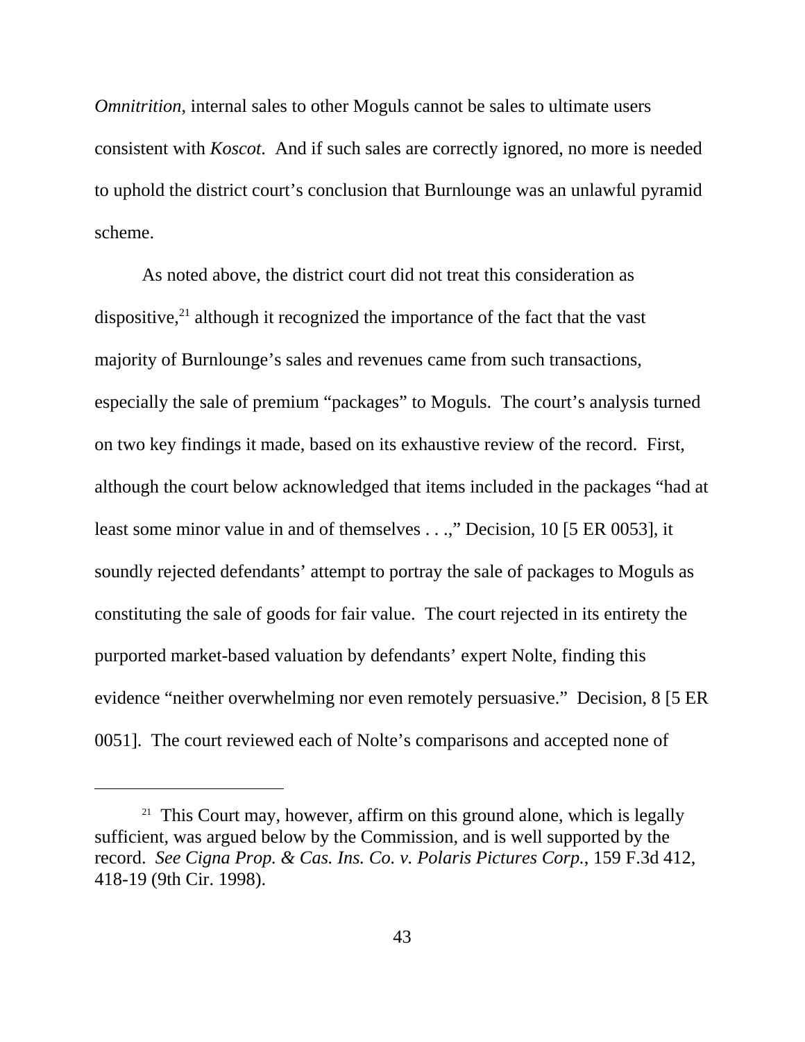*Omnitrition*, internal sales to other Moguls cannot be sales to ultimate users consistent with *Koscot*. And if such sales are correctly ignored, no more is needed to uphold the district court's conclusion that Burnlounge was an unlawful pyramid scheme.

As noted above, the district court did not treat this consideration as dispositive,[21] although it recognized the importance of the fact that the vast majority of Burnlounge's sales and revenues came from such transactions, especially the sale of premium "packages" to Moguls. The court's analysis turned on two key findings it made, based on its exhaustive review of the record. First, although the court below acknowledged that items included in the packages "had at least some minor value in and of themselves . . .," Decision, 10 [5 ER 0053], it soundly rejected defendants' attempt to portray the sale of packages to Moguls as constituting the sale of goods for fair value. The court rejected in its entirety the purported market-based valuation by defendants' expert Nolte, finding this evidence "neither overwhelming nor even remotely persuasive." Decision, 8 [5 ER 0051]. The court reviewed each of Nolte's comparisons and accepted none of

---

[21] This Court may, however, affirm on this ground alone, which is legally sufficient, was argued below by the Commission, and is well supported by the record. *See Cigna Prop. & Cas. Ins. Co. v. Polaris Pictures Corp.*, 159 F.3d 412, 418-19 (9th Cir. 1998).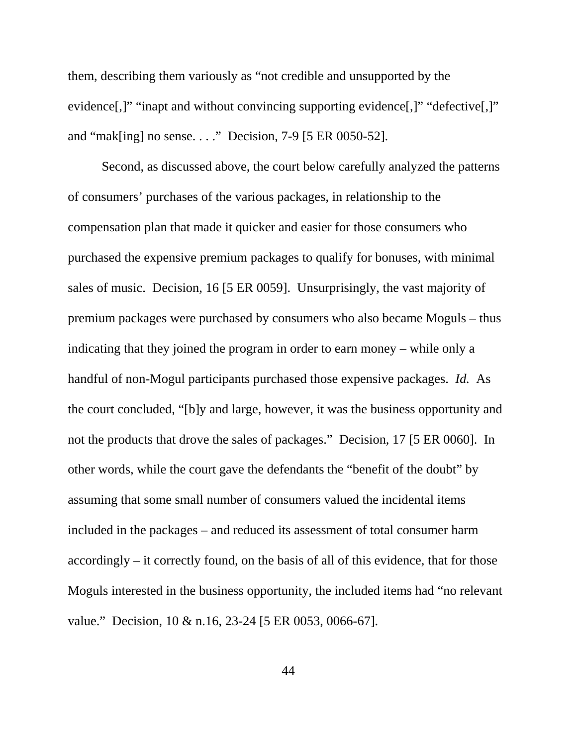them, describing them variously as "not credible and unsupported by the evidence[,]" "inapt and without convincing supporting evidence[,]" "defective[,]" and "mak[ing] no sense. . . ." Decision, 7-9 [5 ER 0050-52].

Second, as discussed above, the court below carefully analyzed the patterns of consumers' purchases of the various packages, in relationship to the compensation plan that made it quicker and easier for those consumers who purchased the expensive premium packages to qualify for bonuses, with minimal sales of music. Decision, 16 [5 ER 0059]. Unsurprisingly, the vast majority of premium packages were purchased by consumers who also became Moguls – thus indicating that they joined the program in order to earn money – while only a handful of non-Mogul participants purchased those expensive packages. *Id.* As the court concluded, "[b]y and large, however, it was the business opportunity and not the products that drove the sales of packages." Decision, 17 [5 ER 0060]. In other words, while the court gave the defendants the "benefit of the doubt" by assuming that some small number of consumers valued the incidental items included in the packages – and reduced its assessment of total consumer harm accordingly – it correctly found, on the basis of all of this evidence, that for those Moguls interested in the business opportunity, the included items had "no relevant value." Decision, 10 & n.16, 23-24 [5 ER 0053, 0066-67].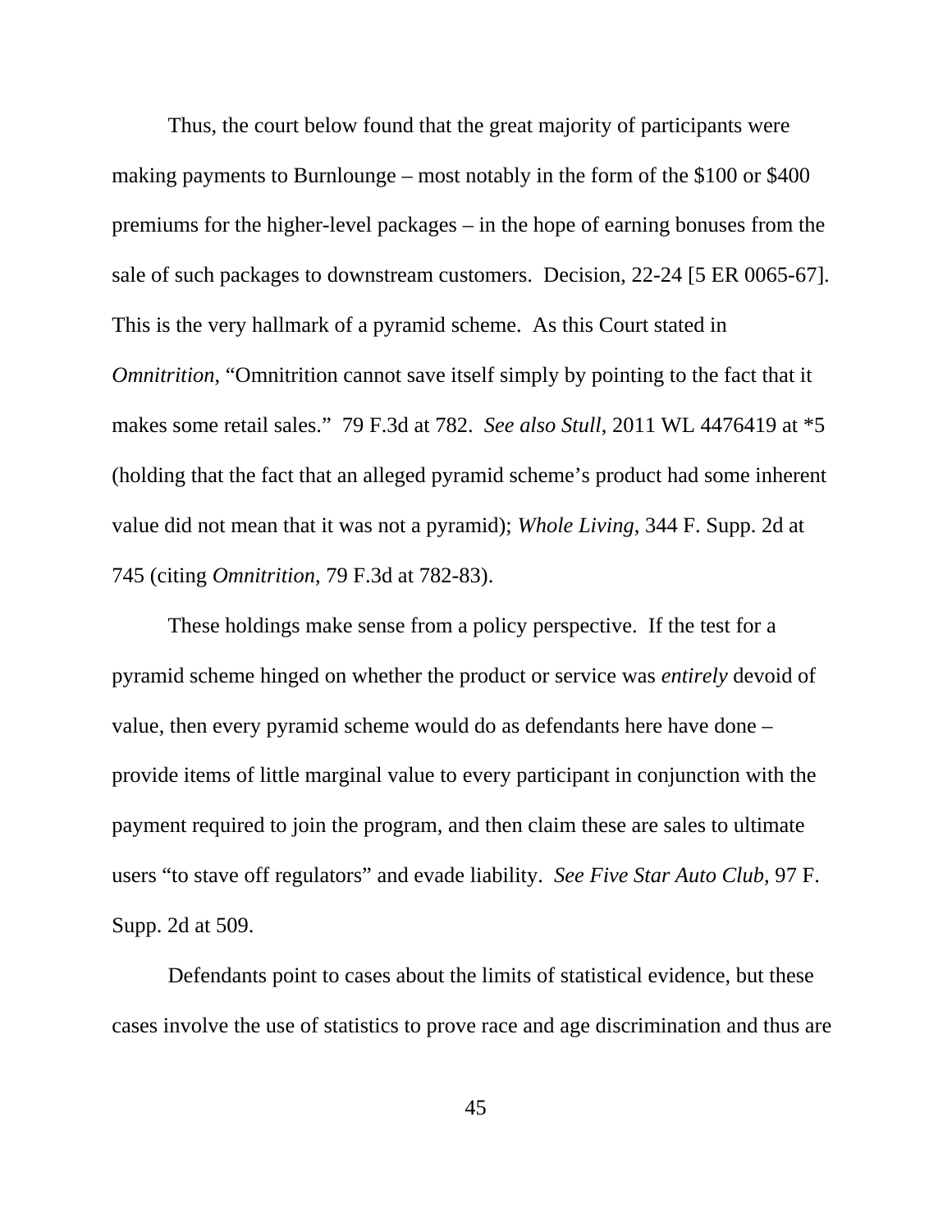Thus, the court below found that the great majority of participants were making payments to Burnlounge – most notably in the form of the $100 or $400 premiums for the higher-level packages – in the hope of earning bonuses from the sale of such packages to downstream customers. Decision, 22-24 [5 ER 0065-67]. This is the very hallmark of a pyramid scheme. As this Court stated in *Omnitrition*, "Omnitrition cannot save itself simply by pointing to the fact that it makes some retail sales." 79 F.3d at 782. *See also Stull*, 2011 WL 4476419 at *5 (holding that the fact that an alleged pyramid scheme's product had some inherent value did not mean that it was not a pyramid); *Whole Living*, 344 F. Supp. 2d at 745 (citing *Omnitrition*, 79 F.3d at 782-83).

These holdings make sense from a policy perspective. If the test for a pyramid scheme hinged on whether the product or service was *entirely* devoid of value, then every pyramid scheme would do as defendants here have done – provide items of little marginal value to every participant in conjunction with the payment required to join the program, and then claim these are sales to ultimate users "to stave off regulators" and evade liability. *See Five Star Auto Club*, 97 F. Supp. 2d at 509.

Defendants point to cases about the limits of statistical evidence, but these cases involve the use of statistics to prove race and age discrimination and thus are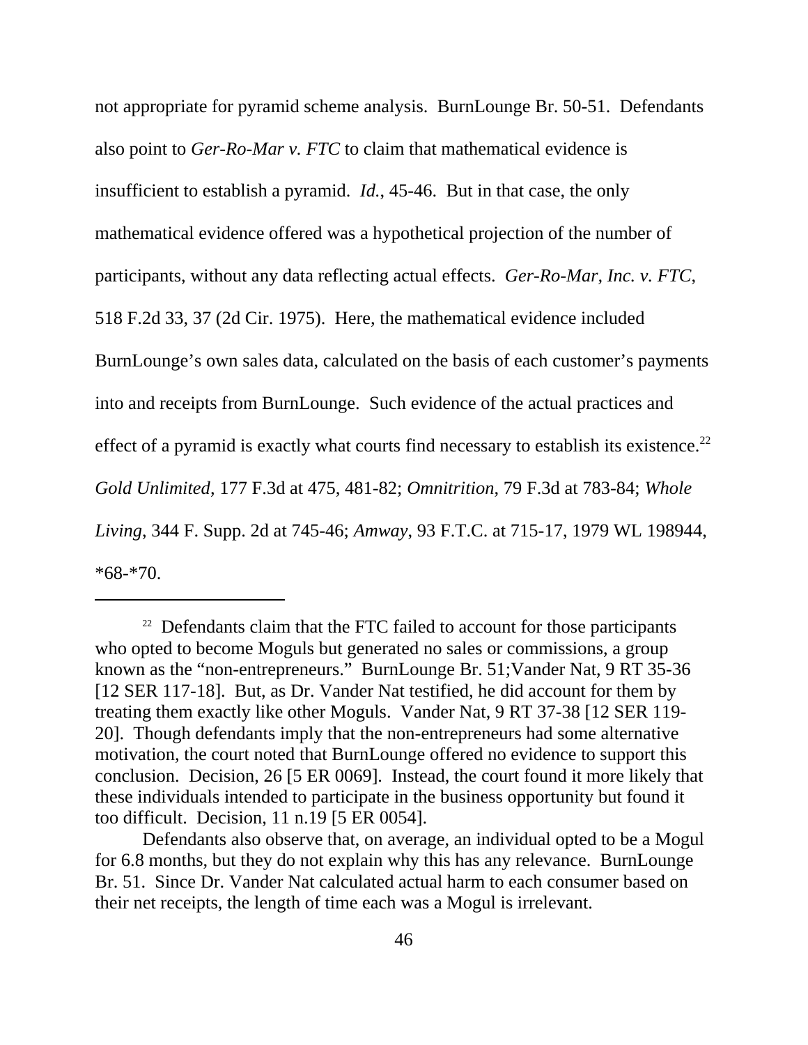not appropriate for pyramid scheme analysis. BurnLounge Br. 50-51. Defendants also point to *Ger-Ro-Mar v. FTC* to claim that mathematical evidence is insufficient to establish a pyramid. *Id.*, 45-46. But in that case, the only mathematical evidence offered was a hypothetical projection of the number of participants, without any data reflecting actual effects. *Ger-Ro-Mar, Inc. v. FTC*, 518 F.2d 33, 37 (2d Cir. 1975). Here, the mathematical evidence included BurnLounge's own sales data, calculated on the basis of each customer's payments into and receipts from BurnLounge. Such evidence of the actual practices and effect of a pyramid is exactly what courts find necessary to establish its existence.[22] *Gold Unlimited*, 177 F.3d at 475, 481-82; *Omnitrition*, 79 F.3d at 783-84; *Whole Living*, 344 F. Supp. 2d at 745-46; *Amway*, 93 F.T.C. at 715-17, 1979 WL 198944, *68-*70.

---

[22] Defendants claim that the FTC failed to account for those participants who opted to become Moguls but generated no sales or commissions, a group known as the "non-entrepreneurs." BurnLounge Br. 51;Vander Nat, 9 RT 35-36 [12 SER 117-18]. But, as Dr. Vander Nat testified, he did account for them by treating them exactly like other Moguls. Vander Nat, 9 RT 37-38 [12 SER 119-20]. Though defendants imply that the non-entrepreneurs had some alternative motivation, the court noted that BurnLounge offered no evidence to support this conclusion. Decision, 26 [5 ER 0069]. Instead, the court found it more likely that these individuals intended to participate in the business opportunity but found it too difficult. Decision, 11 n.19 [5 ER 0054].

Defendants also observe that, on average, an individual opted to be a Mogul for 6.8 months, but they do not explain why this has any relevance. BurnLounge Br. 51. Since Dr. Vander Nat calculated actual harm to each consumer based on their net receipts, the length of time each was a Mogul is irrelevant.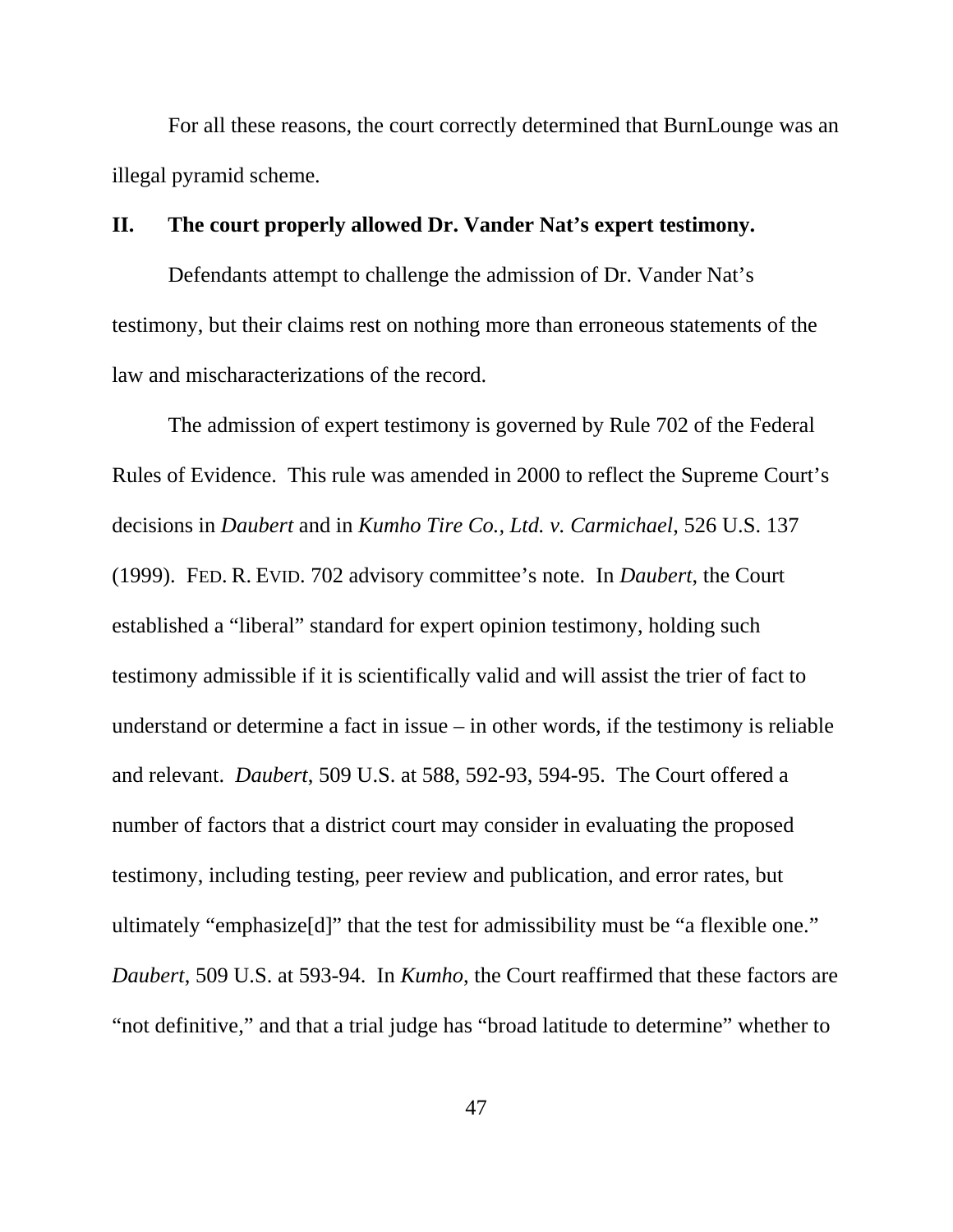For all these reasons, the court correctly determined that BurnLounge was an illegal pyramid scheme.

## II. The court properly allowed Dr. Vander Nat's expert testimony.

Defendants attempt to challenge the admission of Dr. Vander Nat's testimony, but their claims rest on nothing more than erroneous statements of the law and mischaracterizations of the record.

The admission of expert testimony is governed by Rule 702 of the Federal Rules of Evidence. This rule was amended in 2000 to reflect the Supreme Court's decisions in *Daubert* and in *Kumho Tire Co., Ltd. v. Carmichael,* 526 U.S. 137 (1999). FED. R. EVID. 702 advisory committee's note. In *Daubert*, the Court established a "liberal" standard for expert opinion testimony, holding such testimony admissible if it is scientifically valid and will assist the trier of fact to understand or determine a fact in issue – in other words, if the testimony is reliable and relevant. *Daubert*, 509 U.S. at 588, 592-93, 594-95. The Court offered a number of factors that a district court may consider in evaluating the proposed testimony, including testing, peer review and publication, and error rates, but ultimately "emphasize[d]" that the test for admissibility must be "a flexible one." *Daubert*, 509 U.S. at 593-94. In *Kumho*, the Court reaffirmed that these factors are "not definitive," and that a trial judge has "broad latitude to determine" whether to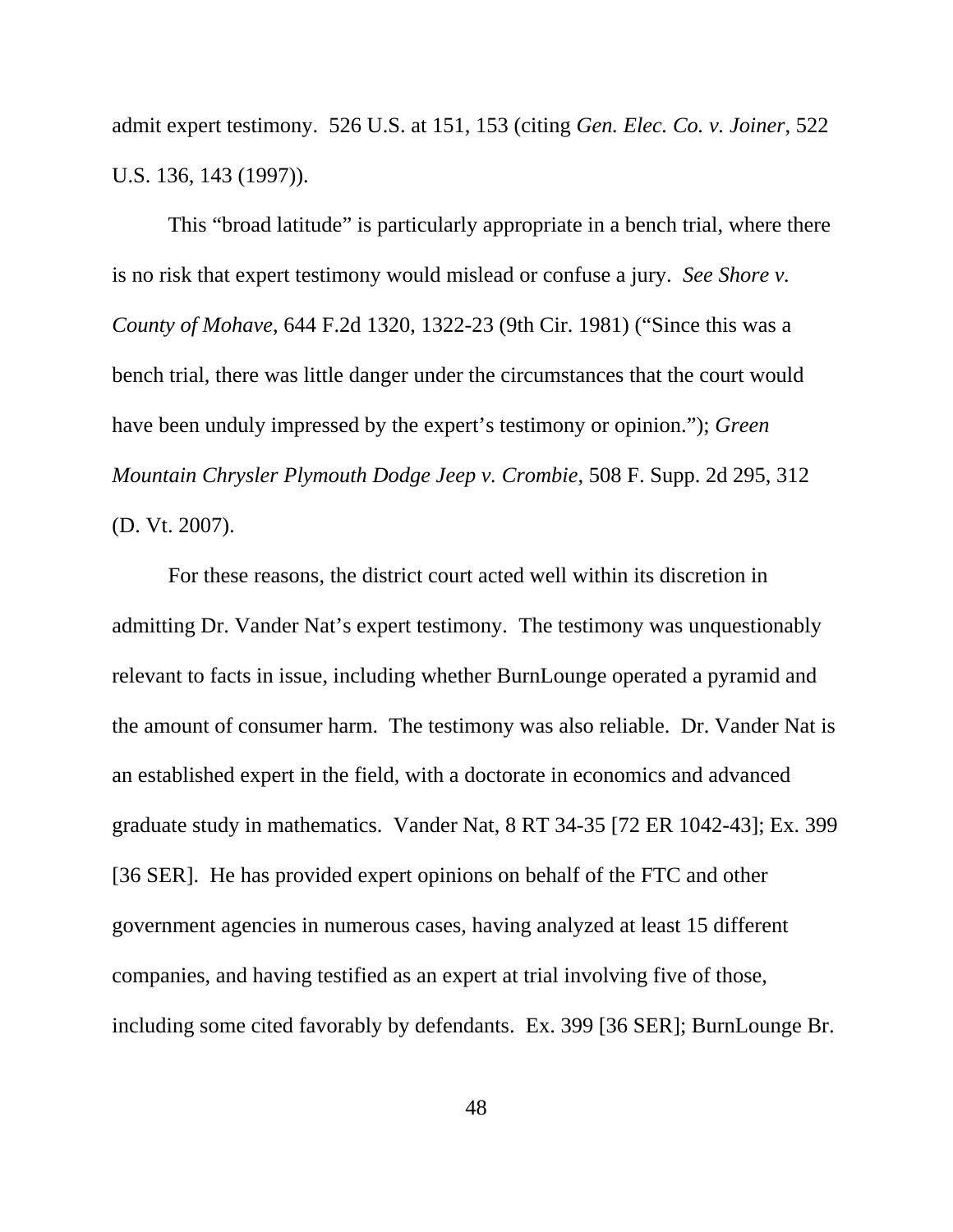admit expert testimony. 526 U.S. at 151, 153 (citing *Gen. Elec. Co. v. Joiner*, 522 U.S. 136, 143 (1997)).

This "broad latitude" is particularly appropriate in a bench trial, where there is no risk that expert testimony would mislead or confuse a jury. *See Shore v. County of Mohave*, 644 F.2d 1320, 1322-23 (9th Cir. 1981) ("Since this was a bench trial, there was little danger under the circumstances that the court would have been unduly impressed by the expert's testimony or opinion."); *Green Mountain Chrysler Plymouth Dodge Jeep v. Crombie*, 508 F. Supp. 2d 295, 312 (D. Vt. 2007).

For these reasons, the district court acted well within its discretion in admitting Dr. Vander Nat's expert testimony. The testimony was unquestionably relevant to facts in issue, including whether BurnLounge operated a pyramid and the amount of consumer harm. The testimony was also reliable. Dr. Vander Nat is an established expert in the field, with a doctorate in economics and advanced graduate study in mathematics. Vander Nat, 8 RT 34-35 [72 ER 1042-43]; Ex. 399 [36 SER]. He has provided expert opinions on behalf of the FTC and other government agencies in numerous cases, having analyzed at least 15 different companies, and having testified as an expert at trial involving five of those, including some cited favorably by defendants. Ex. 399 [36 SER]; BurnLounge Br.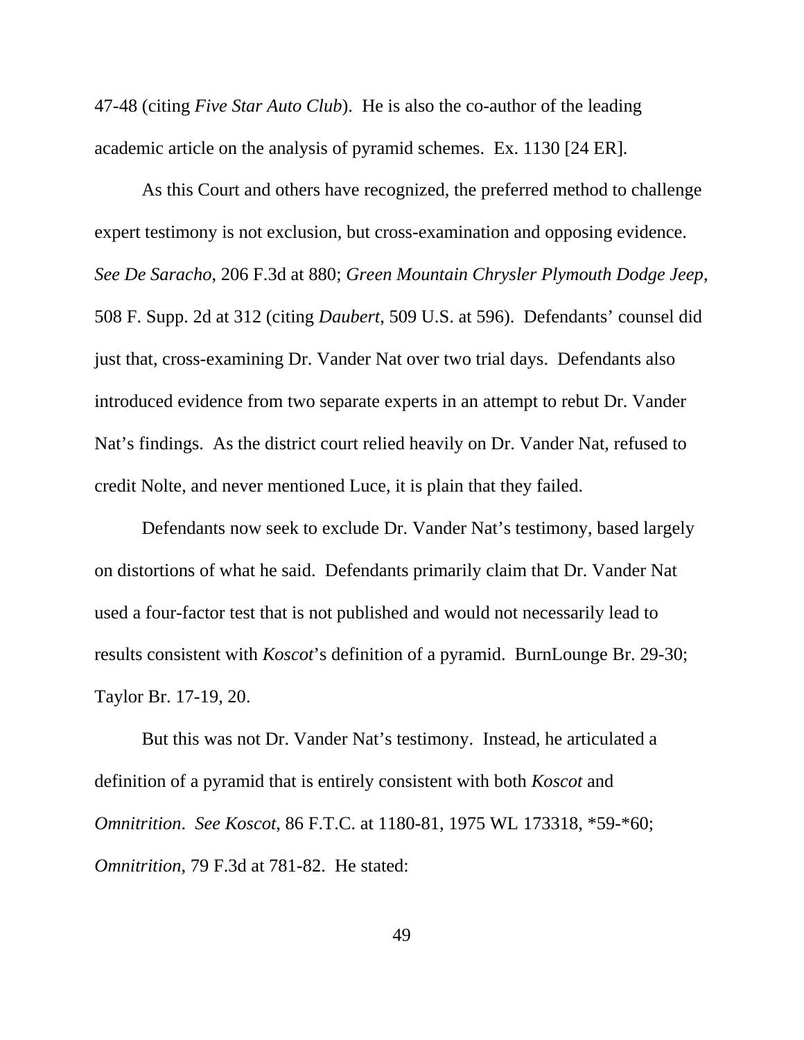47-48 (citing *Five Star Auto Club*). He is also the co-author of the leading academic article on the analysis of pyramid schemes. Ex. 1130 [24 ER].

As this Court and others have recognized, the preferred method to challenge expert testimony is not exclusion, but cross-examination and opposing evidence. *See De Saracho*, 206 F.3d at 880; *Green Mountain Chrysler Plymouth Dodge Jeep*, 508 F. Supp. 2d at 312 (citing *Daubert*, 509 U.S. at 596). Defendants' counsel did just that, cross-examining Dr. Vander Nat over two trial days. Defendants also introduced evidence from two separate experts in an attempt to rebut Dr. Vander Nat's findings. As the district court relied heavily on Dr. Vander Nat, refused to credit Nolte, and never mentioned Luce, it is plain that they failed.

Defendants now seek to exclude Dr. Vander Nat's testimony, based largely on distortions of what he said. Defendants primarily claim that Dr. Vander Nat used a four-factor test that is not published and would not necessarily lead to results consistent with *Koscot*'s definition of a pyramid. BurnLounge Br. 29-30; Taylor Br. 17-19, 20.

But this was not Dr. Vander Nat's testimony. Instead, he articulated a definition of a pyramid that is entirely consistent with both *Koscot* and *Omnitrition*. *See Koscot*, 86 F.T.C. at 1180-81, 1975 WL 173318, *59-*60; *Omnitrition*, 79 F.3d at 781-82. He stated: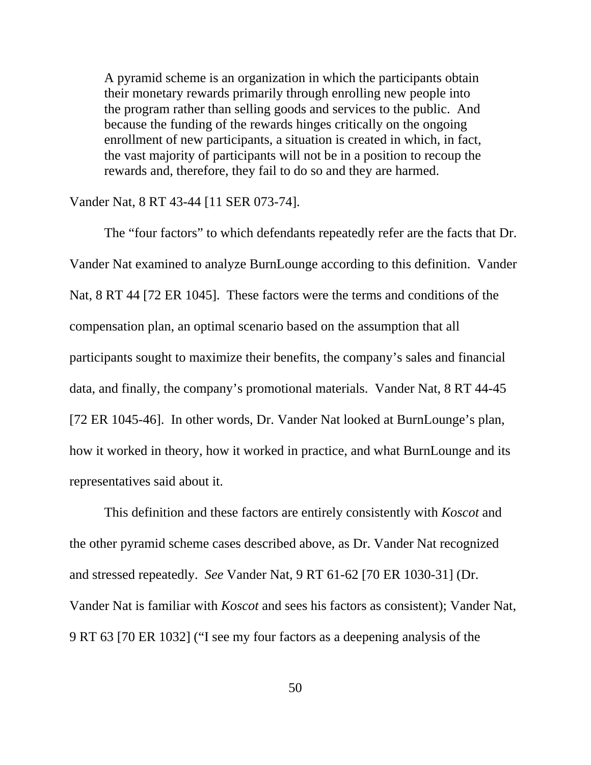> A pyramid scheme is an organization in which the participants obtain their monetary rewards primarily through enrolling new people into the program rather than selling goods and services to the public. And because the funding of the rewards hinges critically on the ongoing enrollment of new participants, a situation is created in which, in fact, the vast majority of participants will not be in a position to recoup the rewards and, therefore, they fail to do so and they are harmed.

Vander Nat, 8 RT 43-44 [11 SER 073-74].

The "four factors" to which defendants repeatedly refer are the facts that Dr. Vander Nat examined to analyze BurnLounge according to this definition. Vander Nat, 8 RT 44 [72 ER 1045]. These factors were the terms and conditions of the compensation plan, an optimal scenario based on the assumption that all participants sought to maximize their benefits, the company's sales and financial data, and finally, the company's promotional materials. Vander Nat, 8 RT 44-45 [72 ER 1045-46]. In other words, Dr. Vander Nat looked at BurnLounge's plan, how it worked in theory, how it worked in practice, and what BurnLounge and its representatives said about it.

This definition and these factors are entirely consistently with *Koscot* and the other pyramid scheme cases described above, as Dr. Vander Nat recognized and stressed repeatedly. *See* Vander Nat, 9 RT 61-62 [70 ER 1030-31] (Dr. Vander Nat is familiar with *Koscot* and sees his factors as consistent); Vander Nat, 9 RT 63 [70 ER 1032] ("I see my four factors as a deepening analysis of the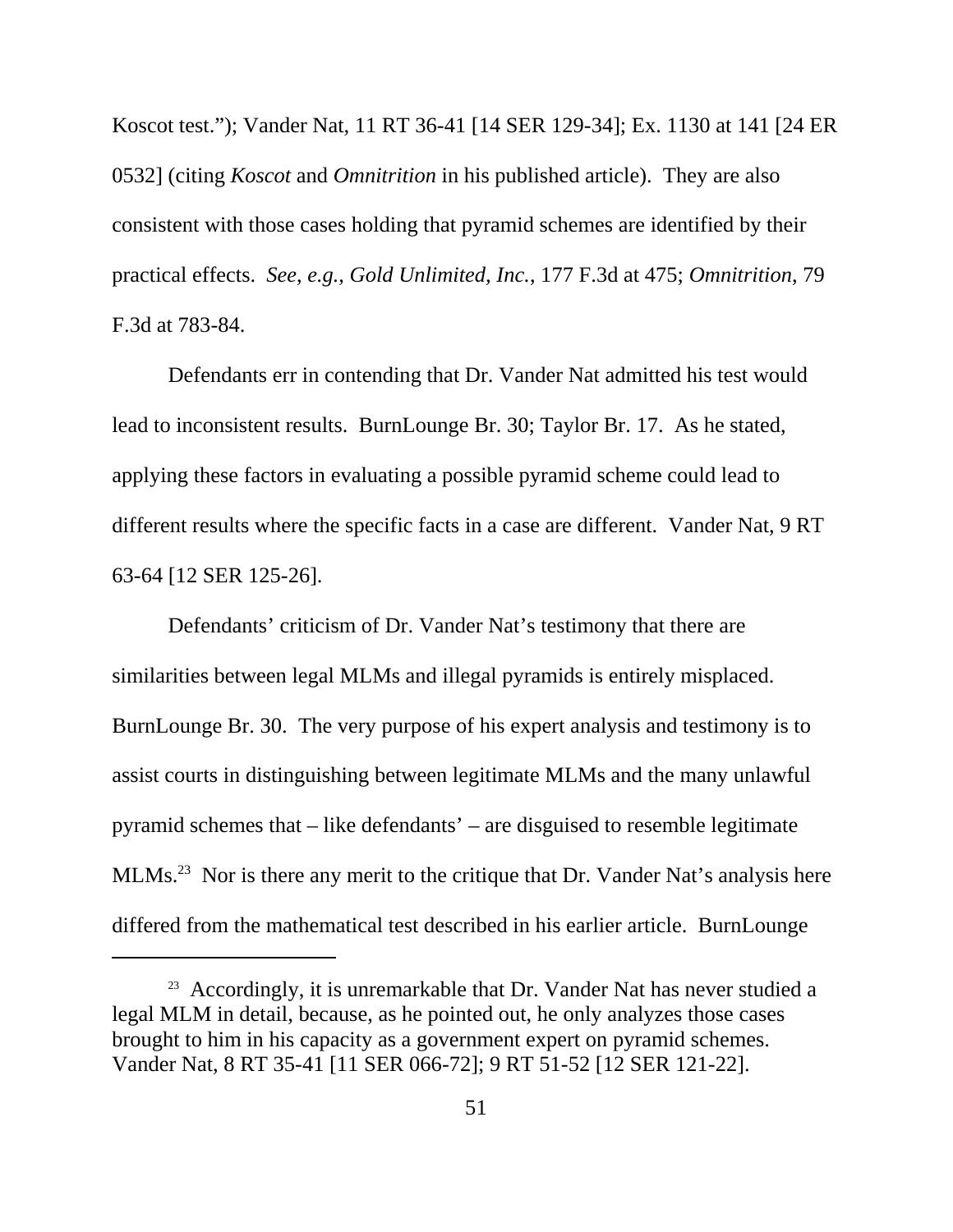Koscot test."); Vander Nat, 11 RT 36-41 [14 SER 129-34]; Ex. 1130 at 141 [24 ER 0532] (citing *Koscot* and *Omnitrition* in his published article). They are also consistent with those cases holding that pyramid schemes are identified by their practical effects. *See, e.g.*, *Gold Unlimited, Inc.*, 177 F.3d at 475; *Omnitrition*, 79 F.3d at 783-84.

Defendants err in contending that Dr. Vander Nat admitted his test would lead to inconsistent results. BurnLounge Br. 30; Taylor Br. 17. As he stated, applying these factors in evaluating a possible pyramid scheme could lead to different results where the specific facts in a case are different. Vander Nat, 9 RT 63-64 [12 SER 125-26].

Defendants' criticism of Dr. Vander Nat's testimony that there are similarities between legal MLMs and illegal pyramids is entirely misplaced. BurnLounge Br. 30. The very purpose of his expert analysis and testimony is to assist courts in distinguishing between legitimate MLMs and the many unlawful pyramid schemes that – like defendants' – are disguised to resemble legitimate MLMs.[23] Nor is there any merit to the critique that Dr. Vander Nat's analysis here differed from the mathematical test described in his earlier article. BurnLounge

[23] Accordingly, it is unremarkable that Dr. Vander Nat has never studied a legal MLM in detail, because, as he pointed out, he only analyzes those cases brought to him in his capacity as a government expert on pyramid schemes. Vander Nat, 8 RT 35-41 [11 SER 066-72]; 9 RT 51-52 [12 SER 121-22].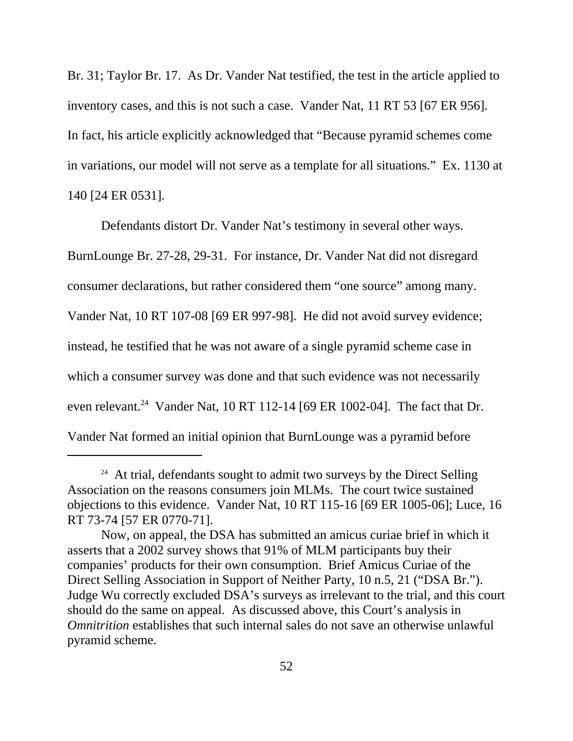Br. 31; Taylor Br. 17. As Dr. Vander Nat testified, the test in the article applied to inventory cases, and this is not such a case. Vander Nat, 11 RT 53 [67 ER 956]. In fact, his article explicitly acknowledged that "Because pyramid schemes come in variations, our model will not serve as a template for all situations." Ex. 1130 at 140 [24 ER 0531].

Defendants distort Dr. Vander Nat's testimony in several other ways. BurnLounge Br. 27-28, 29-31. For instance, Dr. Vander Nat did not disregard consumer declarations, but rather considered them "one source" among many. Vander Nat, 10 RT 107-08 [69 ER 997-98]. He did not avoid survey evidence; instead, he testified that he was not aware of a single pyramid scheme case in which a consumer survey was done and that such evidence was not necessarily even relevant.[24] Vander Nat, 10 RT 112-14 [69 ER 1002-04]. The fact that Dr. Vander Nat formed an initial opinion that BurnLounge was a pyramid before

---

[24] At trial, defendants sought to admit two surveys by the Direct Selling Association on the reasons consumers join MLMs. The court twice sustained objections to this evidence. Vander Nat, 10 RT 115-16 [69 ER 1005-06]; Luce, 16 RT 73-74 [57 ER 0770-71].

Now, on appeal, the DSA has submitted an amicus curiae brief in which it asserts that a 2002 survey shows that 91% of MLM participants buy their companies' products for their own consumption. Brief Amicus Curiae of the Direct Selling Association in Support of Neither Party, 10 n.5, 21 ("DSA Br."). Judge Wu correctly excluded DSA's surveys as irrelevant to the trial, and this court should do the same on appeal. As discussed above, this Court's analysis in *Omnitrition* establishes that such internal sales do not save an otherwise unlawful pyramid scheme.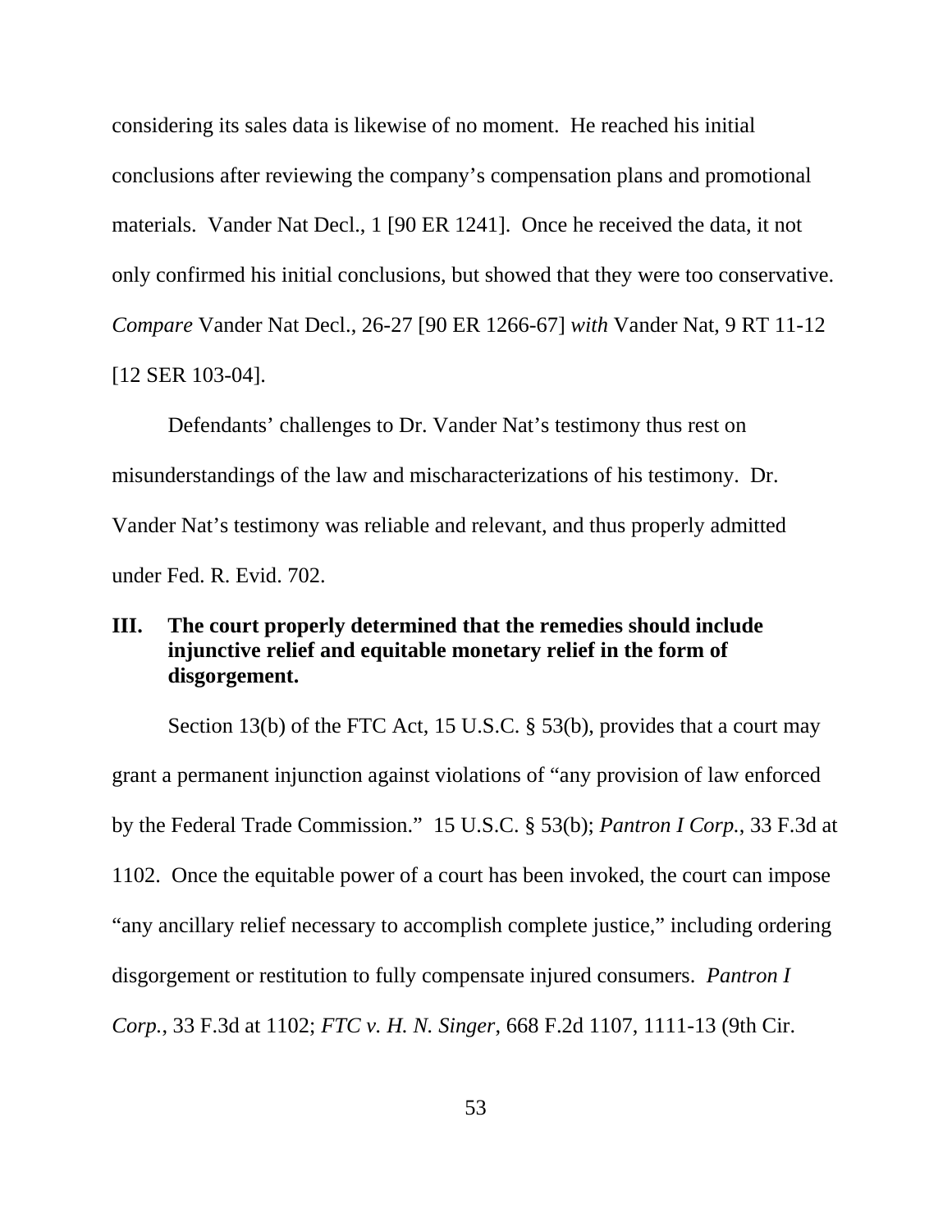considering its sales data is likewise of no moment. He reached his initial conclusions after reviewing the company's compensation plans and promotional materials. Vander Nat Decl., 1 [90 ER 1241]. Once he received the data, it not only confirmed his initial conclusions, but showed that they were too conservative. *Compare* Vander Nat Decl., 26-27 [90 ER 1266-67] *with* Vander Nat, 9 RT 11-12 [12 SER 103-04].

Defendants' challenges to Dr. Vander Nat's testimony thus rest on misunderstandings of the law and mischaracterizations of his testimony. Dr. Vander Nat's testimony was reliable and relevant, and thus properly admitted under Fed. R. Evid. 702.

## III. The court properly determined that the remedies should include injunctive relief and equitable monetary relief in the form of disgorgement.

Section 13(b) of the FTC Act, 15 U.S.C. § 53(b), provides that a court may grant a permanent injunction against violations of "any provision of law enforced by the Federal Trade Commission." 15 U.S.C. § 53(b); *Pantron I Corp.*, 33 F.3d at 1102. Once the equitable power of a court has been invoked, the court can impose "any ancillary relief necessary to accomplish complete justice," including ordering disgorgement or restitution to fully compensate injured consumers. *Pantron I Corp.*, 33 F.3d at 1102; *FTC v. H. N. Singer*, 668 F.2d 1107, 1111-13 (9th Cir.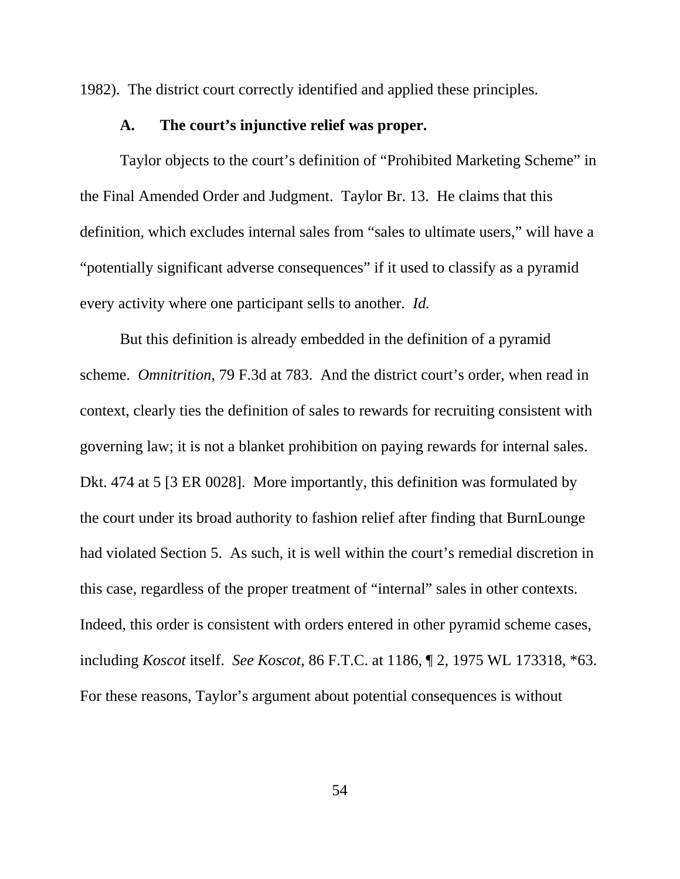1982). The district court correctly identified and applied these principles.

### A. The court's injunctive relief was proper.

Taylor objects to the court's definition of "Prohibited Marketing Scheme" in the Final Amended Order and Judgment. Taylor Br. 13. He claims that this definition, which excludes internal sales from "sales to ultimate users," will have a "potentially significant adverse consequences" if it used to classify as a pyramid every activity where one participant sells to another. *Id.*

But this definition is already embedded in the definition of a pyramid scheme. *Omnitrition*, 79 F.3d at 783. And the district court's order, when read in context, clearly ties the definition of sales to rewards for recruiting consistent with governing law; it is not a blanket prohibition on paying rewards for internal sales. Dkt. 474 at 5 [3 ER 0028]. More importantly, this definition was formulated by the court under its broad authority to fashion relief after finding that BurnLounge had violated Section 5. As such, it is well within the court's remedial discretion in this case, regardless of the proper treatment of "internal" sales in other contexts. Indeed, this order is consistent with orders entered in other pyramid scheme cases, including *Koscot* itself. *See Koscot*, 86 F.T.C. at 1186, ¶ 2, 1975 WL 173318, *63. For these reasons, Taylor's argument about potential consequences is without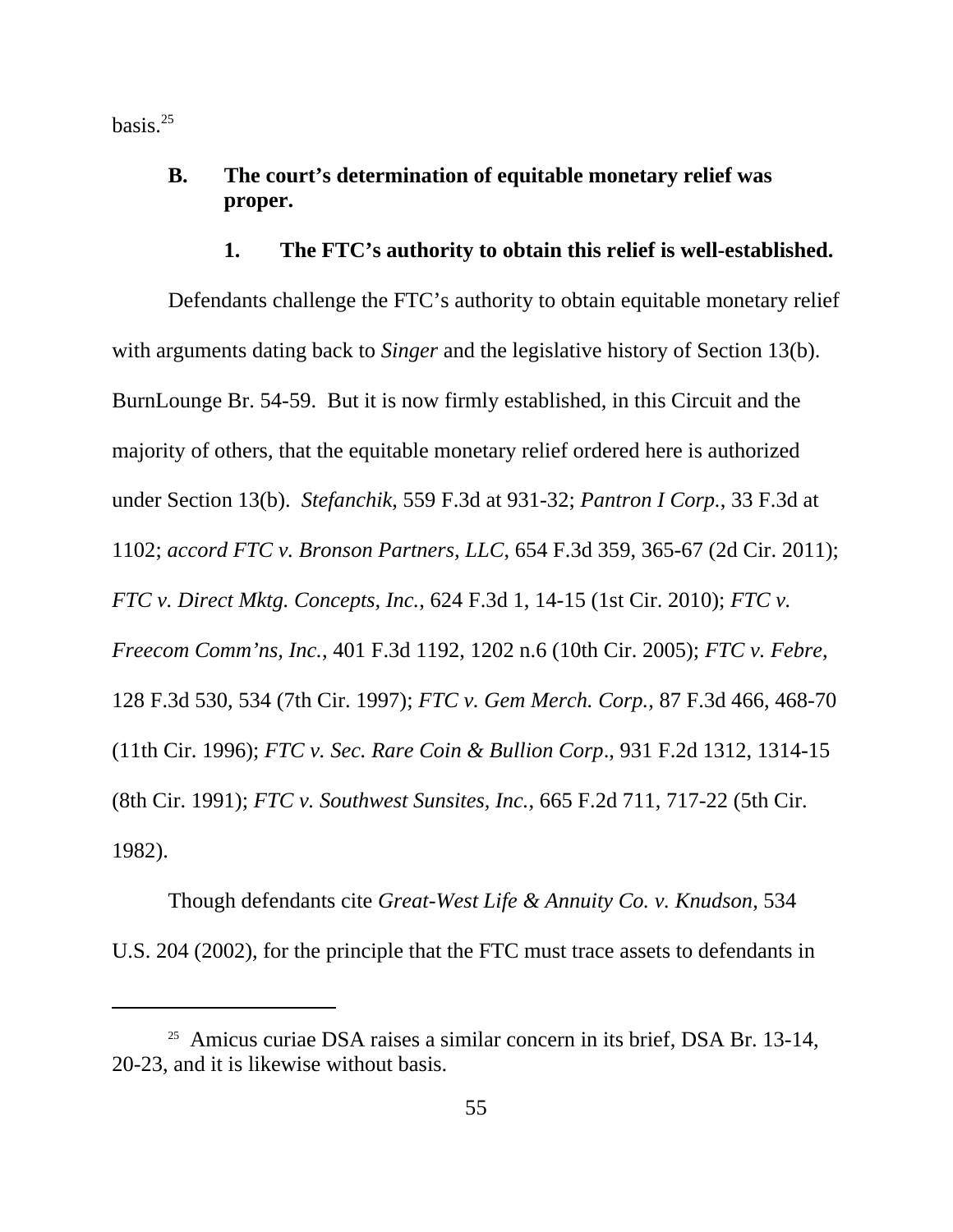basis.[25]

### B. The court's determination of equitable monetary relief was proper.

#### 1. The FTC's authority to obtain this relief is well-established.

Defendants challenge the FTC's authority to obtain equitable monetary relief with arguments dating back to *Singer* and the legislative history of Section 13(b). BurnLounge Br. 54-59. But it is now firmly established, in this Circuit and the majority of others, that the equitable monetary relief ordered here is authorized under Section 13(b). *Stefanchik*, 559 F.3d at 931-32; *Pantron I Corp.*, 33 F.3d at 1102; *accord FTC v. Bronson Partners, LLC*, 654 F.3d 359, 365-67 (2d Cir. 2011); *FTC v. Direct Mktg. Concepts, Inc.*, 624 F.3d 1, 14-15 (1st Cir. 2010); *FTC v. Freecom Comm'ns, Inc.*, 401 F.3d 1192, 1202 n.6 (10th Cir. 2005); *FTC v. Febre*, 128 F.3d 530, 534 (7th Cir. 1997); *FTC v. Gem Merch. Corp.*, 87 F.3d 466, 468-70 (11th Cir. 1996); *FTC v. Sec. Rare Coin & Bullion Corp*., 931 F.2d 1312, 1314-15 (8th Cir. 1991); *FTC v. Southwest Sunsites, Inc.*, 665 F.2d 711, 717-22 (5th Cir. 1982).

Though defendants cite *Great-West Life & Annuity Co. v. Knudson*, 534 U.S. 204 (2002), for the principle that the FTC must trace assets to defendants in

---

[25] Amicus curiae DSA raises a similar concern in its brief, DSA Br. 13-14, 20-23, and it is likewise without basis.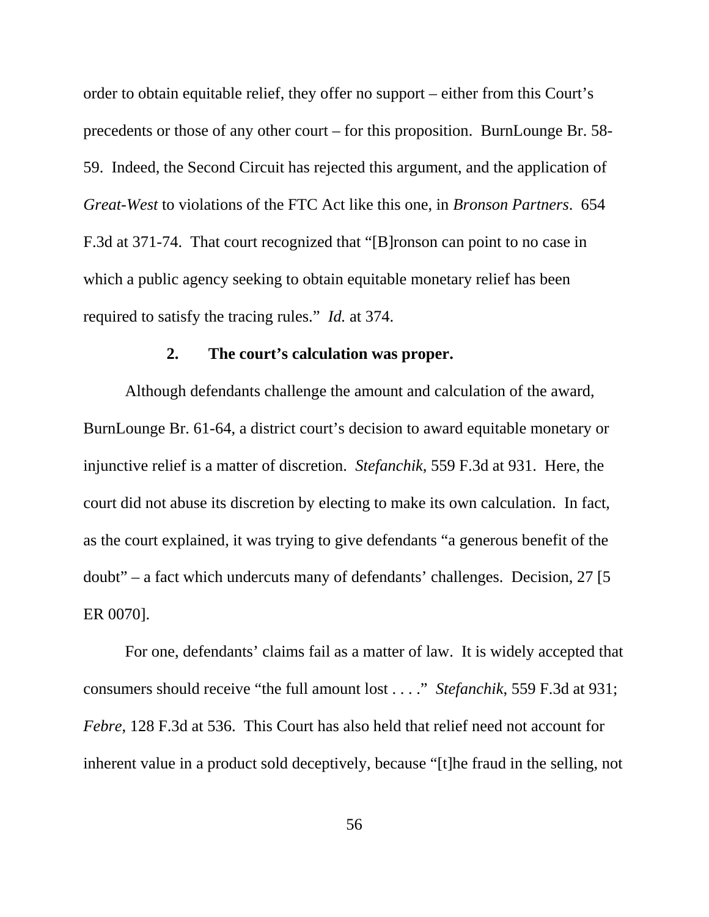order to obtain equitable relief, they offer no support – either from this Court's precedents or those of any other court – for this proposition. BurnLounge Br. 58-59. Indeed, the Second Circuit has rejected this argument, and the application of *Great-West* to violations of the FTC Act like this one, in *Bronson Partners*. 654 F.3d at 371-74. That court recognized that "[B]ronson can point to no case in which a public agency seeking to obtain equitable monetary relief has been required to satisfy the tracing rules." *Id.* at 374.

**2. The court's calculation was proper.**

Although defendants challenge the amount and calculation of the award, BurnLounge Br. 61-64, a district court's decision to award equitable monetary or injunctive relief is a matter of discretion. *Stefanchik*, 559 F.3d at 931. Here, the court did not abuse its discretion by electing to make its own calculation. In fact, as the court explained, it was trying to give defendants "a generous benefit of the doubt" – a fact which undercuts many of defendants' challenges. Decision, 27 [5 ER 0070].

For one, defendants' claims fail as a matter of law. It is widely accepted that consumers should receive "the full amount lost . . . ." *Stefanchik*, 559 F.3d at 931; *Febre*, 128 F.3d at 536. This Court has also held that relief need not account for inherent value in a product sold deceptively, because "[t]he fraud in the selling, not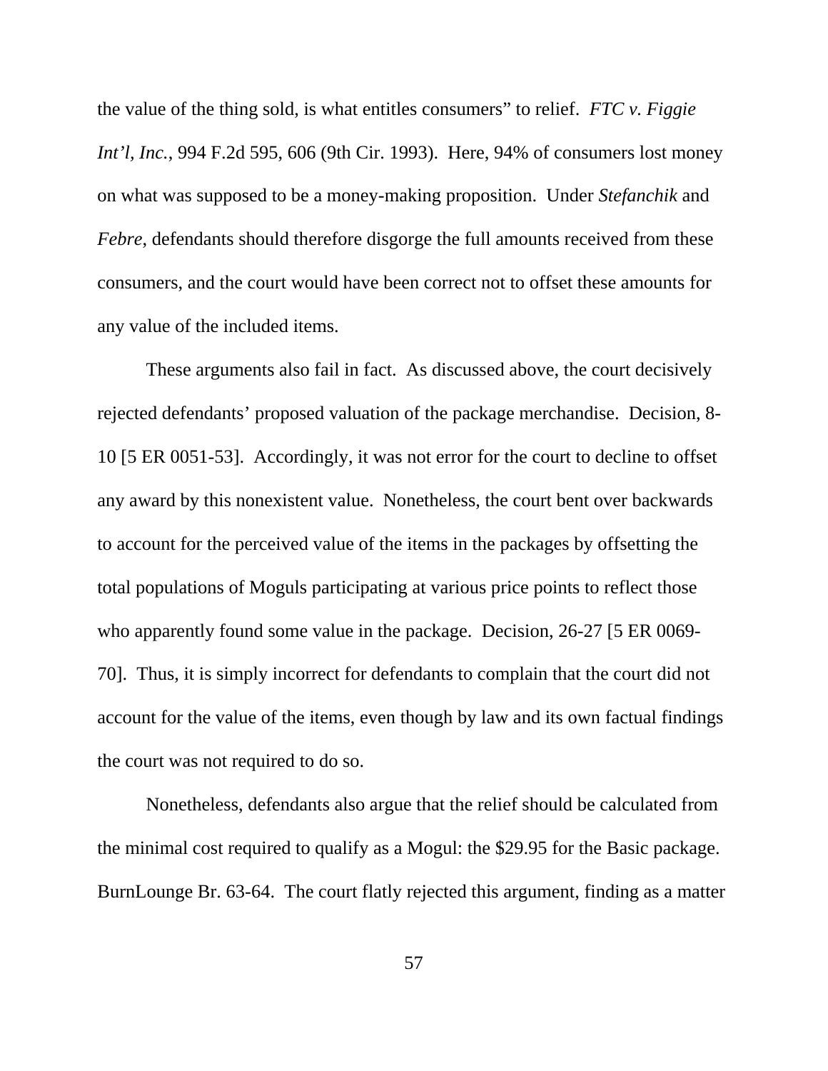the value of the thing sold, is what entitles consumers" to relief. *FTC v. Figgie Int'l, Inc.*, 994 F.2d 595, 606 (9th Cir. 1993). Here, 94% of consumers lost money on what was supposed to be a money-making proposition. Under *Stefanchik* and *Febre*, defendants should therefore disgorge the full amounts received from these consumers, and the court would have been correct not to offset these amounts for any value of the included items.

These arguments also fail in fact. As discussed above, the court decisively rejected defendants' proposed valuation of the package merchandise. Decision, 8-10 [5 ER 0051-53]. Accordingly, it was not error for the court to decline to offset any award by this nonexistent value. Nonetheless, the court bent over backwards to account for the perceived value of the items in the packages by offsetting the total populations of Moguls participating at various price points to reflect those who apparently found some value in the package. Decision, 26-27 [5 ER 0069-70]. Thus, it is simply incorrect for defendants to complain that the court did not account for the value of the items, even though by law and its own factual findings the court was not required to do so.

Nonetheless, defendants also argue that the relief should be calculated from the minimal cost required to qualify as a Mogul: the $29.95 for the Basic package. BurnLounge Br. 63-64. The court flatly rejected this argument, finding as a matter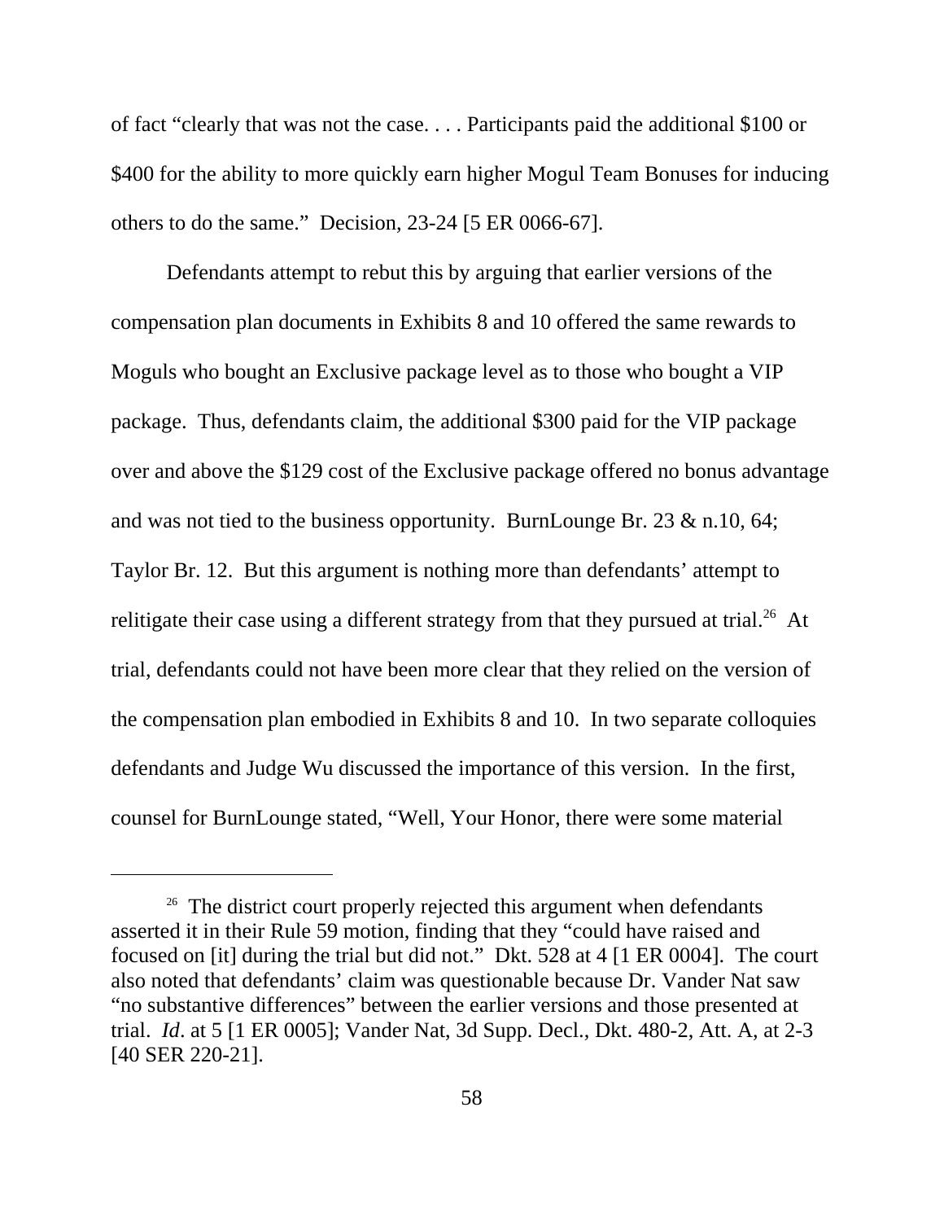of fact "clearly that was not the case. . . . Participants paid the additional $100 or $400 for the ability to more quickly earn higher Mogul Team Bonuses for inducing others to do the same." Decision, 23-24 [5 ER 0066-67].

Defendants attempt to rebut this by arguing that earlier versions of the compensation plan documents in Exhibits 8 and 10 offered the same rewards to Moguls who bought an Exclusive package level as to those who bought a VIP package. Thus, defendants claim, the additional $300 paid for the VIP package over and above the $129 cost of the Exclusive package offered no bonus advantage and was not tied to the business opportunity. BurnLounge Br. 23 & n.10, 64; Taylor Br. 12. But this argument is nothing more than defendants' attempt to relitigate their case using a different strategy from that they pursued at trial.[26] At trial, defendants could not have been more clear that they relied on the version of the compensation plan embodied in Exhibits 8 and 10. In two separate colloquies defendants and Judge Wu discussed the importance of this version. In the first, counsel for BurnLounge stated, "Well, Your Honor, there were some material

---

[26] The district court properly rejected this argument when defendants asserted it in their Rule 59 motion, finding that they "could have raised and focused on [it] during the trial but did not." Dkt. 528 at 4 [1 ER 0004]. The court also noted that defendants' claim was questionable because Dr. Vander Nat saw "no substantive differences" between the earlier versions and those presented at trial. *Id*. at 5 [1 ER 0005]; Vander Nat, 3d Supp. Decl., Dkt. 480-2, Att. A, at 2-3 [40 SER 220-21].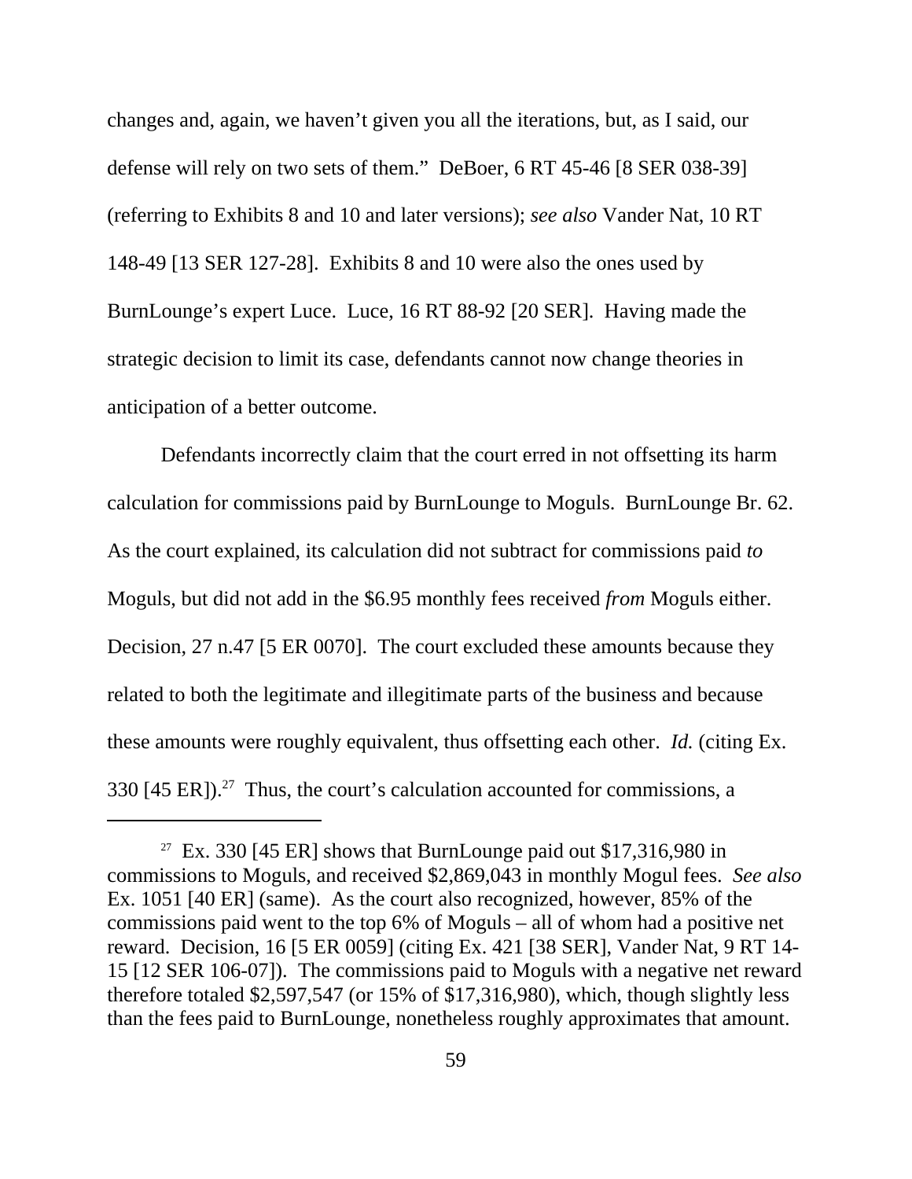changes and, again, we haven't given you all the iterations, but, as I said, our defense will rely on two sets of them." DeBoer, 6 RT 45-46 [8 SER 038-39] (referring to Exhibits 8 and 10 and later versions); *see also* Vander Nat, 10 RT 148-49 [13 SER 127-28]. Exhibits 8 and 10 were also the ones used by BurnLounge's expert Luce. Luce, 16 RT 88-92 [20 SER]. Having made the strategic decision to limit its case, defendants cannot now change theories in anticipation of a better outcome.

Defendants incorrectly claim that the court erred in not offsetting its harm calculation for commissions paid by BurnLounge to Moguls. BurnLounge Br. 62. As the court explained, its calculation did not subtract for commissions paid *to* Moguls, but did not add in the $6.95 monthly fees received *from* Moguls either. Decision, 27 n.47 [5 ER 0070]. The court excluded these amounts because they related to both the legitimate and illegitimate parts of the business and because these amounts were roughly equivalent, thus offsetting each other. *Id.* (citing Ex. 330 [45 ER]).[27] Thus, the court's calculation accounted for commissions, a

---

[27] Ex. 330 [45 ER] shows that BurnLounge paid out $17,316,980 in commissions to Moguls, and received $2,869,043 in monthly Mogul fees. *See also* Ex. 1051 [40 ER] (same). As the court also recognized, however, 85% of the commissions paid went to the top 6% of Moguls – all of whom had a positive net reward. Decision, 16 [5 ER 0059] (citing Ex. 421 [38 SER], Vander Nat, 9 RT 14-15 [12 SER 106-07]). The commissions paid to Moguls with a negative net reward therefore totaled $2,597,547 (or 15% of $17,316,980), which, though slightly less than the fees paid to BurnLounge, nonetheless roughly approximates that amount.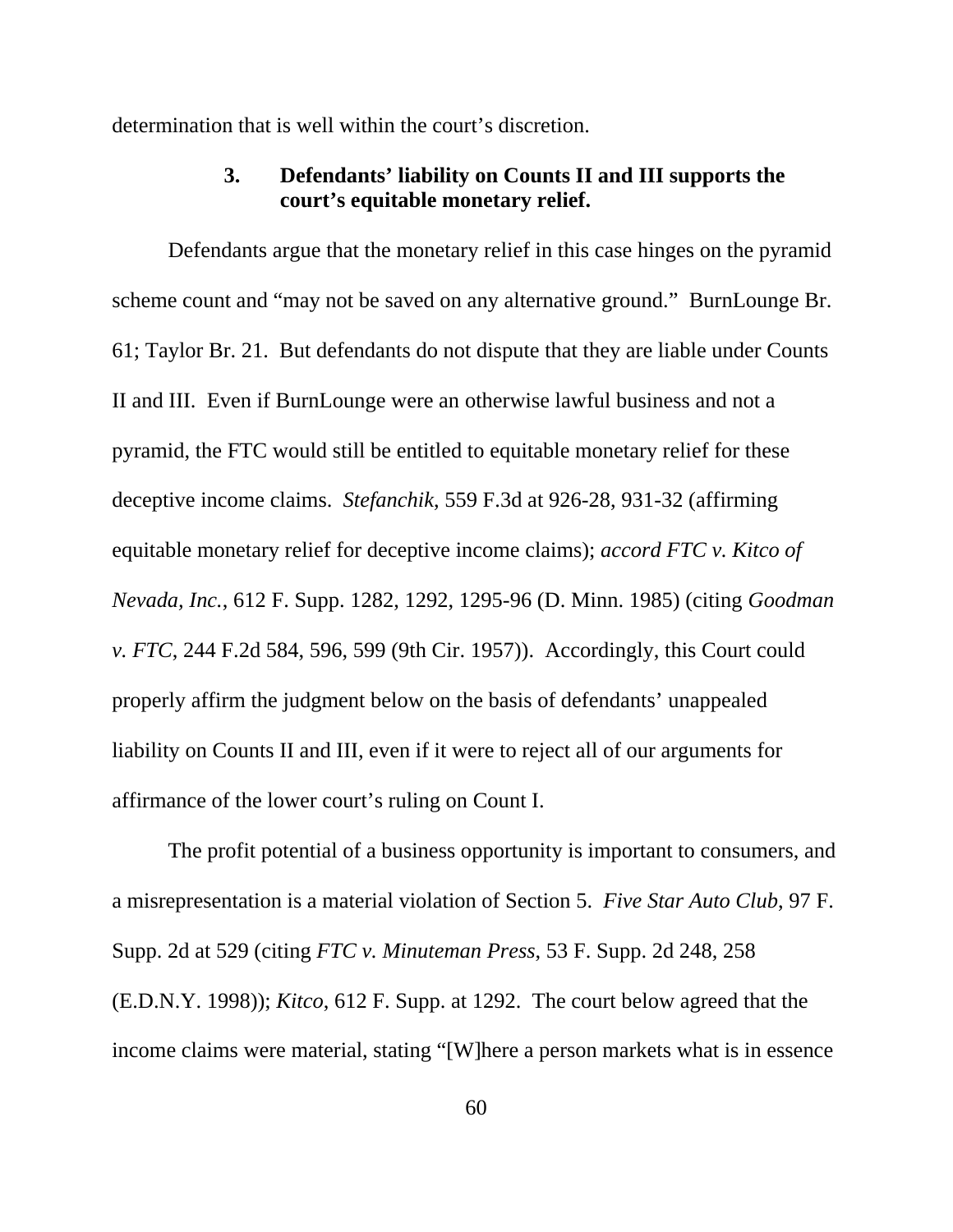determination that is well within the court's discretion.

### 3. Defendants' liability on Counts II and III supports the court's equitable monetary relief.

Defendants argue that the monetary relief in this case hinges on the pyramid scheme count and "may not be saved on any alternative ground." BurnLounge Br. 61; Taylor Br. 21. But defendants do not dispute that they are liable under Counts II and III. Even if BurnLounge were an otherwise lawful business and not a pyramid, the FTC would still be entitled to equitable monetary relief for these deceptive income claims. *Stefanchik*, 559 F.3d at 926-28, 931-32 (affirming equitable monetary relief for deceptive income claims); *accord FTC v. Kitco of Nevada, Inc.*, 612 F. Supp. 1282, 1292, 1295-96 (D. Minn. 1985) (citing *Goodman v. FTC*, 244 F.2d 584, 596, 599 (9th Cir. 1957)). Accordingly, this Court could properly affirm the judgment below on the basis of defendants' unappealed liability on Counts II and III, even if it were to reject all of our arguments for affirmance of the lower court's ruling on Count I.

The profit potential of a business opportunity is important to consumers, and a misrepresentation is a material violation of Section 5. *Five Star Auto Club*, 97 F. Supp. 2d at 529 (citing *FTC v. Minuteman Press*, 53 F. Supp. 2d 248, 258 (E.D.N.Y. 1998)); *Kitco*, 612 F. Supp. at 1292. The court below agreed that the income claims were material, stating "[W]here a person markets what is in essence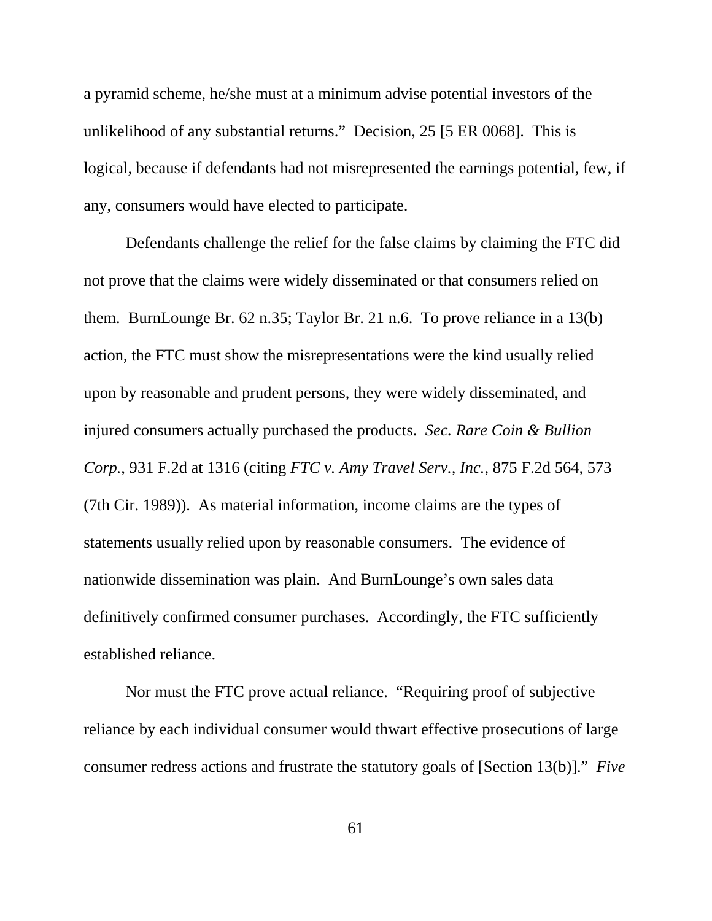a pyramid scheme, he/she must at a minimum advise potential investors of the unlikelihood of any substantial returns." Decision, 25 [5 ER 0068]. This is logical, because if defendants had not misrepresented the earnings potential, few, if any, consumers would have elected to participate.

Defendants challenge the relief for the false claims by claiming the FTC did not prove that the claims were widely disseminated or that consumers relied on them. BurnLounge Br. 62 n.35; Taylor Br. 21 n.6. To prove reliance in a 13(b) action, the FTC must show the misrepresentations were the kind usually relied upon by reasonable and prudent persons, they were widely disseminated, and injured consumers actually purchased the products. *Sec. Rare Coin & Bullion Corp.*, 931 F.2d at 1316 (citing *FTC v. Amy Travel Serv., Inc.*, 875 F.2d 564, 573 (7th Cir. 1989)). As material information, income claims are the types of statements usually relied upon by reasonable consumers. The evidence of nationwide dissemination was plain. And BurnLounge's own sales data definitively confirmed consumer purchases. Accordingly, the FTC sufficiently established reliance.

Nor must the FTC prove actual reliance. "Requiring proof of subjective reliance by each individual consumer would thwart effective prosecutions of large consumer redress actions and frustrate the statutory goals of [Section 13(b)]." *Five*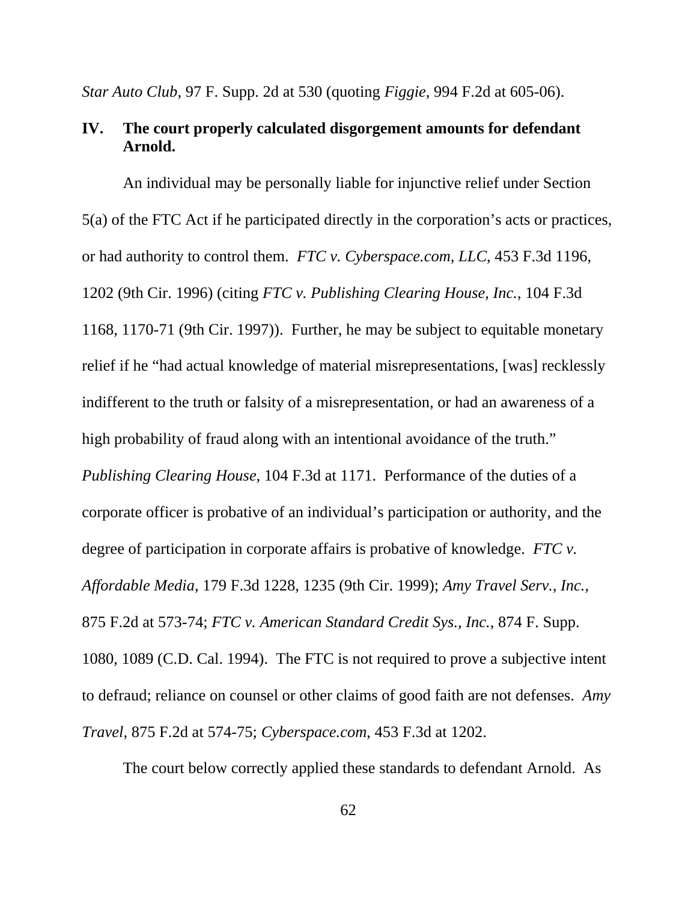*Star Auto Club*, 97 F. Supp. 2d at 530 (quoting *Figgie*, 994 F.2d at 605-06).

## IV. The court properly calculated disgorgement amounts for defendant Arnold.

An individual may be personally liable for injunctive relief under Section 5(a) of the FTC Act if he participated directly in the corporation's acts or practices, or had authority to control them. *FTC v. Cyberspace.com, LLC*, 453 F.3d 1196, 1202 (9th Cir. 1996) (citing *FTC v. Publishing Clearing House, Inc.*, 104 F.3d 1168, 1170-71 (9th Cir. 1997)). Further, he may be subject to equitable monetary relief if he "had actual knowledge of material misrepresentations, [was] recklessly indifferent to the truth or falsity of a misrepresentation, or had an awareness of a high probability of fraud along with an intentional avoidance of the truth." *Publishing Clearing House*, 104 F.3d at 1171. Performance of the duties of a corporate officer is probative of an individual's participation or authority, and the degree of participation in corporate affairs is probative of knowledge. *FTC v. Affordable Media*, 179 F.3d 1228, 1235 (9th Cir. 1999); *Amy Travel Serv., Inc.*, 875 F.2d at 573-74; *FTC v. American Standard Credit Sys., Inc.*, 874 F. Supp. 1080, 1089 (C.D. Cal. 1994). The FTC is not required to prove a subjective intent to defraud; reliance on counsel or other claims of good faith are not defenses. *Amy Travel*, 875 F.2d at 574-75; *Cyberspace.com*, 453 F.3d at 1202.

The court below correctly applied these standards to defendant Arnold. As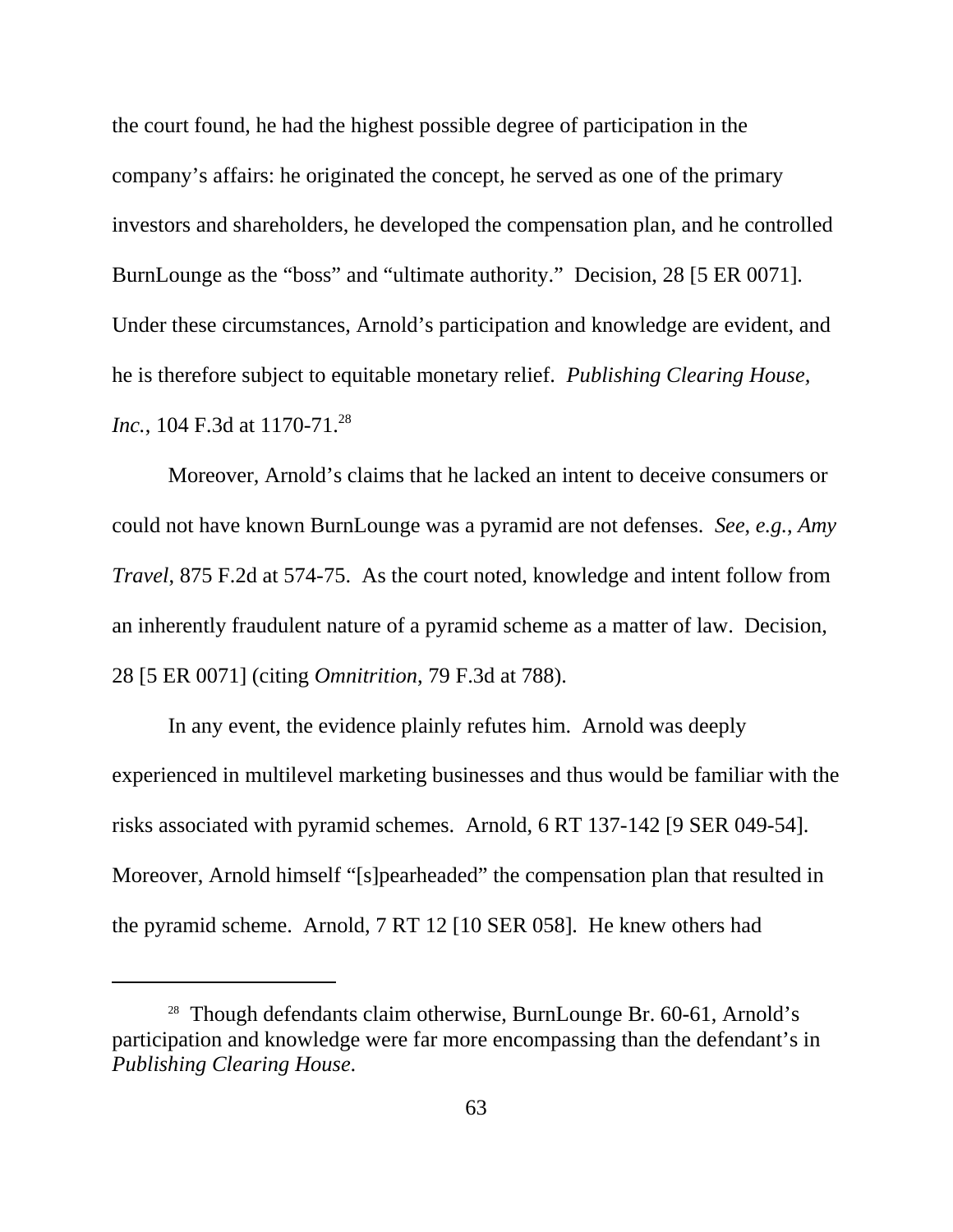the court found, he had the highest possible degree of participation in the company's affairs: he originated the concept, he served as one of the primary investors and shareholders, he developed the compensation plan, and he controlled BurnLounge as the "boss" and "ultimate authority." Decision, 28 [5 ER 0071]. Under these circumstances, Arnold's participation and knowledge are evident, and he is therefore subject to equitable monetary relief. *Publishing Clearing House, Inc.*, 104 F.3d at 1170-71.[28]

Moreover, Arnold's claims that he lacked an intent to deceive consumers or could not have known BurnLounge was a pyramid are not defenses. *See, e.g.*, *Amy Travel*, 875 F.2d at 574-75. As the court noted, knowledge and intent follow from an inherently fraudulent nature of a pyramid scheme as a matter of law. Decision, 28 [5 ER 0071] (citing *Omnitrition*, 79 F.3d at 788).

In any event, the evidence plainly refutes him. Arnold was deeply experienced in multilevel marketing businesses and thus would be familiar with the risks associated with pyramid schemes. Arnold, 6 RT 137-142 [9 SER 049-54]. Moreover, Arnold himself "[s]pearheaded" the compensation plan that resulted in the pyramid scheme. Arnold, 7 RT 12 [10 SER 058]. He knew others had

---

[28] Though defendants claim otherwise, BurnLounge Br. 60-61, Arnold's participation and knowledge were far more encompassing than the defendant's in *Publishing Clearing House*.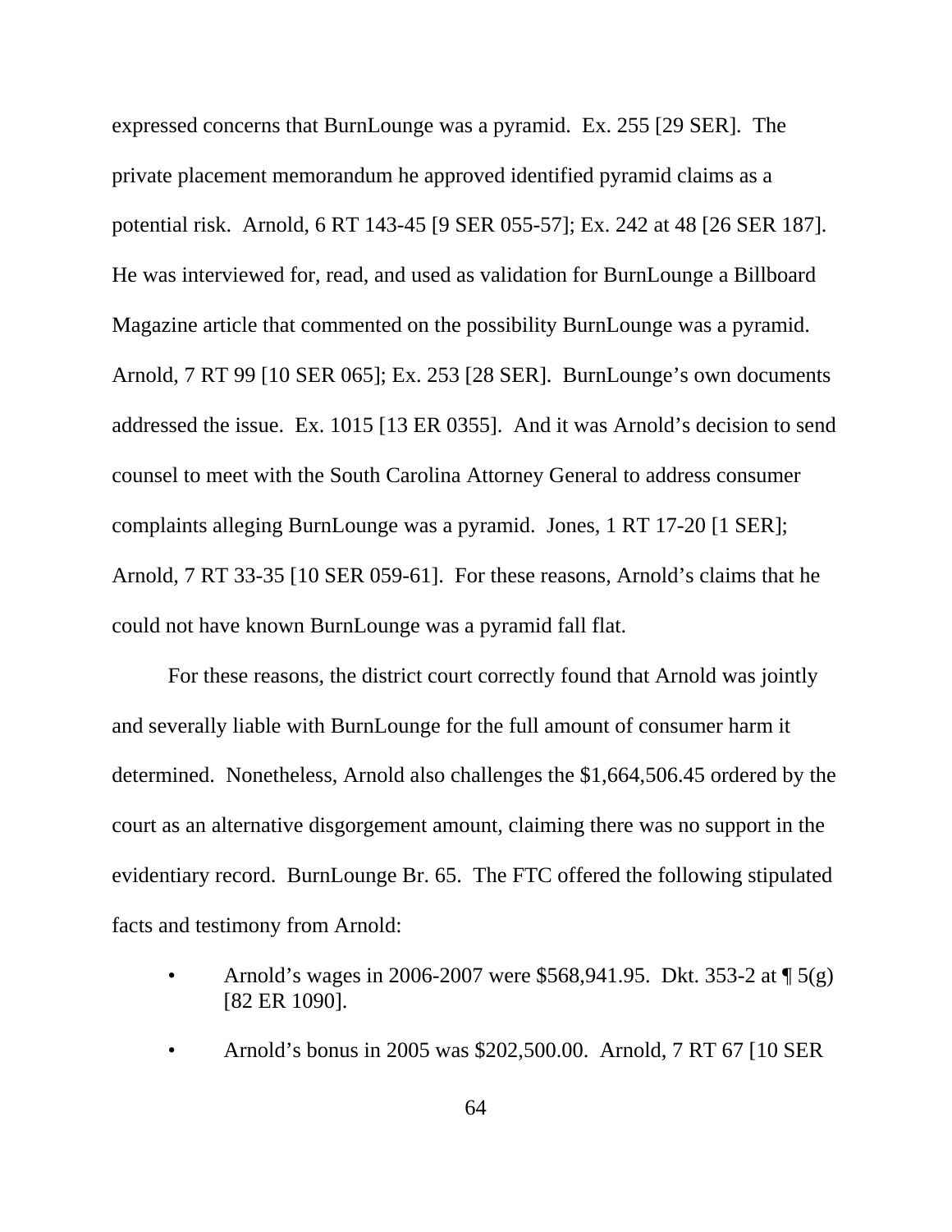expressed concerns that BurnLounge was a pyramid. Ex. 255 [29 SER]. The private placement memorandum he approved identified pyramid claims as a potential risk. Arnold, 6 RT 143-45 [9 SER 055-57]; Ex. 242 at 48 [26 SER 187]. He was interviewed for, read, and used as validation for BurnLounge a Billboard Magazine article that commented on the possibility BurnLounge was a pyramid. Arnold, 7 RT 99 [10 SER 065]; Ex. 253 [28 SER]. BurnLounge's own documents addressed the issue. Ex. 1015 [13 ER 0355]. And it was Arnold's decision to send counsel to meet with the South Carolina Attorney General to address consumer complaints alleging BurnLounge was a pyramid. Jones, 1 RT 17-20 [1 SER]; Arnold, 7 RT 33-35 [10 SER 059-61]. For these reasons, Arnold's claims that he could not have known BurnLounge was a pyramid fall flat.

For these reasons, the district court correctly found that Arnold was jointly and severally liable with BurnLounge for the full amount of consumer harm it determined. Nonetheless, Arnold also challenges the $1,664,506.45 ordered by the court as an alternative disgorgement amount, claiming there was no support in the evidentiary record. BurnLounge Br. 65. The FTC offered the following stipulated facts and testimony from Arnold:

- Arnold's wages in 2006-2007 were $568,941.95. Dkt. 353-2 at ¶ 5(g) [82 ER 1090].
- Arnold's bonus in 2005 was $202,500.00. Arnold, 7 RT 67 [10 SER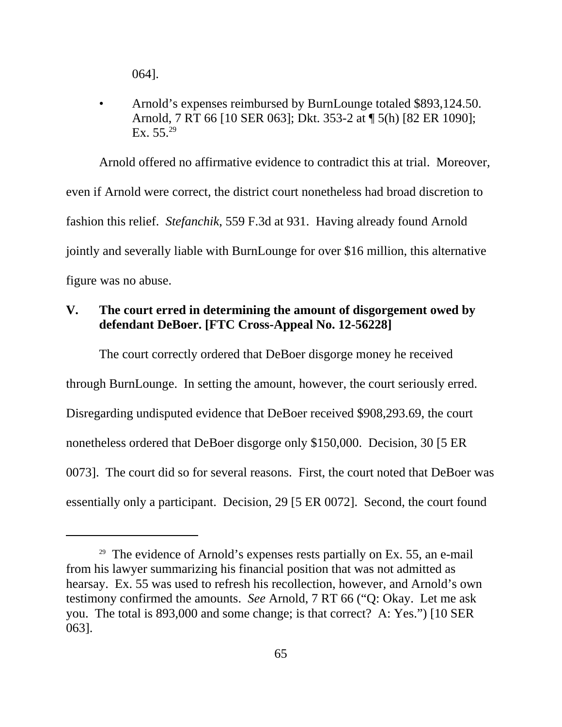064].

- Arnold's expenses reimbursed by BurnLounge totaled $893,124.50. Arnold, 7 RT 66 [10 SER 063]; Dkt. 353-2 at ¶ 5(h) [82 ER 1090]; Ex. 55.[29]

Arnold offered no affirmative evidence to contradict this at trial. Moreover, even if Arnold were correct, the district court nonetheless had broad discretion to fashion this relief. *Stefanchik*, 559 F.3d at 931. Having already found Arnold jointly and severally liable with BurnLounge for over $16 million, this alternative figure was no abuse.

## V. The court erred in determining the amount of disgorgement owed by defendant DeBoer. [FTC Cross-Appeal No. 12-56228]

The court correctly ordered that DeBoer disgorge money he received through BurnLounge. In setting the amount, however, the court seriously erred. Disregarding undisputed evidence that DeBoer received $908,293.69, the court nonetheless ordered that DeBoer disgorge only $150,000. Decision, 30 [5 ER 0073]. The court did so for several reasons. First, the court noted that DeBoer was essentially only a participant. Decision, 29 [5 ER 0072]. Second, the court found

[29] The evidence of Arnold's expenses rests partially on Ex. 55, an e-mail from his lawyer summarizing his financial position that was not admitted as hearsay. Ex. 55 was used to refresh his recollection, however, and Arnold's own testimony confirmed the amounts. *See* Arnold, 7 RT 66 ("Q: Okay. Let me ask you. The total is 893,000 and some change; is that correct? A: Yes.") [10 SER 063].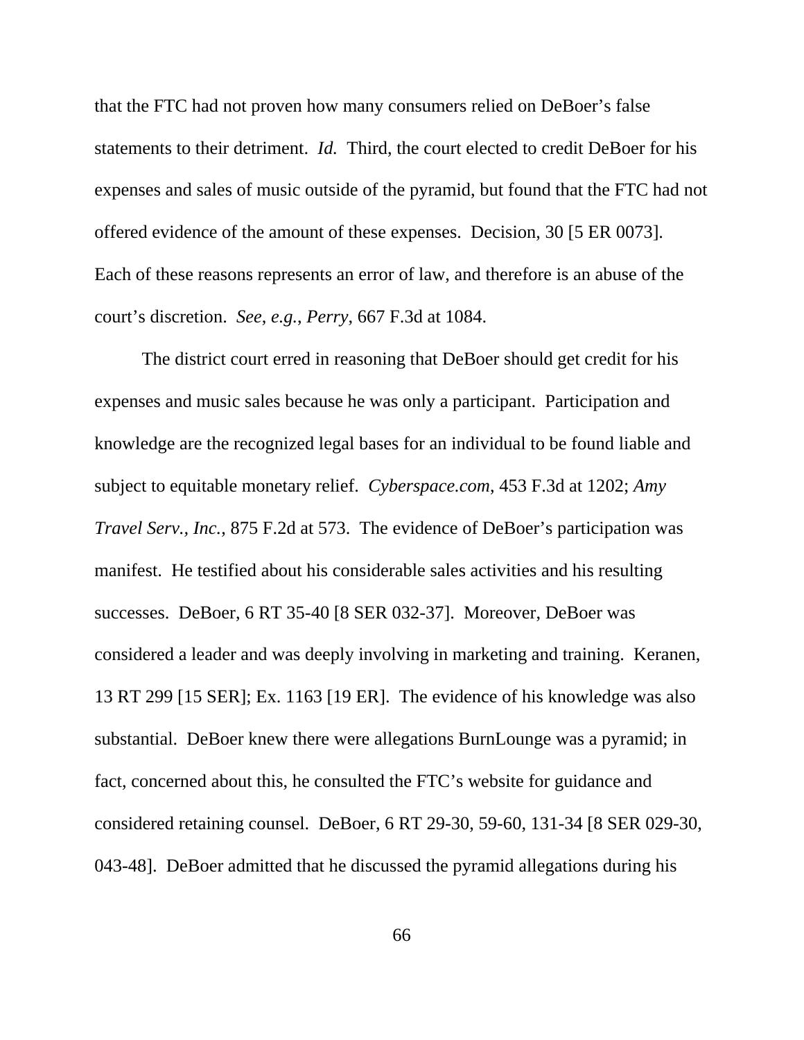that the FTC had not proven how many consumers relied on DeBoer's false statements to their detriment. *Id.* Third, the court elected to credit DeBoer for his expenses and sales of music outside of the pyramid, but found that the FTC had not offered evidence of the amount of these expenses. Decision, 30 [5 ER 0073]. Each of these reasons represents an error of law, and therefore is an abuse of the court's discretion. *See*, *e.g.*, *Perry*, 667 F.3d at 1084.

The district court erred in reasoning that DeBoer should get credit for his expenses and music sales because he was only a participant. Participation and knowledge are the recognized legal bases for an individual to be found liable and subject to equitable monetary relief. *Cyberspace.com*, 453 F.3d at 1202; *Amy Travel Serv., Inc.*, 875 F.2d at 573. The evidence of DeBoer's participation was manifest. He testified about his considerable sales activities and his resulting successes. DeBoer, 6 RT 35-40 [8 SER 032-37]. Moreover, DeBoer was considered a leader and was deeply involving in marketing and training. Keranen, 13 RT 299 [15 SER]; Ex. 1163 [19 ER]. The evidence of his knowledge was also substantial. DeBoer knew there were allegations BurnLounge was a pyramid; in fact, concerned about this, he consulted the FTC's website for guidance and considered retaining counsel. DeBoer, 6 RT 29-30, 59-60, 131-34 [8 SER 029-30, 043-48]. DeBoer admitted that he discussed the pyramid allegations during his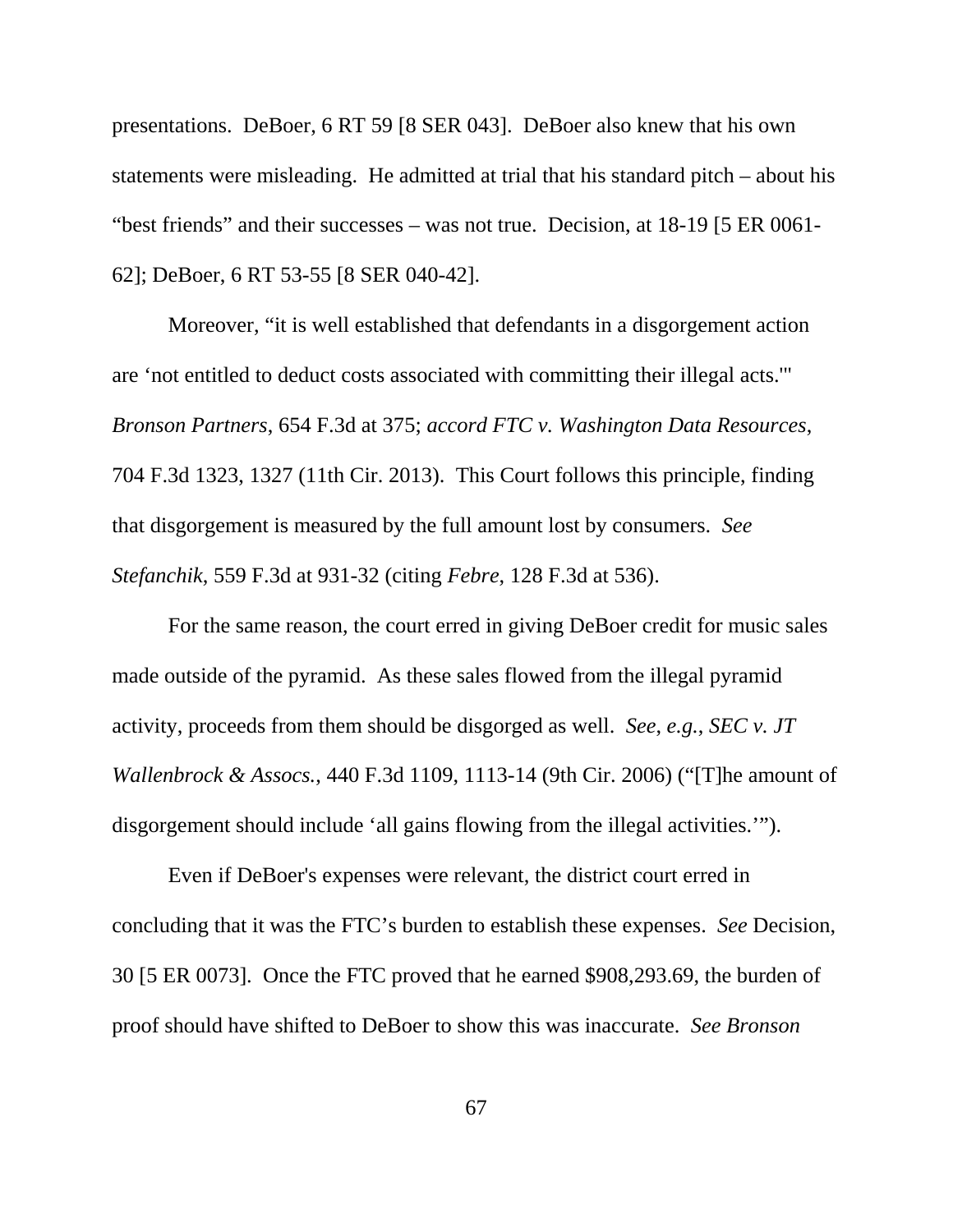presentations. DeBoer, 6 RT 59 [8 SER 043]. DeBoer also knew that his own statements were misleading. He admitted at trial that his standard pitch – about his "best friends" and their successes – was not true. Decision, at 18-19 [5 ER 0061-62]; DeBoer, 6 RT 53-55 [8 SER 040-42].

Moreover, "it is well established that defendants in a disgorgement action are 'not entitled to deduct costs associated with committing their illegal acts.'" *Bronson Partners*, 654 F.3d at 375; *accord FTC v. Washington Data Resources*, 704 F.3d 1323, 1327 (11th Cir. 2013). This Court follows this principle, finding that disgorgement is measured by the full amount lost by consumers. *See Stefanchik*, 559 F.3d at 931-32 (citing *Febre*, 128 F.3d at 536).

For the same reason, the court erred in giving DeBoer credit for music sales made outside of the pyramid. As these sales flowed from the illegal pyramid activity, proceeds from them should be disgorged as well. *See, e.g.*, *SEC v. JT Wallenbrock & Assocs.*, 440 F.3d 1109, 1113-14 (9th Cir. 2006) ("[T]he amount of disgorgement should include 'all gains flowing from the illegal activities.'").

Even if DeBoer's expenses were relevant, the district court erred in concluding that it was the FTC's burden to establish these expenses. *See* Decision, 30 [5 ER 0073]. Once the FTC proved that he earned $908,293.69, the burden of proof should have shifted to DeBoer to show this was inaccurate. *See Bronson*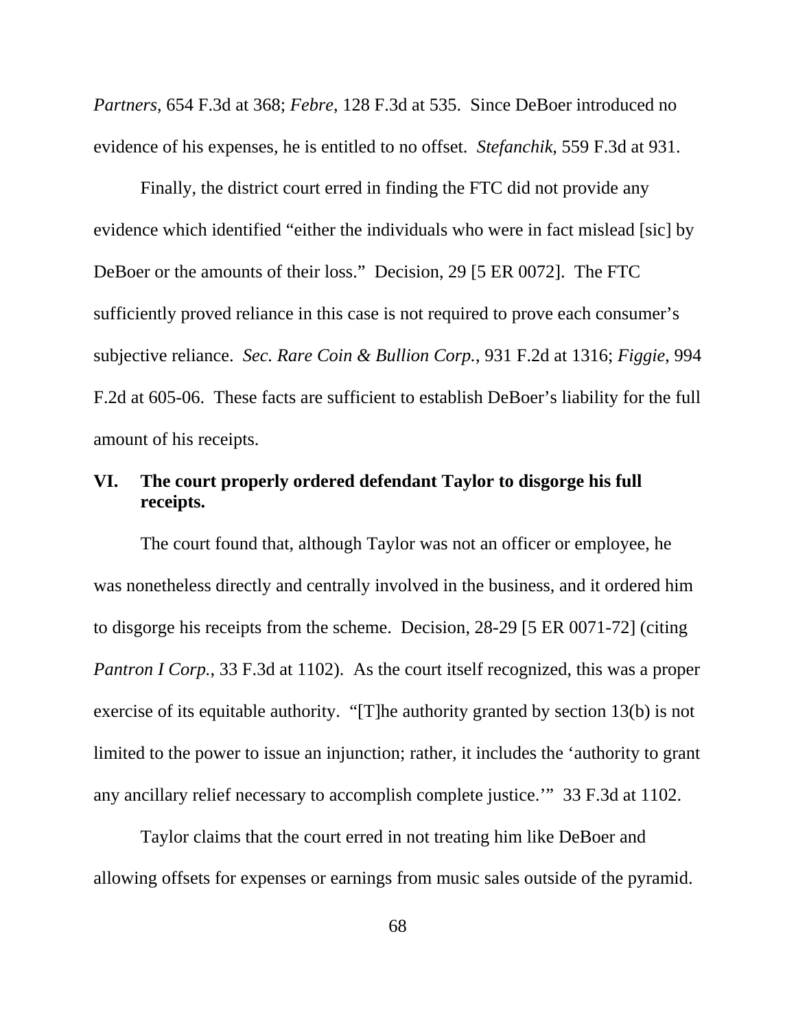*Partners*, 654 F.3d at 368; *Febre*, 128 F.3d at 535. Since DeBoer introduced no evidence of his expenses, he is entitled to no offset. *Stefanchik*, 559 F.3d at 931.

Finally, the district court erred in finding the FTC did not provide any evidence which identified "either the individuals who were in fact mislead [sic] by DeBoer or the amounts of their loss." Decision, 29 [5 ER 0072]. The FTC sufficiently proved reliance in this case is not required to prove each consumer's subjective reliance. *Sec. Rare Coin & Bullion Corp.*, 931 F.2d at 1316; *Figgie*, 994 F.2d at 605-06. These facts are sufficient to establish DeBoer's liability for the full amount of his receipts.

## VI. The court properly ordered defendant Taylor to disgorge his full receipts.

The court found that, although Taylor was not an officer or employee, he was nonetheless directly and centrally involved in the business, and it ordered him to disgorge his receipts from the scheme. Decision, 28-29 [5 ER 0071-72] (citing *Pantron I Corp.*, 33 F.3d at 1102). As the court itself recognized, this was a proper exercise of its equitable authority. "[T]he authority granted by section 13(b) is not limited to the power to issue an injunction; rather, it includes the 'authority to grant any ancillary relief necessary to accomplish complete justice.'" 33 F.3d at 1102.

Taylor claims that the court erred in not treating him like DeBoer and allowing offsets for expenses or earnings from music sales outside of the pyramid.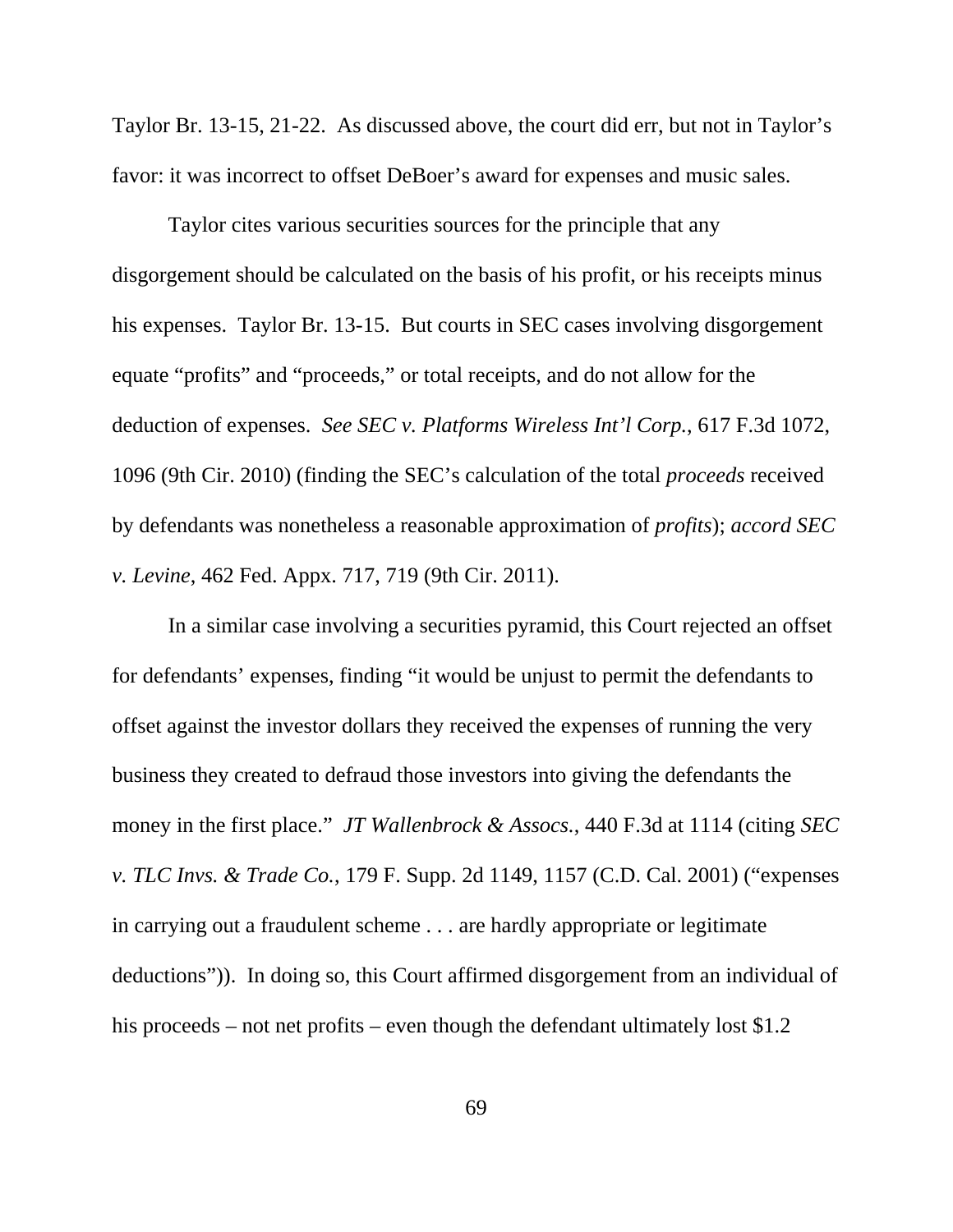Taylor Br. 13-15, 21-22. As discussed above, the court did err, but not in Taylor's favor: it was incorrect to offset DeBoer's award for expenses and music sales.

Taylor cites various securities sources for the principle that any disgorgement should be calculated on the basis of his profit, or his receipts minus his expenses. Taylor Br. 13-15. But courts in SEC cases involving disgorgement equate "profits" and "proceeds," or total receipts, and do not allow for the deduction of expenses. *See SEC v. Platforms Wireless Int'l Corp.*, 617 F.3d 1072, 1096 (9th Cir. 2010) (finding the SEC's calculation of the total *proceeds* received by defendants was nonetheless a reasonable approximation of *profits*); *accord SEC v. Levine*, 462 Fed. Appx. 717, 719 (9th Cir. 2011).

In a similar case involving a securities pyramid, this Court rejected an offset for defendants' expenses, finding "it would be unjust to permit the defendants to offset against the investor dollars they received the expenses of running the very business they created to defraud those investors into giving the defendants the money in the first place." *JT Wallenbrock & Assocs.*, 440 F.3d at 1114 (citing *SEC v. TLC Invs. & Trade Co.*, 179 F. Supp. 2d 1149, 1157 (C.D. Cal. 2001) ("expenses in carrying out a fraudulent scheme . . . are hardly appropriate or legitimate deductions")). In doing so, this Court affirmed disgorgement from an individual of his proceeds – not net profits – even though the defendant ultimately lost $1.2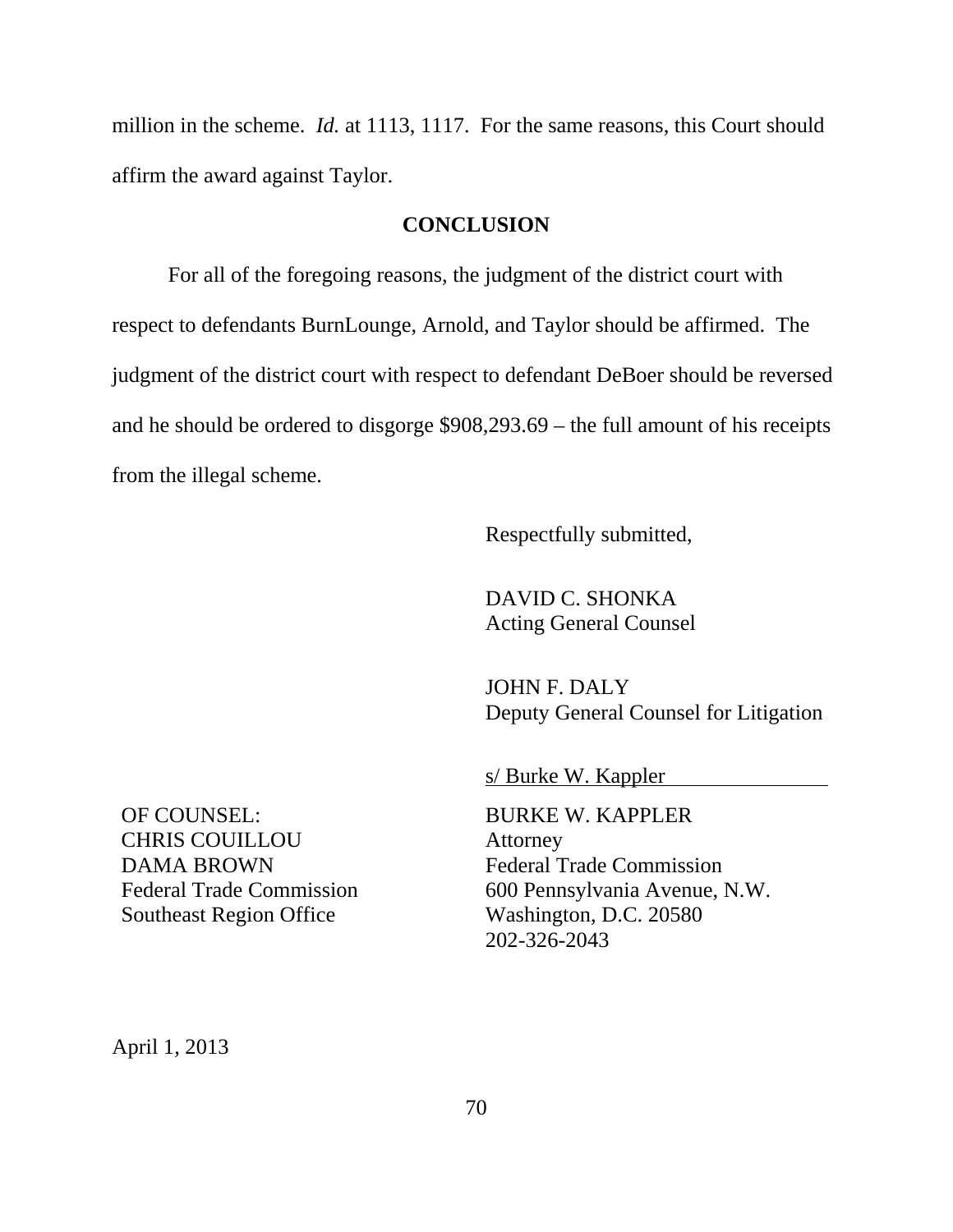million in the scheme. *Id.* at 1113, 1117. For the same reasons, this Court should affirm the award against Taylor.

## CONCLUSION

For all of the foregoing reasons, the judgment of the district court with respect to defendants BurnLounge, Arnold, and Taylor should be affirmed. The judgment of the district court with respect to defendant DeBoer should be reversed and he should be ordered to disgorge $908,293.69 – the full amount of his receipts from the illegal scheme.

Respectfully submitted,

DAVID C. SHONKA
Acting General Counsel

JOHN F. DALY
Deputy General Counsel for Litigation

s/ Burke W. Kappler

BURKE W. KAPPLER
Attorney
Federal Trade Commission
600 Pennsylvania Avenue, N.W.
Washington, D.C. 20580
202-326-2043

OF COUNSEL:
CHRIS COUILLOU
DAMA BROWN
Federal Trade Commission
Southeast Region Office

April 1, 2013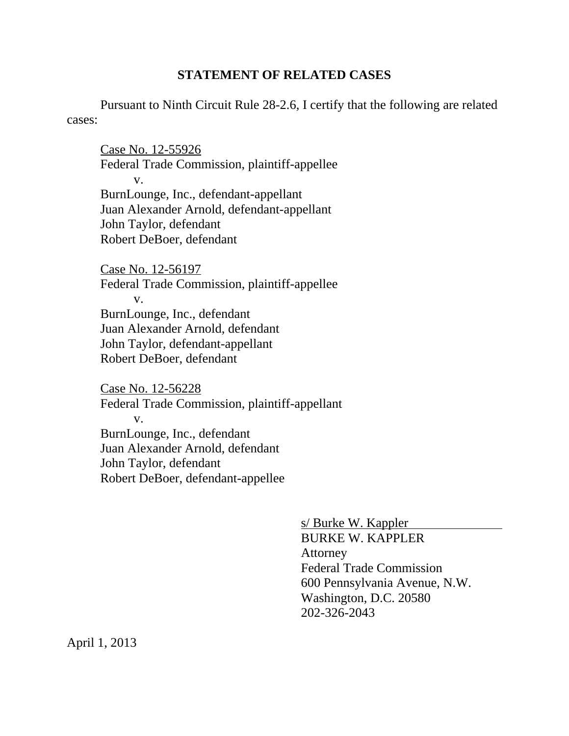## STATEMENT OF RELATED CASES

Pursuant to Ninth Circuit Rule 28-2.6, I certify that the following are related cases:

Case No. 12-55926
Federal Trade Commission, plaintiff-appellee
v.
BurnLounge, Inc., defendant-appellant
Juan Alexander Arnold, defendant-appellant
John Taylor, defendant
Robert DeBoer, defendant

Case No. 12-56197
Federal Trade Commission, plaintiff-appellee
v.
BurnLounge, Inc., defendant
Juan Alexander Arnold, defendant
John Taylor, defendant-appellant
Robert DeBoer, defendant

Case No. 12-56228
Federal Trade Commission, plaintiff-appellant
v.
BurnLounge, Inc., defendant
Juan Alexander Arnold, defendant
John Taylor, defendant
Robert DeBoer, defendant-appellee

s/ Burke W. Kappler
BURKE W. KAPPLER
Attorney
Federal Trade Commission
600 Pennsylvania Avenue, N.W.
Washington, D.C. 20580
202-326-2043

April 1, 2013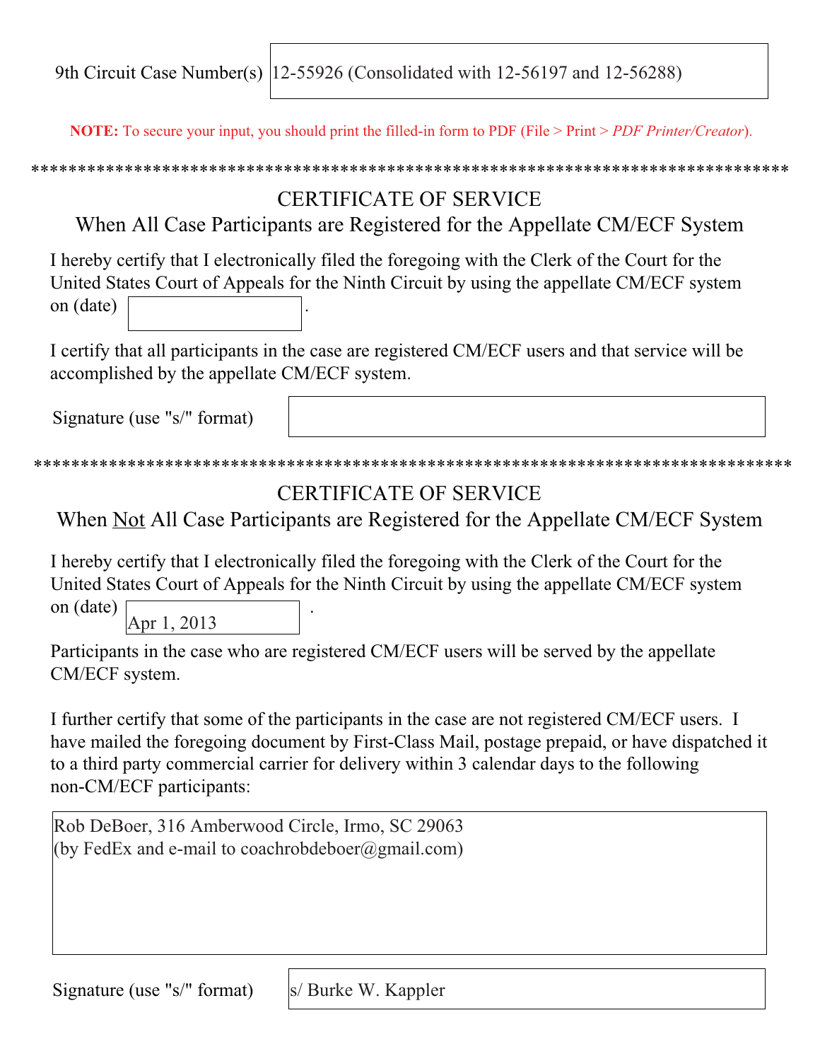9th Circuit Case Number(s) 12-55926 (Consolidated with 12-56197 and 12-56288)

**NOTE:** To secure your input, you should print the filled-in form to PDF (File > Print > *PDF Printer/Creator*).

*********************************************************************************

## CERTIFICATE OF SERVICE
### When All Case Participants are Registered for the Appellate CM/ECF System

I hereby certify that I electronically filed the foregoing with the Clerk of the Court for the United States Court of Appeals for the Ninth Circuit by using the appellate CM/ECF system on (date) \_\_\_\_\_\_\_\_\_\_ .

I certify that all participants in the case are registered CM/ECF users and that service will be accomplished by the appellate CM/ECF system.

Signature (use "s/" format) \_\_\_\_\_\_\_\_\_\_

*********************************************************************************

## CERTIFICATE OF SERVICE
### When <u>Not</u> All Case Participants are Registered for the Appellate CM/ECF System

I hereby certify that I electronically filed the foregoing with the Clerk of the Court for the United States Court of Appeals for the Ninth Circuit by using the appellate CM/ECF system on (date) Apr 1, 2013 .

Participants in the case who are registered CM/ECF users will be served by the appellate CM/ECF system.

I further certify that some of the participants in the case are not registered CM/ECF users. I have mailed the foregoing document by First-Class Mail, postage prepaid, or have dispatched it to a third party commercial carrier for delivery within 3 calendar days to the following non-CM/ECF participants:

Rob DeBoer, 316 Amberwood Circle, Irmo, SC 29063
(by FedEx and e-mail to coachrobdeboer@gmail.com)

Signature (use "s/" format) s/ Burke W. Kappler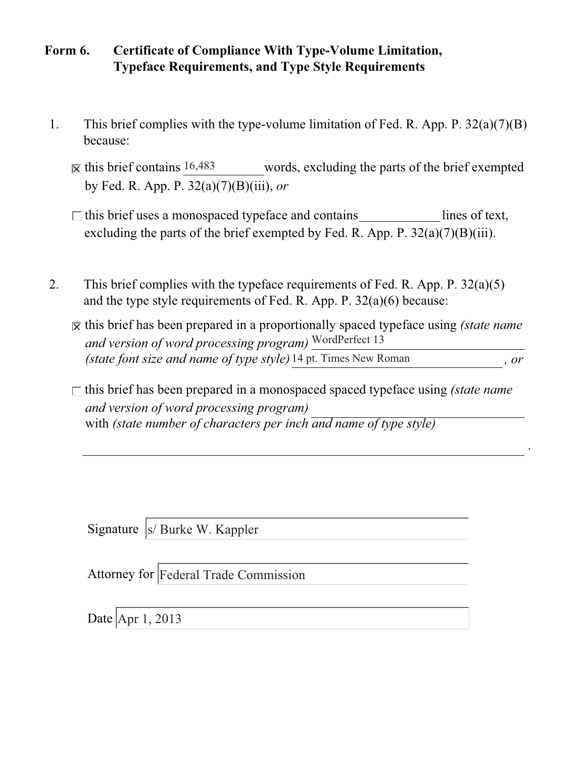**Form 6. Certificate of Compliance With Type-Volume Limitation, Typeface Requirements, and Type Style Requirements**

1. This brief complies with the type-volume limitation of Fed. R. App. P. 32(a)(7)(B) because:

   ☒ this brief contains 16,483 words, excluding the parts of the brief exempted by Fed. R. App. P. 32(a)(7)(B)(iii), *or*

   ☐ this brief uses a monospaced typeface and contains ____________ lines of text, excluding the parts of the brief exempted by Fed. R. App. P. 32(a)(7)(B)(iii).

2. This brief complies with the typeface requirements of Fed. R. App. P. 32(a)(5) and the type style requirements of Fed. R. App. P. 32(a)(6) because:

   ☒ this brief has been prepared in a proportionally spaced typeface using *(state name and version of word processing program)* WordPerfect 13 *(state font size and name of type style)* 14 pt. Times New Roman *, or*

   ☐ this brief has been prepared in a monospaced spaced typeface using *(state name and version of word processing program)* ____________ with *(state number of characters per inch and name of type style)* ____________.

Signature: s/ Burke W. Kappler

Attorney for: Federal Trade Commission

Date: Apr 1, 2013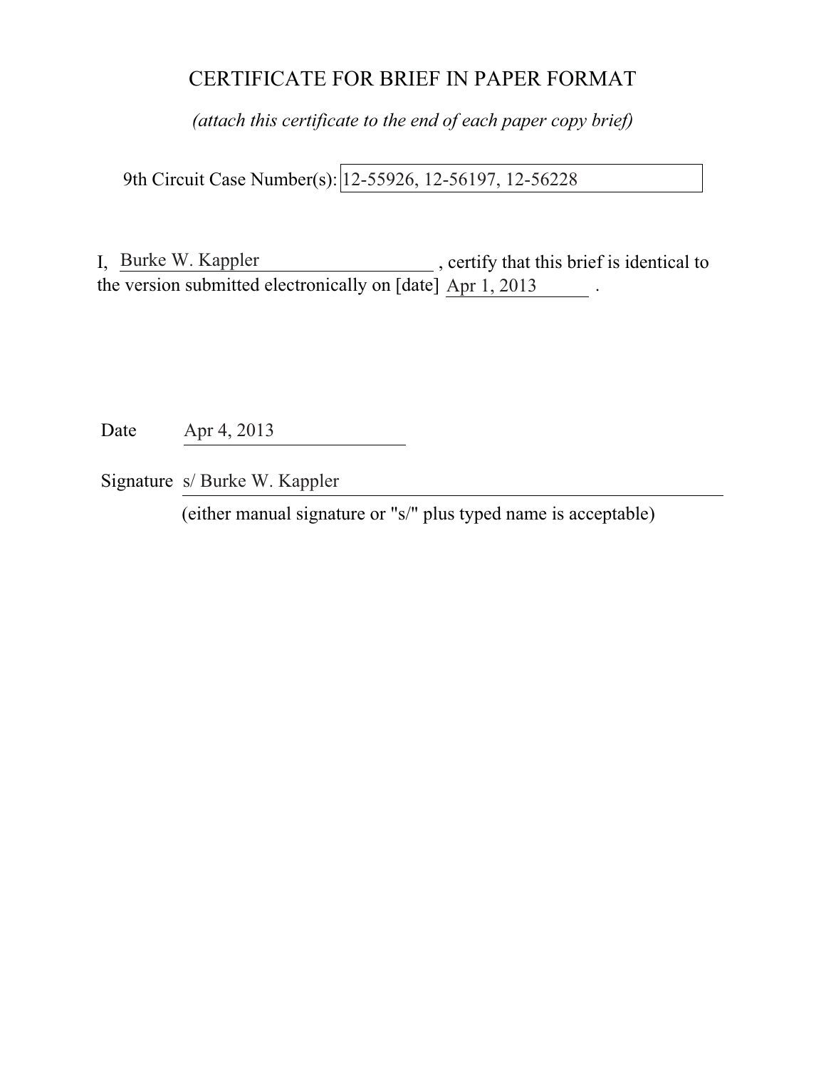# CERTIFICATE FOR BRIEF IN PAPER FORMAT

*(attach this certificate to the end of each paper copy brief)*

9th Circuit Case Number(s): 12-55926, 12-56197, 12-56228

I, Burke W. Kappler, certify that this brief is identical to the version submitted electronically on [date] Apr 1, 2013.

Date Apr 4, 2013

Signature s/ Burke W. Kappler

(either manual signature or "s/" plus typed name is acceptable)